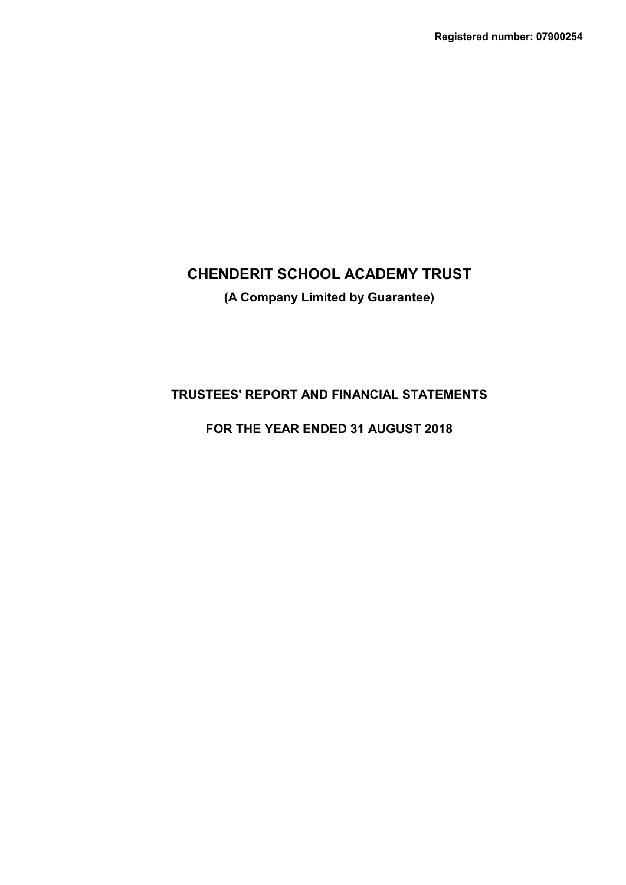**Registered number: 07900254**

# CHENDERIT SCHOOL ACADEMY TRUST

**(A Company Limited by Guarantee)**

## TRUSTEES' REPORT AND FINANCIAL STATEMENTS

## FOR THE YEAR ENDED 31 AUGUST 2018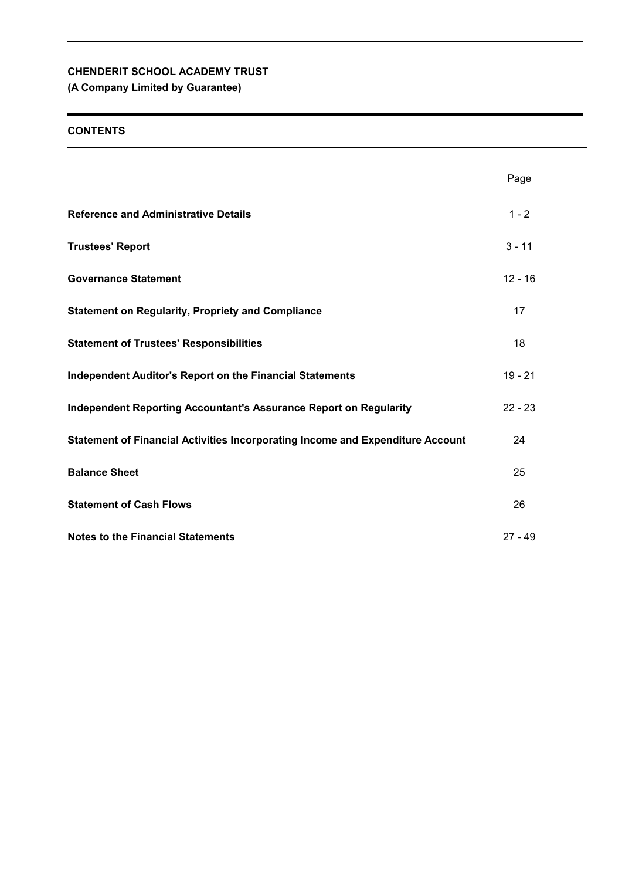**CHENDERIT SCHOOL ACADEMY TRUST**
**(A Company Limited by Guarantee)**

## CONTENTS

| | Page |
|---|---|
| **Reference and Administrative Details** | 1 - 2 |
| **Trustees' Report** | 3 - 11 |
| **Governance Statement** | 12 - 16 |
| **Statement on Regularity, Propriety and Compliance** | 17 |
| **Statement of Trustees' Responsibilities** | 18 |
| **Independent Auditor's Report on the Financial Statements** | 19 - 21 |
| **Independent Reporting Accountant's Assurance Report on Regularity** | 22 - 23 |
| **Statement of Financial Activities Incorporating Income and Expenditure Account** | 24 |
| **Balance Sheet** | 25 |
| **Statement of Cash Flows** | 26 |
| **Notes to the Financial Statements** | 27 - 49 |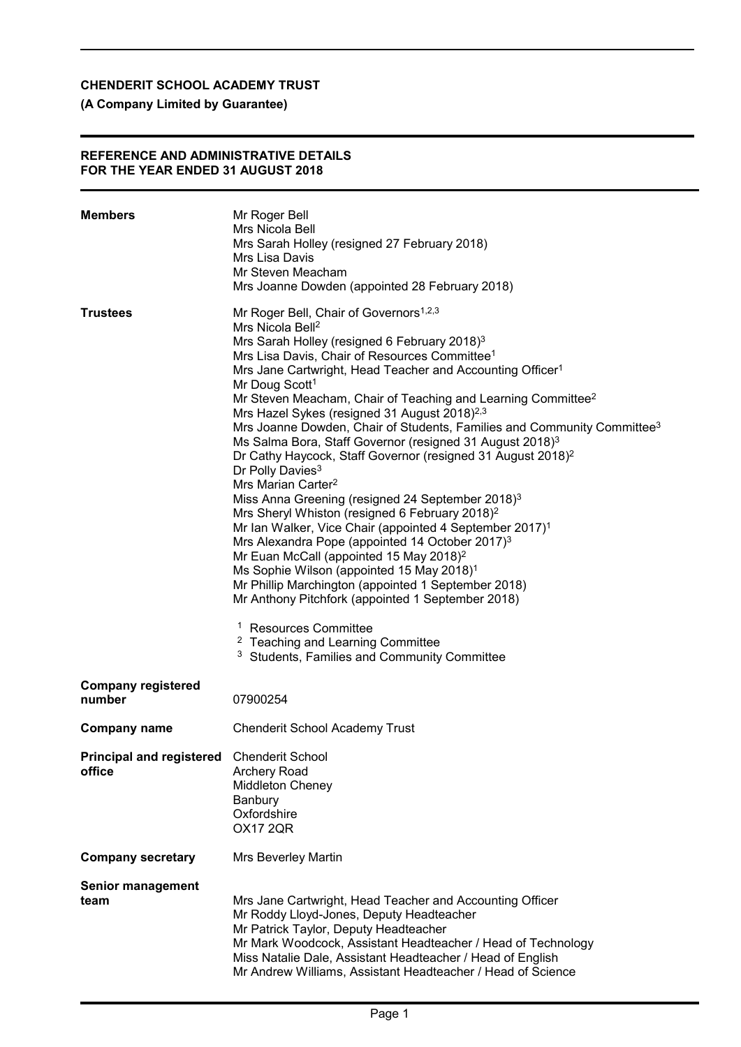**CHENDERIT SCHOOL ACADEMY TRUST**

**(A Company Limited by Guarantee)**

**REFERENCE AND ADMINISTRATIVE DETAILS FOR THE YEAR ENDED 31 AUGUST 2018**

| | |
|---|---|
| **Members** | Mr Roger Bell<br>Mrs Nicola Bell<br>Mrs Sarah Holley (resigned 27 February 2018)<br>Mrs Lisa Davis<br>Mr Steven Meacham<br>Mrs Joanne Dowden (appointed 28 February 2018) |
| **Trustees** | Mr Roger Bell, Chair of Governors[1,2,3]<br>Mrs Nicola Bell[2]<br>Mrs Sarah Holley (resigned 6 February 2018)[3]<br>Mrs Lisa Davis, Chair of Resources Committee[1]<br>Mrs Jane Cartwright, Head Teacher and Accounting Officer[1]<br>Mr Doug Scott[1]<br>Mr Steven Meacham, Chair of Teaching and Learning Committee[2]<br>Mrs Hazel Sykes (resigned 31 August 2018)[2,3]<br>Mrs Joanne Dowden, Chair of Students, Families and Community Committee[3]<br>Ms Salma Bora, Staff Governor (resigned 31 August 2018)[3]<br>Dr Cathy Haycock, Staff Governor (resigned 31 August 2018)[2]<br>Dr Polly Davies[3]<br>Mrs Marian Carter[2]<br>Miss Anna Greening (resigned 24 September 2018)[3]<br>Mrs Sheryl Whiston (resigned 6 February 2018)[2]<br>Mr Ian Walker, Vice Chair (appointed 4 September 2017)[1]<br>Mrs Alexandra Pope (appointed 14 October 2017)[3]<br>Mr Euan McCall (appointed 15 May 2018)[2]<br>Ms Sophie Wilson (appointed 15 May 2018)[1]<br>Mr Phillip Marchington (appointed 1 September 2018)<br>Mr Anthony Pitchfork (appointed 1 September 2018)<br><br>[1] Resources Committee<br>[2] Teaching and Learning Committee<br>[3] Students, Families and Community Committee |
| **Company registered number** | 07900254 |
| **Company name** | Chenderit School Academy Trust |
| **Principal and registered office** | Chenderit School<br>Archery Road<br>Middleton Cheney<br>Banbury<br>Oxfordshire<br>OX17 2QR |
| **Company secretary** | Mrs Beverley Martin |
| **Senior management team** | Mrs Jane Cartwright, Head Teacher and Accounting Officer<br>Mr Roddy Lloyd-Jones, Deputy Headteacher<br>Mr Patrick Taylor, Deputy Headteacher<br>Mr Mark Woodcock, Assistant Headteacher / Head of Technology<br>Miss Natalie Dale, Assistant Headteacher / Head of English<br>Mr Andrew Williams, Assistant Headteacher / Head of Science |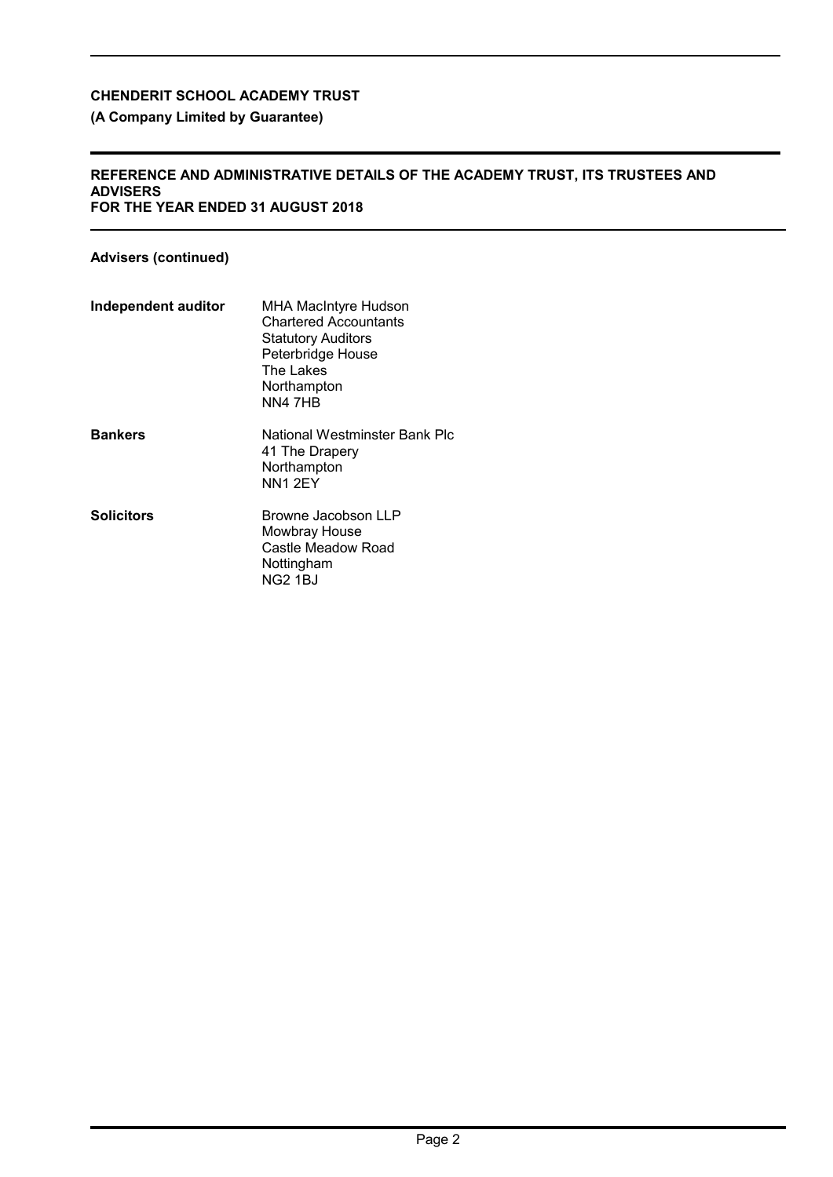# CHENDERIT SCHOOL ACADEMY TRUST

**(A Company Limited by Guarantee)**

## REFERENCE AND ADMINISTRATIVE DETAILS OF THE ACADEMY TRUST, ITS TRUSTEES AND ADVISERS
## FOR THE YEAR ENDED 31 AUGUST 2018

### Advisers (continued)

**Independent auditor**
MHA MacIntyre Hudson
Chartered Accountants
Statutory Auditors
Peterbridge House
The Lakes
Northampton
NN4 7HB

**Bankers**
National Westminster Bank Plc
41 The Drapery
Northampton
NN1 2EY

**Solicitors**
Browne Jacobson LLP
Mowbray House
Castle Meadow Road
Nottingham
NG2 1BJ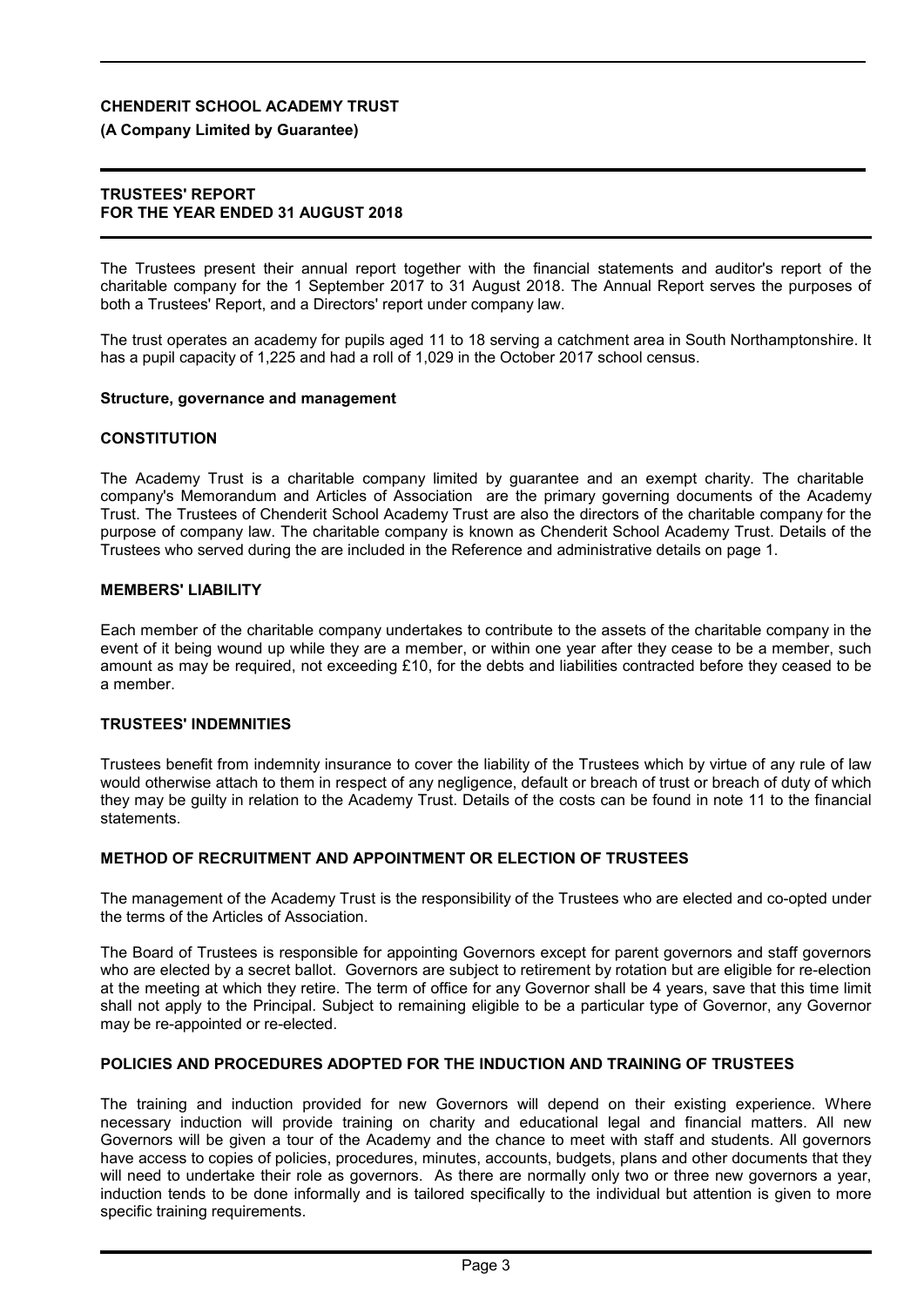# TRUSTEES' REPORT
## FOR THE YEAR ENDED 31 AUGUST 2018

The Trustees present their annual report together with the financial statements and auditor's report of the charitable company for the 1 September 2017 to 31 August 2018. The Annual Report serves the purposes of both a Trustees' Report, and a Directors' report under company law.

The trust operates an academy for pupils aged 11 to 18 serving a catchment area in South Northamptonshire. It has a pupil capacity of 1,225 and had a roll of 1,029 in the October 2017 school census.

### Structure, governance and management

#### CONSTITUTION

The Academy Trust is a charitable company limited by guarantee and an exempt charity. The charitable company's Memorandum and Articles of Association are the primary governing documents of the Academy Trust. The Trustees of Chenderit School Academy Trust are also the directors of the charitable company for the purpose of company law. The charitable company is known as Chenderit School Academy Trust. Details of the Trustees who served during the are included in the Reference and administrative details on page 1.

#### MEMBERS' LIABILITY

Each member of the charitable company undertakes to contribute to the assets of the charitable company in the event of it being wound up while they are a member, or within one year after they cease to be a member, such amount as may be required, not exceeding £10, for the debts and liabilities contracted before they ceased to be a member.

#### TRUSTEES' INDEMNITIES

Trustees benefit from indemnity insurance to cover the liability of the Trustees which by virtue of any rule of law would otherwise attach to them in respect of any negligence, default or breach of trust or breach of duty of which they may be guilty in relation to the Academy Trust. Details of the costs can be found in note 11 to the financial statements.

#### METHOD OF RECRUITMENT AND APPOINTMENT OR ELECTION OF TRUSTEES

The management of the Academy Trust is the responsibility of the Trustees who are elected and co-opted under the terms of the Articles of Association.

The Board of Trustees is responsible for appointing Governors except for parent governors and staff governors who are elected by a secret ballot. Governors are subject to retirement by rotation but are eligible for re-election at the meeting at which they retire. The term of office for any Governor shall be 4 years, save that this time limit shall not apply to the Principal. Subject to remaining eligible to be a particular type of Governor, any Governor may be re-appointed or re-elected.

#### POLICIES AND PROCEDURES ADOPTED FOR THE INDUCTION AND TRAINING OF TRUSTEES

The training and induction provided for new Governors will depend on their existing experience. Where necessary induction will provide training on charity and educational legal and financial matters. All new Governors will be given a tour of the Academy and the chance to meet with staff and students. All governors have access to copies of policies, procedures, minutes, accounts, budgets, plans and other documents that they will need to undertake their role as governors. As there are normally only two or three new governors a year, induction tends to be done informally and is tailored specifically to the individual but attention is given to more specific training requirements.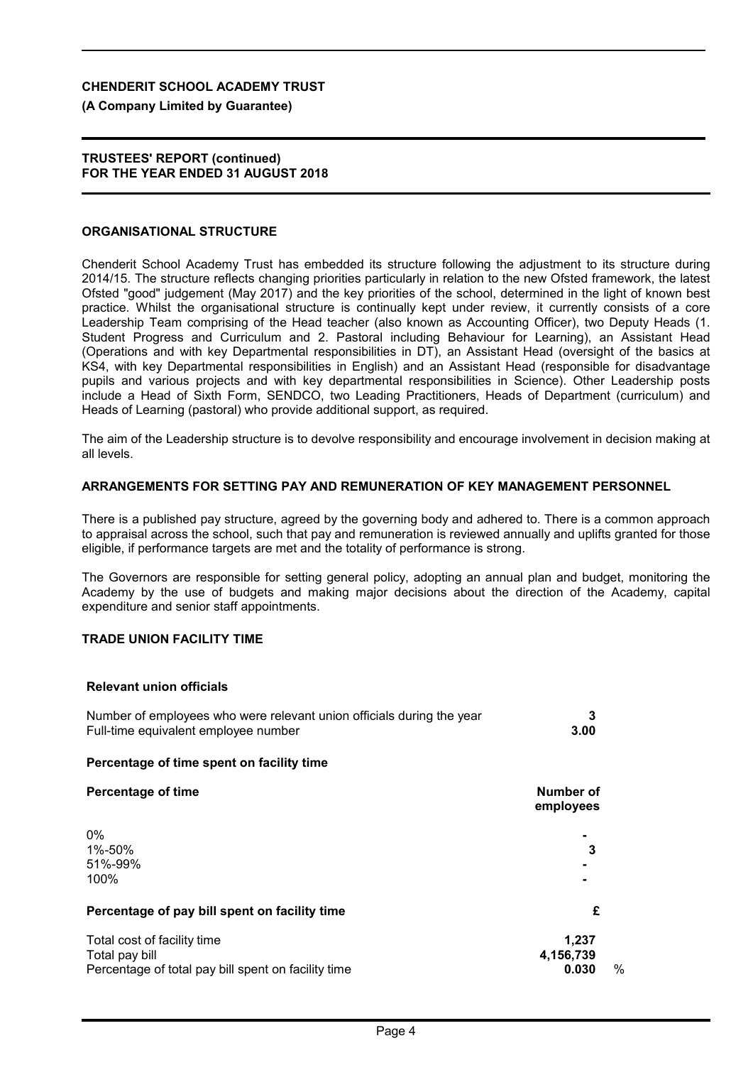## ORGANISATIONAL STRUCTURE

Chenderit School Academy Trust has embedded its structure following the adjustment to its structure during 2014/15. The structure reflects changing priorities particularly in relation to the new Ofsted framework, the latest Ofsted "good" judgement (May 2017) and the key priorities of the school, determined in the light of known best practice. Whilst the organisational structure is continually kept under review, it currently consists of a core Leadership Team comprising of the Head teacher (also known as Accounting Officer), two Deputy Heads (1. Student Progress and Curriculum and 2. Pastoral including Behaviour for Learning), an Assistant Head (Operations and with key Departmental responsibilities in DT), an Assistant Head (oversight of the basics at KS4, with key Departmental responsibilities in English) and an Assistant Head (responsible for disadvantage pupils and various projects and with key departmental responsibilities in Science). Other Leadership posts include a Head of Sixth Form, SENDCO, two Leading Practitioners, Heads of Department (curriculum) and Heads of Learning (pastoral) who provide additional support, as required.

The aim of the Leadership structure is to devolve responsibility and encourage involvement in decision making at all levels.

## ARRANGEMENTS FOR SETTING PAY AND REMUNERATION OF KEY MANAGEMENT PERSONNEL

There is a published pay structure, agreed by the governing body and adhered to. There is a common approach to appraisal across the school, such that pay and remuneration is reviewed annually and uplifts granted for those eligible, if performance targets are met and the totality of performance is strong.

The Governors are responsible for setting general policy, adopting an annual plan and budget, monitoring the Academy by the use of budgets and making major decisions about the direction of the Academy, capital expenditure and senior staff appointments.

## TRADE UNION FACILITY TIME

### Relevant union officials

| | |
|---|---|
| Number of employees who were relevant union officials during the year | **3** |
| Full-time equivalent employee number | **3.00** |

### Percentage of time spent on facility time

| Percentage of time | Number of employees |
|---|---|
| 0% | - |
| 1%-50% | 3 |
| 51%-99% | - |
| 100% | - |

### Percentage of pay bill spent on facility time

| | £ |
|---|---|
| Total cost of facility time | **1,237** |
| Total pay bill | **4,156,739** |
| Percentage of total pay bill spent on facility time | **0.030** % |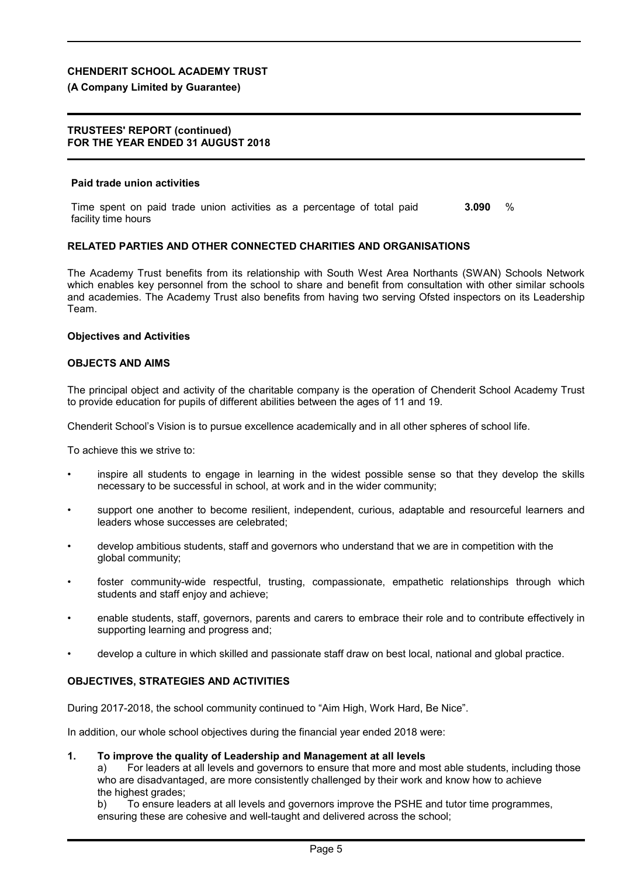#### Paid trade union activities

| | | |
|---|---|---|
| Time spent on paid trade union activities as a percentage of total paid facility time hours | **3.090** | % |

## RELATED PARTIES AND OTHER CONNECTED CHARITIES AND ORGANISATIONS

The Academy Trust benefits from its relationship with South West Area Northants (SWAN) Schools Network which enables key personnel from the school to share and benefit from consultation with other similar schools and academies. The Academy Trust also benefits from having two serving Ofsted inspectors on its Leadership Team.

### Objectives and Activities

## OBJECTS AND AIMS

The principal object and activity of the charitable company is the operation of Chenderit School Academy Trust to provide education for pupils of different abilities between the ages of 11 and 19.

Chenderit School's Vision is to pursue excellence academically and in all other spheres of school life.

To achieve this we strive to:

- inspire all students to engage in learning in the widest possible sense so that they develop the skills necessary to be successful in school, at work and in the wider community;
- support one another to become resilient, independent, curious, adaptable and resourceful learners and leaders whose successes are celebrated;
- develop ambitious students, staff and governors who understand that we are in competition with the global community;
- foster community-wide respectful, trusting, compassionate, empathetic relationships through which students and staff enjoy and achieve;
- enable students, staff, governors, parents and carers to embrace their role and to contribute effectively in supporting learning and progress and;
- develop a culture in which skilled and passionate staff draw on best local, national and global practice.

## OBJECTIVES, STRATEGIES AND ACTIVITIES

During 2017-2018, the school community continued to "Aim High, Work Hard, Be Nice".

In addition, our whole school objectives during the financial year ended 2018 were:

1. **To improve the quality of Leadership and Management at all levels**
   a) For leaders at all levels and governors to ensure that more and most able students, including those who are disadvantaged, are more consistently challenged by their work and know how to achieve the highest grades;
   b) To ensure leaders at all levels and governors improve the PSHE and tutor time programmes, ensuring these are cohesive and well-taught and delivered across the school;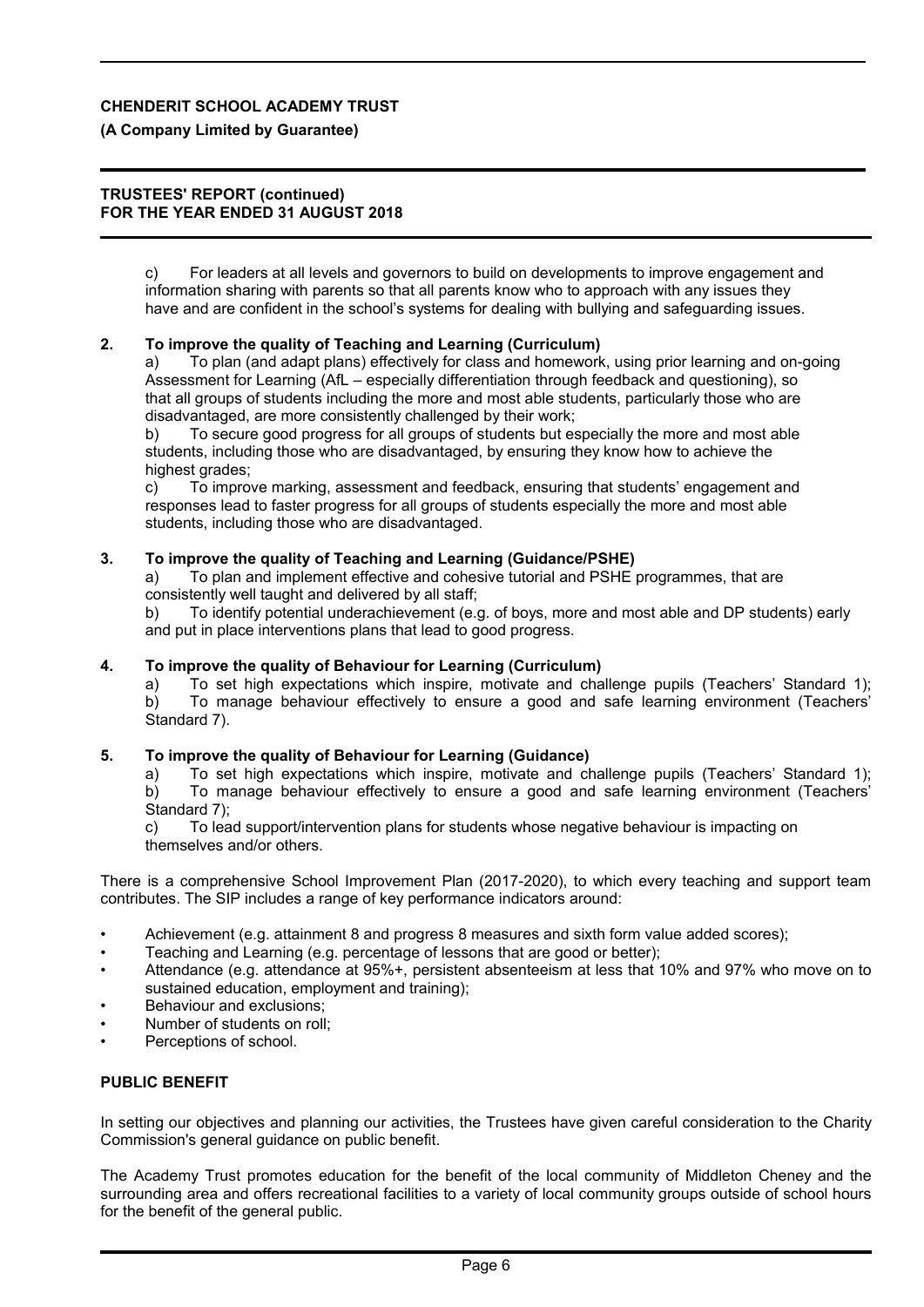c) For leaders at all levels and governors to build on developments to improve engagement and information sharing with parents so that all parents know who to approach with any issues they have and are confident in the school's systems for dealing with bullying and safeguarding issues.

**2. To improve the quality of Teaching and Learning (Curriculum)**

a) To plan (and adapt plans) effectively for class and homework, using prior learning and on-going Assessment for Learning (AfL – especially differentiation through feedback and questioning), so that all groups of students including the more and most able students, particularly those who are disadvantaged, are more consistently challenged by their work;

b) To secure good progress for all groups of students but especially the more and most able students, including those who are disadvantaged, by ensuring they know how to achieve the highest grades;

c) To improve marking, assessment and feedback, ensuring that students' engagement and responses lead to faster progress for all groups of students especially the more and most able students, including those who are disadvantaged.

**3. To improve the quality of Teaching and Learning (Guidance/PSHE)**

a) To plan and implement effective and cohesive tutorial and PSHE programmes, that are consistently well taught and delivered by all staff;

b) To identify potential underachievement (e.g. of boys, more and most able and DP students) early and put in place interventions plans that lead to good progress.

**4. To improve the quality of Behaviour for Learning (Curriculum)**

a) To set high expectations which inspire, motivate and challenge pupils (Teachers' Standard 1);

b) To manage behaviour effectively to ensure a good and safe learning environment (Teachers' Standard 7).

**5. To improve the quality of Behaviour for Learning (Guidance)**

a) To set high expectations which inspire, motivate and challenge pupils (Teachers' Standard 1);

b) To manage behaviour effectively to ensure a good and safe learning environment (Teachers' Standard 7);

c) To lead support/intervention plans for students whose negative behaviour is impacting on themselves and/or others.

There is a comprehensive School Improvement Plan (2017-2020), to which every teaching and support team contributes. The SIP includes a range of key performance indicators around:

- Achievement (e.g. attainment 8 and progress 8 measures and sixth form value added scores);
- Teaching and Learning (e.g. percentage of lessons that are good or better);
- Attendance (e.g. attendance at 95%+, persistent absenteeism at less that 10% and 97% who move on to sustained education, employment and training);
- Behaviour and exclusions;
- Number of students on roll;
- Perceptions of school.

## PUBLIC BENEFIT

In setting our objectives and planning our activities, the Trustees have given careful consideration to the Charity Commission's general guidance on public benefit.

The Academy Trust promotes education for the benefit of the local community of Middleton Cheney and the surrounding area and offers recreational facilities to a variety of local community groups outside of school hours for the benefit of the general public.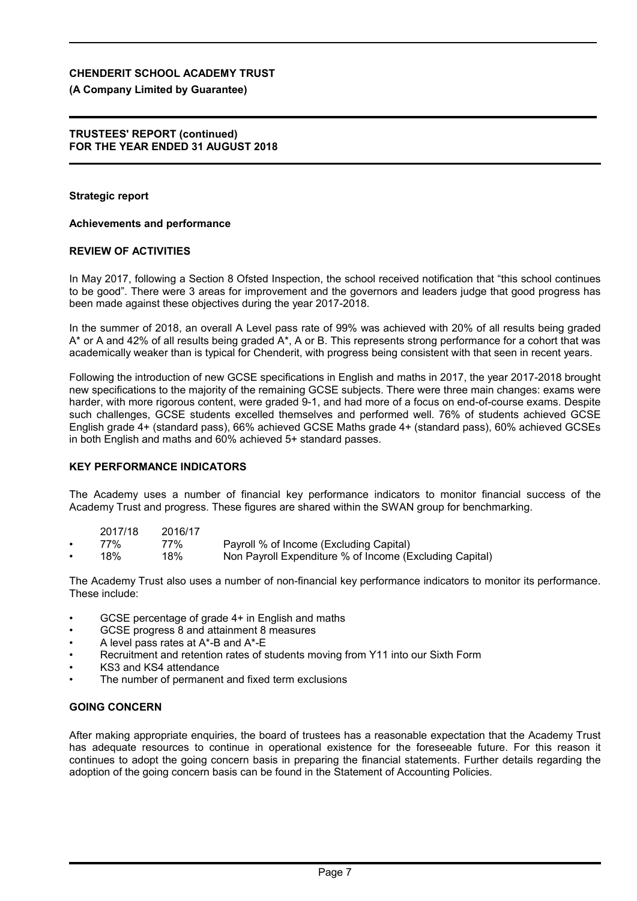**Strategic report**

**Achievements and performance**

**REVIEW OF ACTIVITIES**

In May 2017, following a Section 8 Ofsted Inspection, the school received notification that “this school continues to be good”. There were 3 areas for improvement and the governors and leaders judge that good progress has been made against these objectives during the year 2017-2018.

In the summer of 2018, an overall A Level pass rate of 99% was achieved with 20% of all results being graded A* or A and 42% of all results being graded A*, A or B. This represents strong performance for a cohort that was academically weaker than is typical for Chenderit, with progress being consistent with that seen in recent years.

Following the introduction of new GCSE specifications in English and maths in 2017, the year 2017-2018 brought new specifications to the majority of the remaining GCSE subjects. There were three main changes: exams were harder, with more rigorous content, were graded 9-1, and had more of a focus on end-of-course exams. Despite such challenges, GCSE students excelled themselves and performed well. 76% of students achieved GCSE English grade 4+ (standard pass), 66% achieved GCSE Maths grade 4+ (standard pass), 60% achieved GCSEs in both English and maths and 60% achieved 5+ standard passes.

**KEY PERFORMANCE INDICATORS**

The Academy uses a number of financial key performance indicators to monitor financial success of the Academy Trust and progress. These figures are shared within the SWAN group for benchmarking.

| 2017/18 | 2016/17 | |
|---|---|---|
| 77% | 77% | Payroll % of Income (Excluding Capital) |
| 18% | 18% | Non Payroll Expenditure % of Income (Excluding Capital) |

The Academy Trust also uses a number of non-financial key performance indicators to monitor its performance. These include:

- GCSE percentage of grade 4+ in English and maths
- GCSE progress 8 and attainment 8 measures
- A level pass rates at A*-B and A*-E
- Recruitment and retention rates of students moving from Y11 into our Sixth Form
- KS3 and KS4 attendance
- The number of permanent and fixed term exclusions

**GOING CONCERN**

After making appropriate enquiries, the board of trustees has a reasonable expectation that the Academy Trust has adequate resources to continue in operational existence for the foreseeable future. For this reason it continues to adopt the going concern basis in preparing the financial statements. Further details regarding the adoption of the going concern basis can be found in the Statement of Accounting Policies.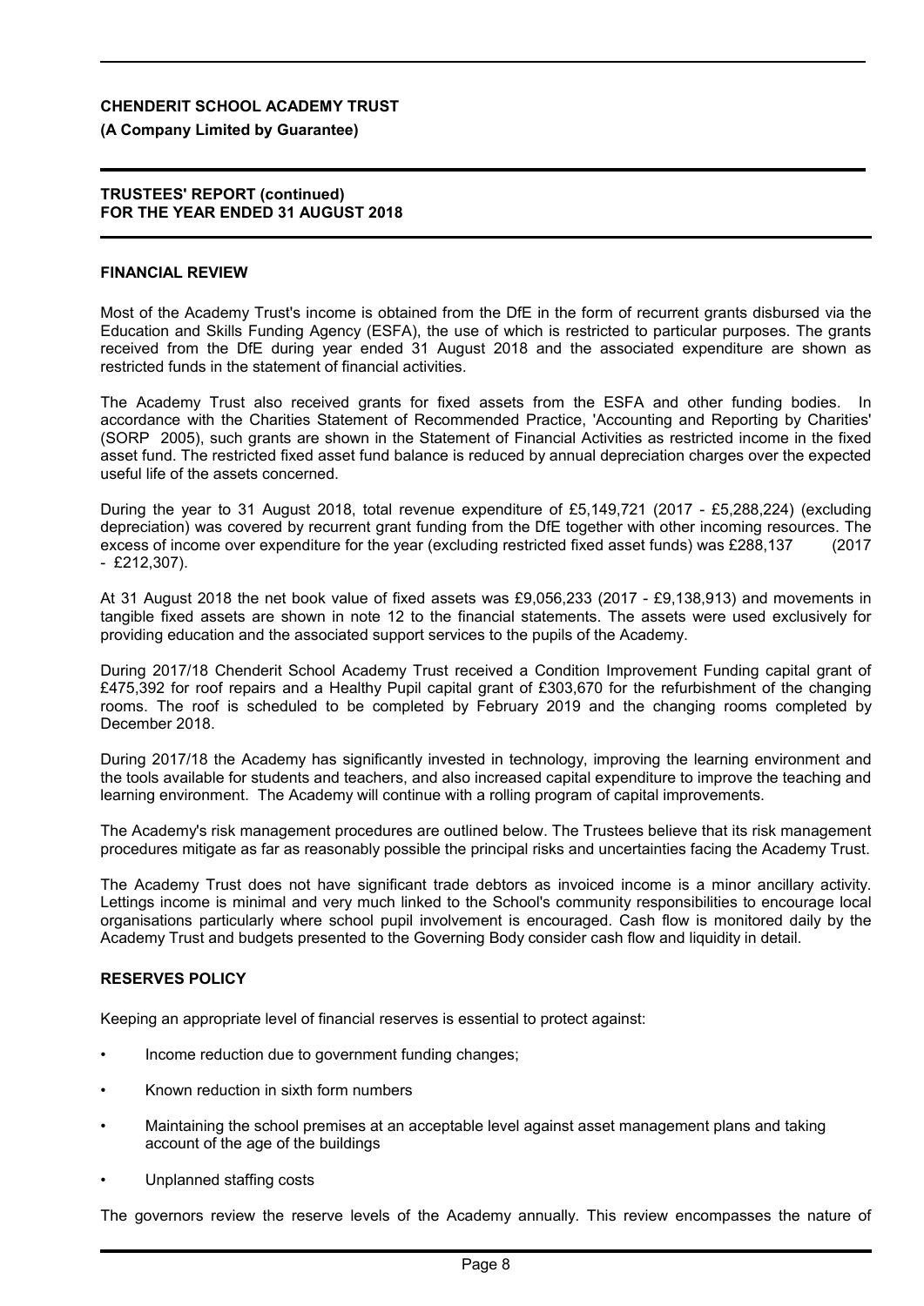## FINANCIAL REVIEW

Most of the Academy Trust's income is obtained from the DfE in the form of recurrent grants disbursed via the Education and Skills Funding Agency (ESFA), the use of which is restricted to particular purposes. The grants received from the DfE during year ended 31 August 2018 and the associated expenditure are shown as restricted funds in the statement of financial activities.

The Academy Trust also received grants for fixed assets from the ESFA and other funding bodies. In accordance with the Charities Statement of Recommended Practice, 'Accounting and Reporting by Charities' (SORP 2005), such grants are shown in the Statement of Financial Activities as restricted income in the fixed asset fund. The restricted fixed asset fund balance is reduced by annual depreciation charges over the expected useful life of the assets concerned.

During the year to 31 August 2018, total revenue expenditure of £5,149,721 (2017 - £5,288,224) (excluding depreciation) was covered by recurrent grant funding from the DfE together with other incoming resources. The excess of income over expenditure for the year (excluding restricted fixed asset funds) was £288,137 (2017 - £212,307).

At 31 August 2018 the net book value of fixed assets was £9,056,233 (2017 - £9,138,913) and movements in tangible fixed assets are shown in note 12 to the financial statements. The assets were used exclusively for providing education and the associated support services to the pupils of the Academy.

During 2017/18 Chenderit School Academy Trust received a Condition Improvement Funding capital grant of £475,392 for roof repairs and a Healthy Pupil capital grant of £303,670 for the refurbishment of the changing rooms. The roof is scheduled to be completed by February 2019 and the changing rooms completed by December 2018.

During 2017/18 the Academy has significantly invested in technology, improving the learning environment and the tools available for students and teachers, and also increased capital expenditure to improve the teaching and learning environment. The Academy will continue with a rolling program of capital improvements.

The Academy's risk management procedures are outlined below. The Trustees believe that its risk management procedures mitigate as far as reasonably possible the principal risks and uncertainties facing the Academy Trust.

The Academy Trust does not have significant trade debtors as invoiced income is a minor ancillary activity. Lettings income is minimal and very much linked to the School's community responsibilities to encourage local organisations particularly where school pupil involvement is encouraged. Cash flow is monitored daily by the Academy Trust and budgets presented to the Governing Body consider cash flow and liquidity in detail.

## RESERVES POLICY

Keeping an appropriate level of financial reserves is essential to protect against:

- Income reduction due to government funding changes;
- Known reduction in sixth form numbers
- Maintaining the school premises at an acceptable level against asset management plans and taking account of the age of the buildings
- Unplanned staffing costs

The governors review the reserve levels of the Academy annually. This review encompasses the nature of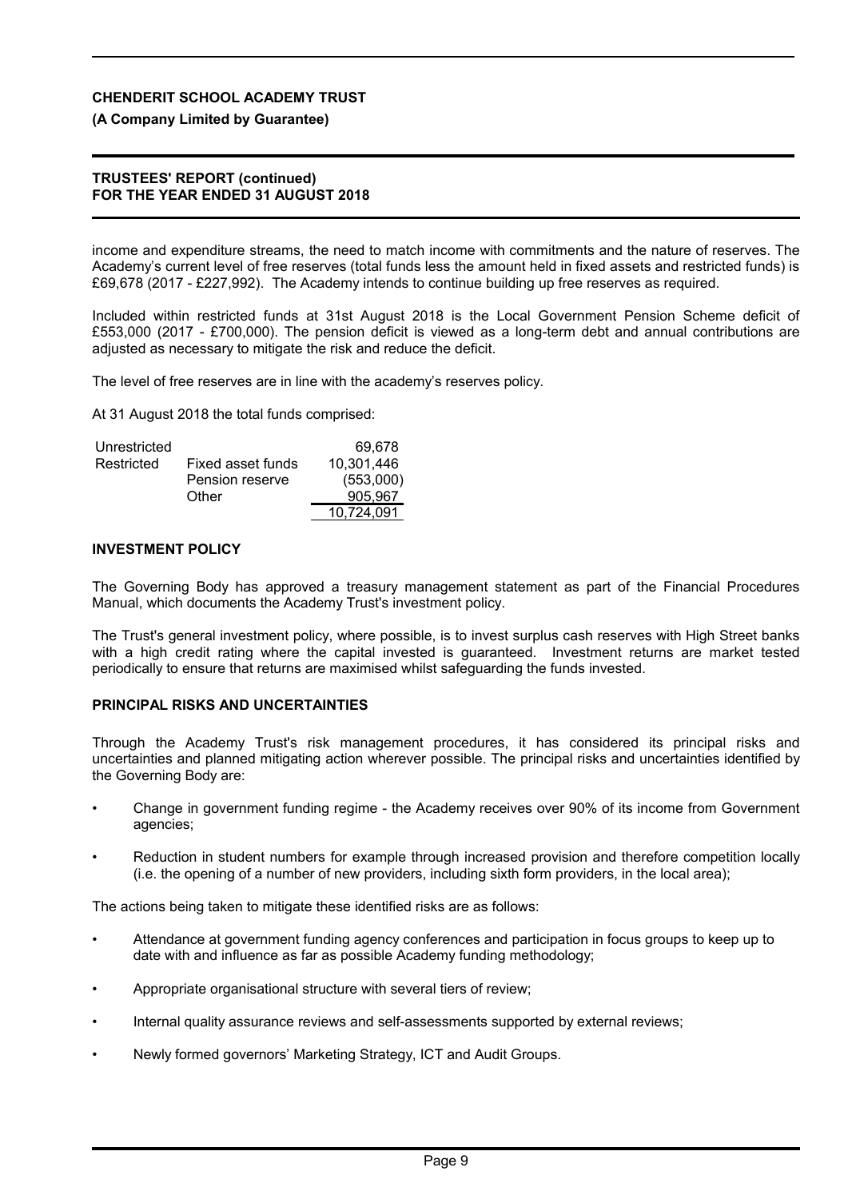income and expenditure streams, the need to match income with commitments and the nature of reserves. The Academy's current level of free reserves (total funds less the amount held in fixed assets and restricted funds) is £69,678 (2017 - £227,992). The Academy intends to continue building up free reserves as required.

Included within restricted funds at 31st August 2018 is the Local Government Pension Scheme deficit of £553,000 (2017 - £700,000). The pension deficit is viewed as a long-term debt and annual contributions are adjusted as necessary to mitigate the risk and reduce the deficit.

The level of free reserves are in line with the academy's reserves policy.

At 31 August 2018 the total funds comprised:

| | | |
|---|---|---|
| Unrestricted | | 69,678 |
| Restricted | Fixed asset funds | 10,301,446 |
| | Pension reserve | (553,000) |
| | Other | 905,967 |
| | | 10,724,091 |

## INVESTMENT POLICY

The Governing Body has approved a treasury management statement as part of the Financial Procedures Manual, which documents the Academy Trust's investment policy.

The Trust's general investment policy, where possible, is to invest surplus cash reserves with High Street banks with a high credit rating where the capital invested is guaranteed. Investment returns are market tested periodically to ensure that returns are maximised whilst safeguarding the funds invested.

## PRINCIPAL RISKS AND UNCERTAINTIES

Through the Academy Trust's risk management procedures, it has considered its principal risks and uncertainties and planned mitigating action wherever possible. The principal risks and uncertainties identified by the Governing Body are:

- Change in government funding regime - the Academy receives over 90% of its income from Government agencies;
- Reduction in student numbers for example through increased provision and therefore competition locally (i.e. the opening of a number of new providers, including sixth form providers, in the local area);

The actions being taken to mitigate these identified risks are as follows:

- Attendance at government funding agency conferences and participation in focus groups to keep up to date with and influence as far as possible Academy funding methodology;
- Appropriate organisational structure with several tiers of review;
- Internal quality assurance reviews and self-assessments supported by external reviews;
- Newly formed governors' Marketing Strategy, ICT and Audit Groups.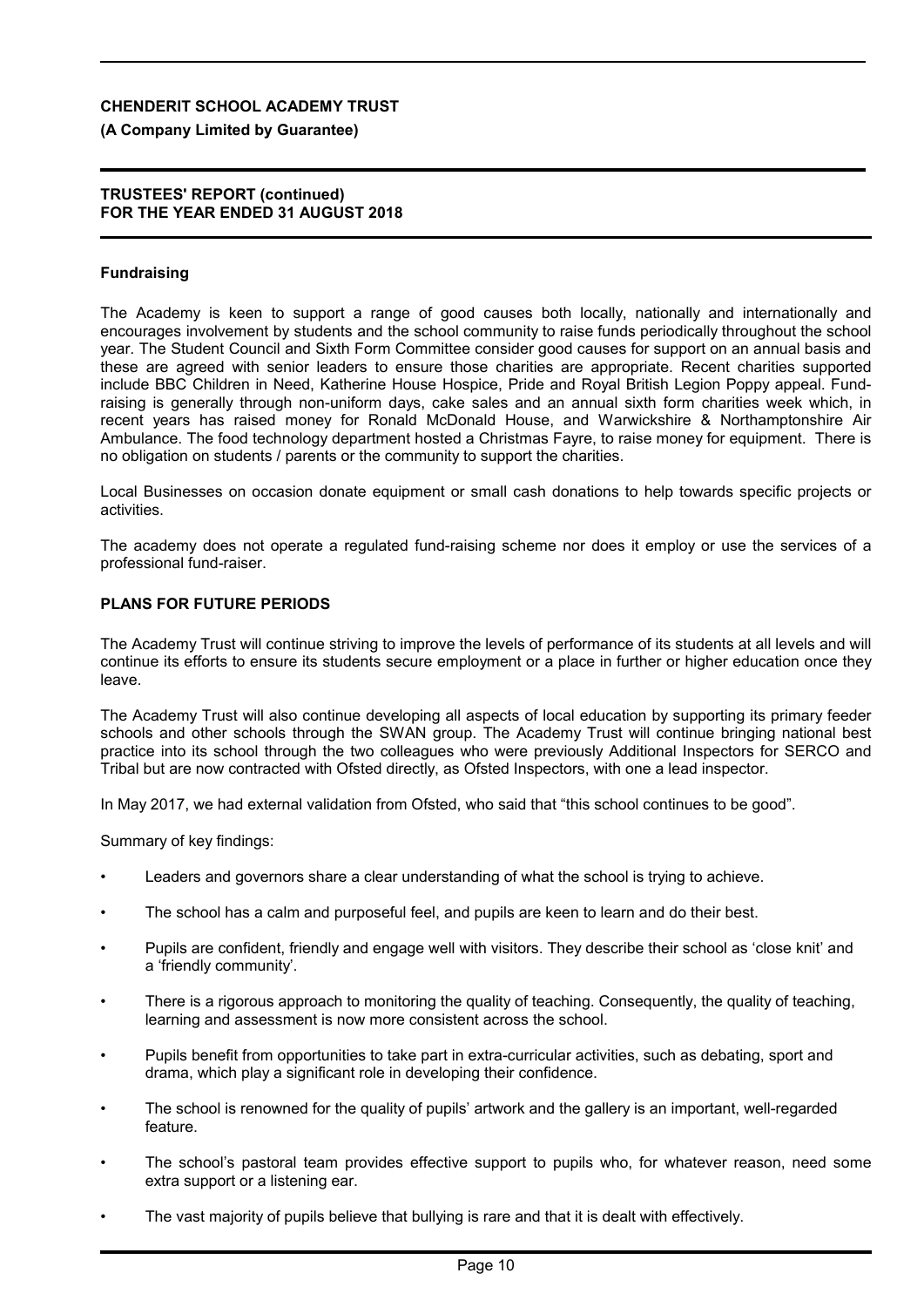### Fundraising

The Academy is keen to support a range of good causes both locally, nationally and internationally and encourages involvement by students and the school community to raise funds periodically throughout the school year. The Student Council and Sixth Form Committee consider good causes for support on an annual basis and these are agreed with senior leaders to ensure those charities are appropriate. Recent charities supported include BBC Children in Need, Katherine House Hospice, Pride and Royal British Legion Poppy appeal. Fund-raising is generally through non-uniform days, cake sales and an annual sixth form charities week which, in recent years has raised money for Ronald McDonald House, and Warwickshire & Northamptonshire Air Ambulance. The food technology department hosted a Christmas Fayre, to raise money for equipment. There is no obligation on students / parents or the community to support the charities.

Local Businesses on occasion donate equipment or small cash donations to help towards specific projects or activities.

The academy does not operate a regulated fund-raising scheme nor does it employ or use the services of a professional fund-raiser.

## PLANS FOR FUTURE PERIODS

The Academy Trust will continue striving to improve the levels of performance of its students at all levels and will continue its efforts to ensure its students secure employment or a place in further or higher education once they leave.

The Academy Trust will also continue developing all aspects of local education by supporting its primary feeder schools and other schools through the SWAN group. The Academy Trust will continue bringing national best practice into its school through the two colleagues who were previously Additional Inspectors for SERCO and Tribal but are now contracted with Ofsted directly, as Ofsted Inspectors, with one a lead inspector.

In May 2017, we had external validation from Ofsted, who said that "this school continues to be good".

Summary of key findings:

- Leaders and governors share a clear understanding of what the school is trying to achieve.
- The school has a calm and purposeful feel, and pupils are keen to learn and do their best.
- Pupils are confident, friendly and engage well with visitors. They describe their school as 'close knit' and a 'friendly community'.
- There is a rigorous approach to monitoring the quality of teaching. Consequently, the quality of teaching, learning and assessment is now more consistent across the school.
- Pupils benefit from opportunities to take part in extra-curricular activities, such as debating, sport and drama, which play a significant role in developing their confidence.
- The school is renowned for the quality of pupils' artwork and the gallery is an important, well-regarded feature.
- The school's pastoral team provides effective support to pupils who, for whatever reason, need some extra support or a listening ear.
- The vast majority of pupils believe that bullying is rare and that it is dealt with effectively.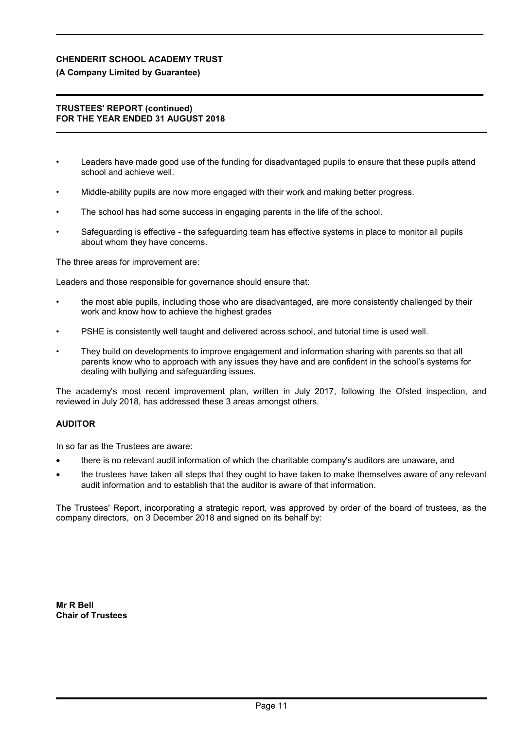- Leaders have made good use of the funding for disadvantaged pupils to ensure that these pupils attend school and achieve well.
- Middle-ability pupils are now more engaged with their work and making better progress.
- The school has had some success in engaging parents in the life of the school.
- Safeguarding is effective - the safeguarding team has effective systems in place to monitor all pupils about whom they have concerns.

The three areas for improvement are:

Leaders and those responsible for governance should ensure that:

- the most able pupils, including those who are disadvantaged, are more consistently challenged by their work and know how to achieve the highest grades
- PSHE is consistently well taught and delivered across school, and tutorial time is used well.
- They build on developments to improve engagement and information sharing with parents so that all parents know who to approach with any issues they have and are confident in the school's systems for dealing with bullying and safeguarding issues.

The academy's most recent improvement plan, written in July 2017, following the Ofsted inspection, and reviewed in July 2018, has addressed these 3 areas amongst others.

### AUDITOR

In so far as the Trustees are aware:

- there is no relevant audit information of which the charitable company's auditors are unaware, and
- the trustees have taken all steps that they ought to have taken to make themselves aware of any relevant audit information and to establish that the auditor is aware of that information.

The Trustees' Report, incorporating a strategic report, was approved by order of the board of trustees, as the company directors, on 3 December 2018 and signed on its behalf by:

**Mr R Bell**
**Chair of Trustees**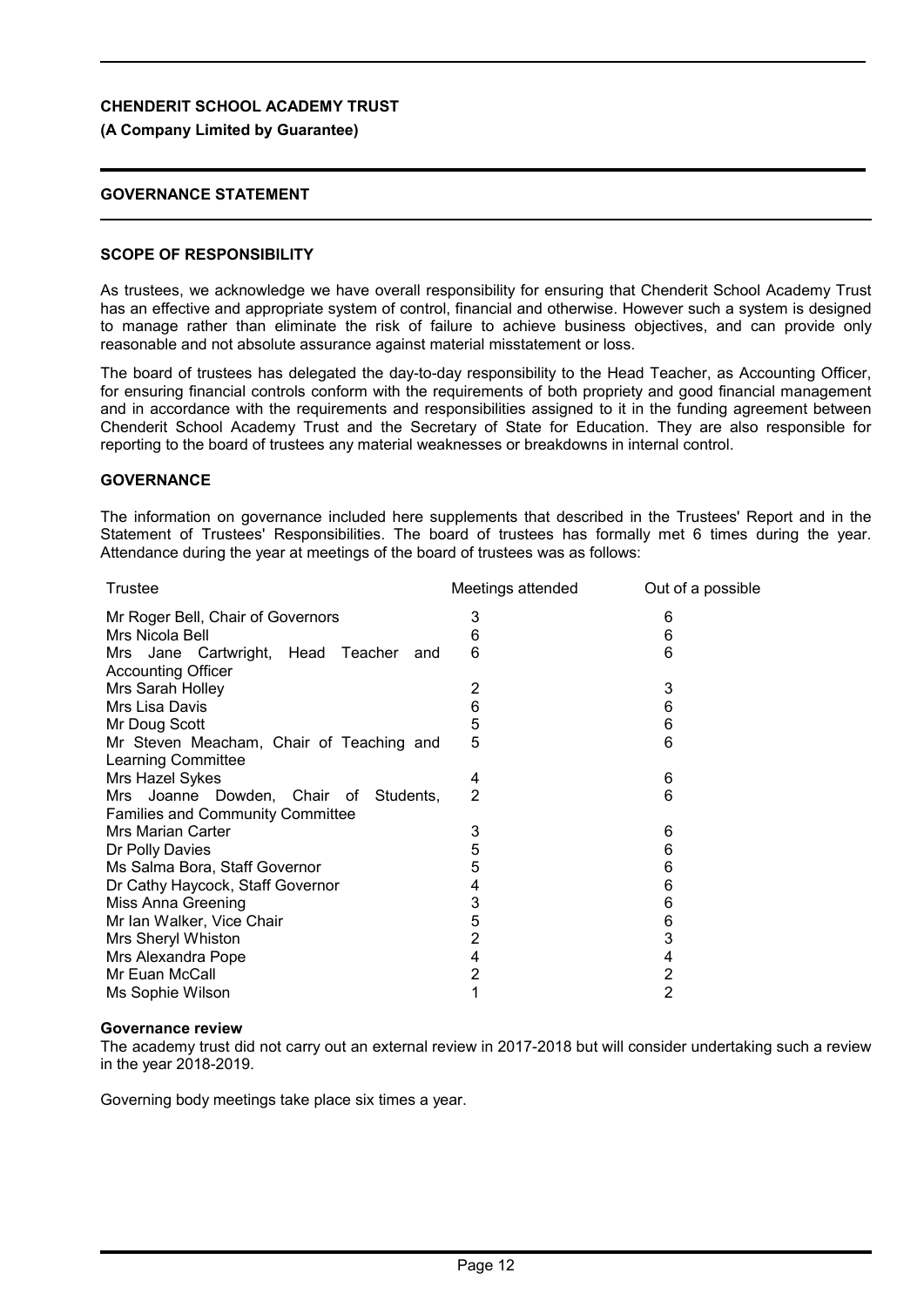**CHENDERIT SCHOOL ACADEMY TRUST**

**(A Company Limited by Guarantee)**

## GOVERNANCE STATEMENT

### SCOPE OF RESPONSIBILITY

As trustees, we acknowledge we have overall responsibility for ensuring that Chenderit School Academy Trust has an effective and appropriate system of control, financial and otherwise. However such a system is designed to manage rather than eliminate the risk of failure to achieve business objectives, and can provide only reasonable and not absolute assurance against material misstatement or loss.

The board of trustees has delegated the day-to-day responsibility to the Head Teacher, as Accounting Officer, for ensuring financial controls conform with the requirements of both propriety and good financial management and in accordance with the requirements and responsibilities assigned to it in the funding agreement between Chenderit School Academy Trust and the Secretary of State for Education. They are also responsible for reporting to the board of trustees any material weaknesses or breakdowns in internal control.

### GOVERNANCE

The information on governance included here supplements that described in the Trustees' Report and in the Statement of Trustees' Responsibilities. The board of trustees has formally met 6 times during the year. Attendance during the year at meetings of the board of trustees was as follows:

| Trustee | Meetings attended | Out of a possible |
|---|---|---|
| Mr Roger Bell, Chair of Governors | 3 | 6 |
| Mrs Nicola Bell | 6 | 6 |
| Mrs Jane Cartwright, Head Teacher and Accounting Officer | 6 | 6 |
| Mrs Sarah Holley | 2 | 3 |
| Mrs Lisa Davis | 6 | 6 |
| Mr Doug Scott | 5 | 6 |
| Mr Steven Meacham, Chair of Teaching and Learning Committee | 5 | 6 |
| Mrs Hazel Sykes | 4 | 6 |
| Mrs Joanne Dowden, Chair of Students, Families and Community Committee | 2 | 6 |
| Mrs Marian Carter | 3 | 6 |
| Dr Polly Davies | 5 | 6 |
| Ms Salma Bora, Staff Governor | 5 | 6 |
| Dr Cathy Haycock, Staff Governor | 4 | 6 |
| Miss Anna Greening | 3 | 6 |
| Mr Ian Walker, Vice Chair | 5 | 6 |
| Mrs Sheryl Whiston | 2 | 3 |
| Mrs Alexandra Pope | 4 | 4 |
| Mr Euan McCall | 2 | 2 |
| Ms Sophie Wilson | 1 | 2 |

**Governance review**

The academy trust did not carry out an external review in 2017-2018 but will consider undertaking such a review in the year 2018-2019.

Governing body meetings take place six times a year.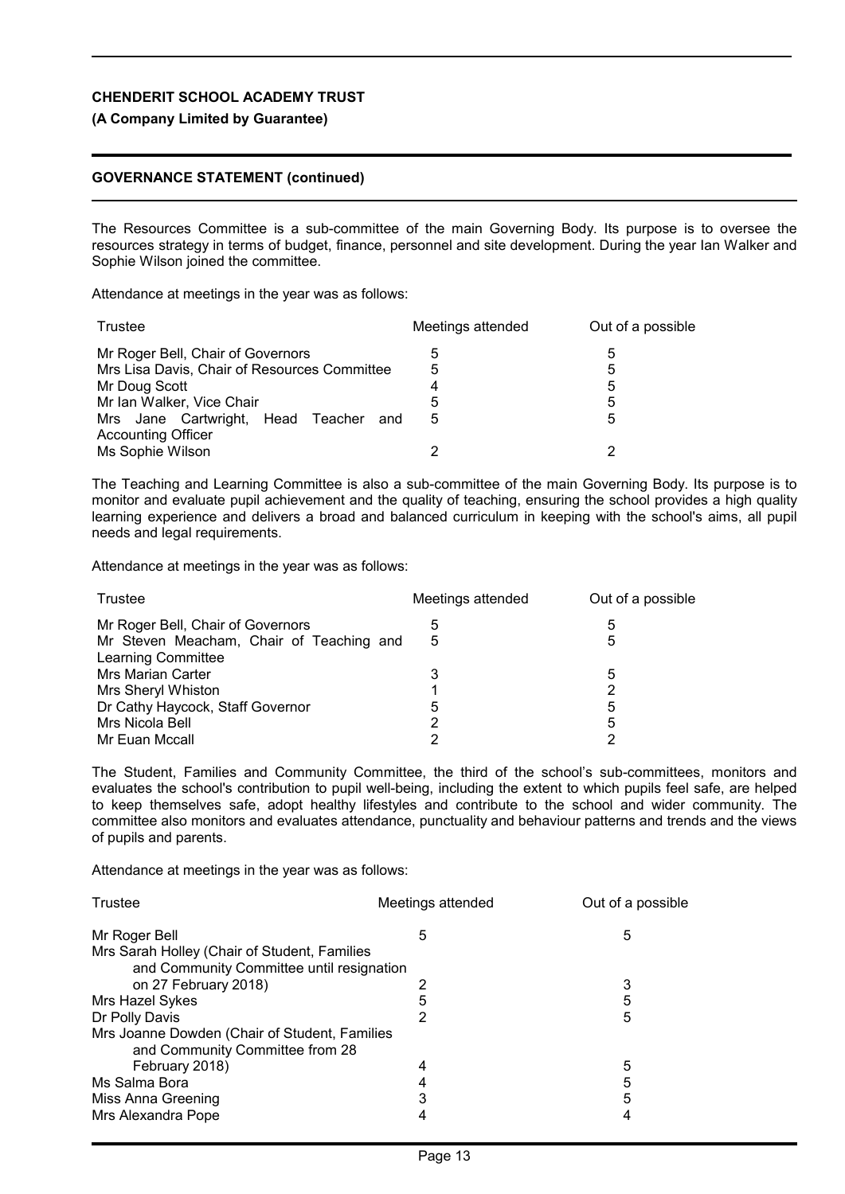# CHENDERIT SCHOOL ACADEMY TRUST

**(A Company Limited by Guarantee)**

## GOVERNANCE STATEMENT (continued)

The Resources Committee is a sub-committee of the main Governing Body. Its purpose is to oversee the resources strategy in terms of budget, finance, personnel and site development. During the year Ian Walker and Sophie Wilson joined the committee.

Attendance at meetings in the year was as follows:

| Trustee | Meetings attended | Out of a possible |
|---|---|---|
| Mr Roger Bell, Chair of Governors | 5 | 5 |
| Mrs Lisa Davis, Chair of Resources Committee | 5 | 5 |
| Mr Doug Scott | 4 | 5 |
| Mr Ian Walker, Vice Chair | 5 | 5 |
| Mrs Jane Cartwright, Head Teacher and Accounting Officer | 5 | 5 |
| Ms Sophie Wilson | 2 | 2 |

The Teaching and Learning Committee is also a sub-committee of the main Governing Body. Its purpose is to monitor and evaluate pupil achievement and the quality of teaching, ensuring the school provides a high quality learning experience and delivers a broad and balanced curriculum in keeping with the school's aims, all pupil needs and legal requirements.

Attendance at meetings in the year was as follows:

| Trustee | Meetings attended | Out of a possible |
|---|---|---|
| Mr Roger Bell, Chair of Governors | 5 | 5 |
| Mr Steven Meacham, Chair of Teaching and Learning Committee | 5 | 5 |
| Mrs Marian Carter | 3 | 5 |
| Mrs Sheryl Whiston | 1 | 2 |
| Dr Cathy Haycock, Staff Governor | 5 | 5 |
| Mrs Nicola Bell | 2 | 5 |
| Mr Euan Mccall | 2 | 2 |

The Student, Families and Community Committee, the third of the school's sub-committees, monitors and evaluates the school's contribution to pupil well-being, including the extent to which pupils feel safe, are helped to keep themselves safe, adopt healthy lifestyles and contribute to the school and wider community. The committee also monitors and evaluates attendance, punctuality and behaviour patterns and trends and the views of pupils and parents.

Attendance at meetings in the year was as follows:

| Trustee | Meetings attended | Out of a possible |
|---|---|---|
| Mr Roger Bell | 5 | 5 |
| Mrs Sarah Holley (Chair of Student, Families and Community Committee until resignation on 27 February 2018) | 2 | 3 |
| Mrs Hazel Sykes | 5 | 5 |
| Dr Polly Davis | 2 | 5 |
| Mrs Joanne Dowden (Chair of Student, Families and Community Committee from 28 February 2018) | 4 | 5 |
| Ms Salma Bora | 4 | 5 |
| Miss Anna Greening | 3 | 5 |
| Mrs Alexandra Pope | 4 | 4 |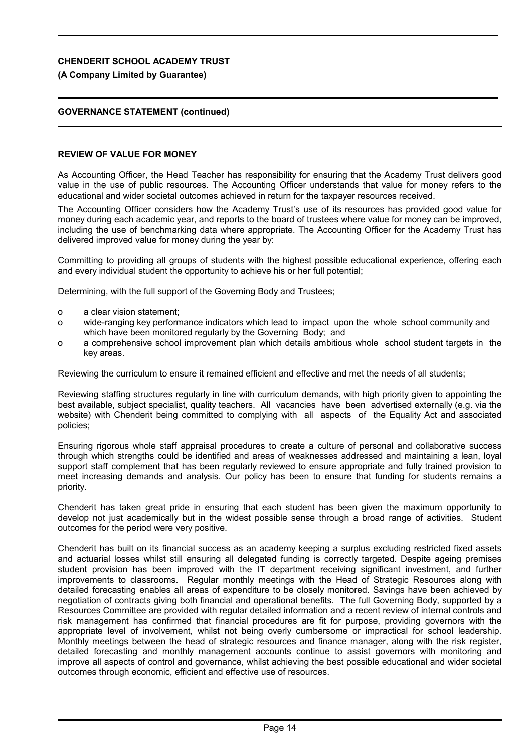## REVIEW OF VALUE FOR MONEY

As Accounting Officer, the Head Teacher has responsibility for ensuring that the Academy Trust delivers good value in the use of public resources. The Accounting Officer understands that value for money refers to the educational and wider societal outcomes achieved in return for the taxpayer resources received.

The Accounting Officer considers how the Academy Trust's use of its resources has provided good value for money during each academic year, and reports to the board of trustees where value for money can be improved, including the use of benchmarking data where appropriate. The Accounting Officer for the Academy Trust has delivered improved value for money during the year by:

Committing to providing all groups of students with the highest possible educational experience, offering each and every individual student the opportunity to achieve his or her full potential;

Determining, with the full support of the Governing Body and Trustees;

- a clear vision statement;
- wide-ranging key performance indicators which lead to impact upon the whole school community and which have been monitored regularly by the Governing Body; and
- a comprehensive school improvement plan which details ambitious whole school student targets in the key areas.

Reviewing the curriculum to ensure it remained efficient and effective and met the needs of all students;

Reviewing staffing structures regularly in line with curriculum demands, with high priority given to appointing the best available, subject specialist, quality teachers. All vacancies have been advertised externally (e.g. via the website) with Chenderit being committed to complying with all aspects of the Equality Act and associated policies;

Ensuring rigorous whole staff appraisal procedures to create a culture of personal and collaborative success through which strengths could be identified and areas of weaknesses addressed and maintaining a lean, loyal support staff complement that has been regularly reviewed to ensure appropriate and fully trained provision to meet increasing demands and analysis. Our policy has been to ensure that funding for students remains a priority.

Chenderit has taken great pride in ensuring that each student has been given the maximum opportunity to develop not just academically but in the widest possible sense through a broad range of activities. Student outcomes for the period were very positive.

Chenderit has built on its financial success as an academy keeping a surplus excluding restricted fixed assets and actuarial losses whilst still ensuring all delegated funding is correctly targeted. Despite ageing premises student provision has been improved with the IT department receiving significant investment, and further improvements to classrooms. Regular monthly meetings with the Head of Strategic Resources along with detailed forecasting enables all areas of expenditure to be closely monitored. Savings have been achieved by negotiation of contracts giving both financial and operational benefits. The full Governing Body, supported by a Resources Committee are provided with regular detailed information and a recent review of internal controls and risk management has confirmed that financial procedures are fit for purpose, providing governors with the appropriate level of involvement, whilst not being overly cumbersome or impractical for school leadership. Monthly meetings between the head of strategic resources and finance manager, along with the risk register, detailed forecasting and monthly management accounts continue to assist governors with monitoring and improve all aspects of control and governance, whilst achieving the best possible educational and wider societal outcomes through economic, efficient and effective use of resources.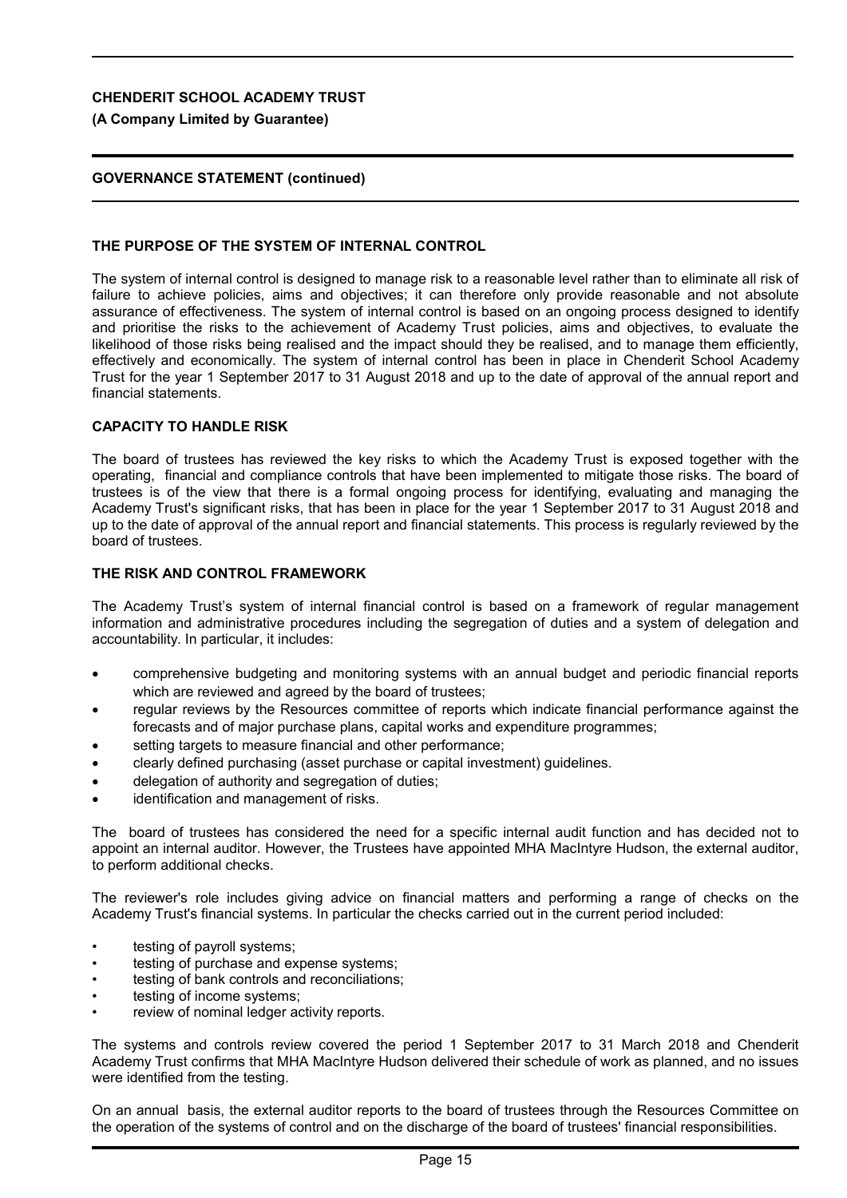## THE PURPOSE OF THE SYSTEM OF INTERNAL CONTROL

The system of internal control is designed to manage risk to a reasonable level rather than to eliminate all risk of failure to achieve policies, aims and objectives; it can therefore only provide reasonable and not absolute assurance of effectiveness. The system of internal control is based on an ongoing process designed to identify and prioritise the risks to the achievement of Academy Trust policies, aims and objectives, to evaluate the likelihood of those risks being realised and the impact should they be realised, and to manage them efficiently, effectively and economically. The system of internal control has been in place in Chenderit School Academy Trust for the year 1 September 2017 to 31 August 2018 and up to the date of approval of the annual report and financial statements.

## CAPACITY TO HANDLE RISK

The board of trustees has reviewed the key risks to which the Academy Trust is exposed together with the operating, financial and compliance controls that have been implemented to mitigate those risks. The board of trustees is of the view that there is a formal ongoing process for identifying, evaluating and managing the Academy Trust's significant risks, that has been in place for the year 1 September 2017 to 31 August 2018 and up to the date of approval of the annual report and financial statements. This process is regularly reviewed by the board of trustees.

## THE RISK AND CONTROL FRAMEWORK

The Academy Trust's system of internal financial control is based on a framework of regular management information and administrative procedures including the segregation of duties and a system of delegation and accountability. In particular, it includes:

- comprehensive budgeting and monitoring systems with an annual budget and periodic financial reports which are reviewed and agreed by the board of trustees;
- regular reviews by the Resources committee of reports which indicate financial performance against the forecasts and of major purchase plans, capital works and expenditure programmes;
- setting targets to measure financial and other performance;
- clearly defined purchasing (asset purchase or capital investment) guidelines.
- delegation of authority and segregation of duties;
- identification and management of risks.

The board of trustees has considered the need for a specific internal audit function and has decided not to appoint an internal auditor. However, the Trustees have appointed MHA MacIntyre Hudson, the external auditor, to perform additional checks.

The reviewer's role includes giving advice on financial matters and performing a range of checks on the Academy Trust's financial systems. In particular the checks carried out in the current period included:

- testing of payroll systems;
- testing of purchase and expense systems;
- testing of bank controls and reconciliations;
- testing of income systems;
- review of nominal ledger activity reports.

The systems and controls review covered the period 1 September 2017 to 31 March 2018 and Chenderit Academy Trust confirms that MHA MacIntyre Hudson delivered their schedule of work as planned, and no issues were identified from the testing.

On an annual basis, the external auditor reports to the board of trustees through the Resources Committee on the operation of the systems of control and on the discharge of the board of trustees' financial responsibilities.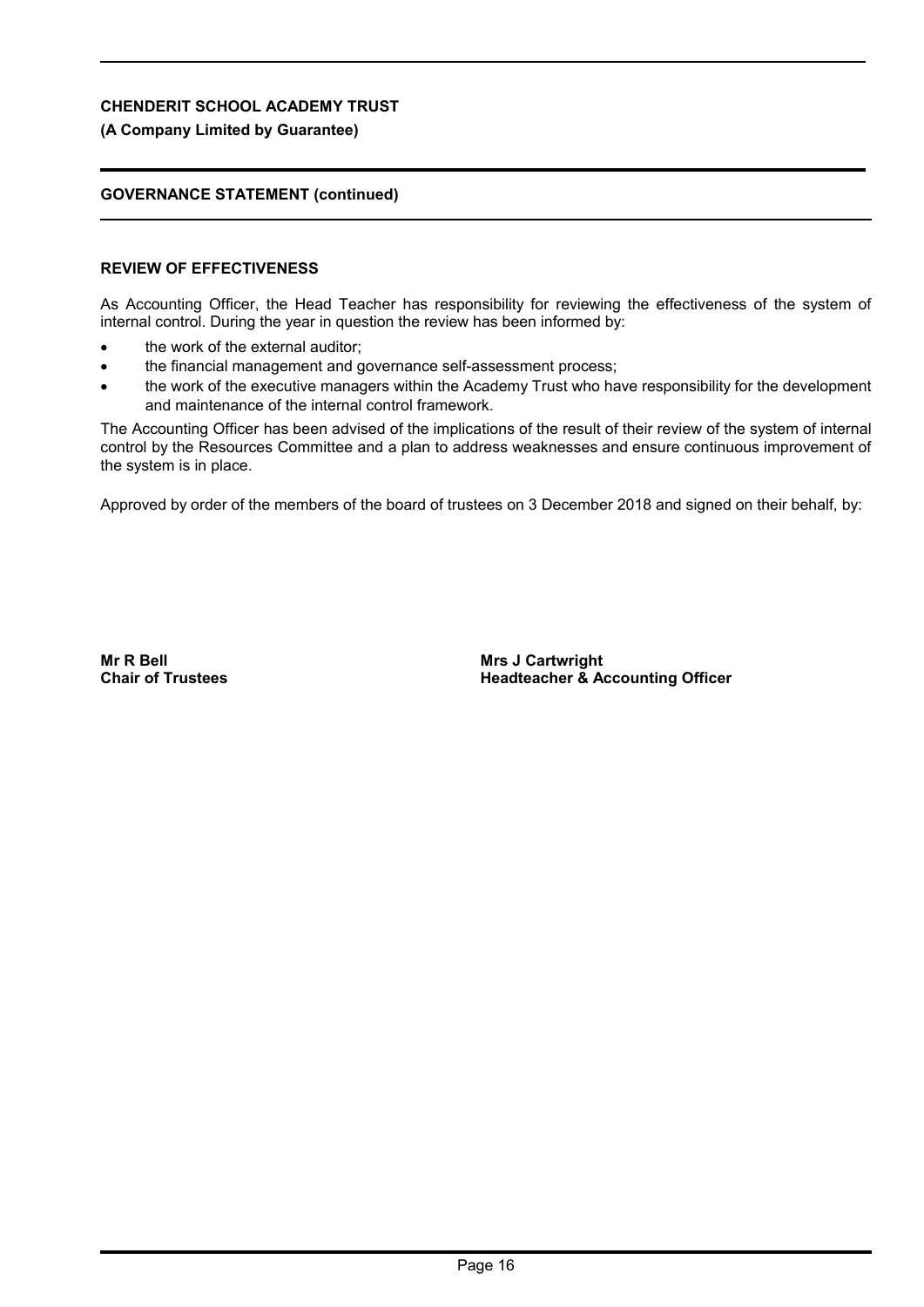## REVIEW OF EFFECTIVENESS

As Accounting Officer, the Head Teacher has responsibility for reviewing the effectiveness of the system of internal control. During the year in question the review has been informed by:

- the work of the external auditor;
- the financial management and governance self-assessment process;
- the work of the executive managers within the Academy Trust who have responsibility for the development and maintenance of the internal control framework.

The Accounting Officer has been advised of the implications of the result of their review of the system of internal control by the Resources Committee and a plan to address weaknesses and ensure continuous improvement of the system is in place.

Approved by order of the members of the board of trustees on 3 December 2018 and signed on their behalf, by:

**Mr R Bell**
**Chair of Trustees**

**Mrs J Cartwright**
**Headteacher & Accounting Officer**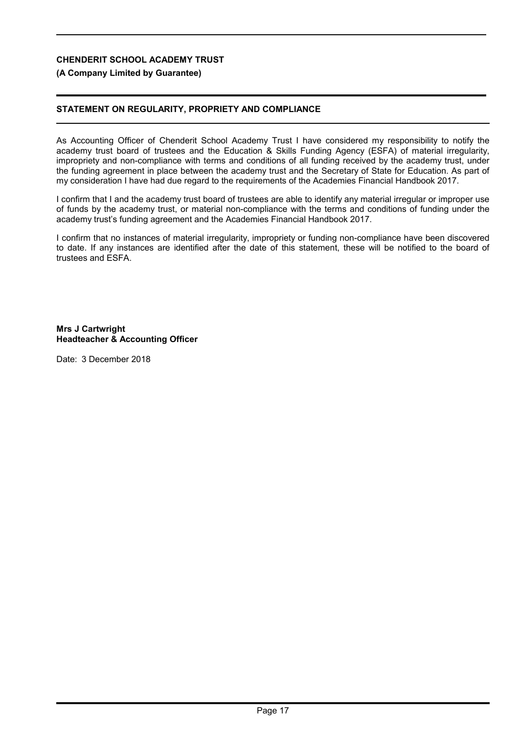**CHENDERIT SCHOOL ACADEMY TRUST**

**(A Company Limited by Guarantee)**

## STATEMENT ON REGULARITY, PROPRIETY AND COMPLIANCE

As Accounting Officer of Chenderit School Academy Trust I have considered my responsibility to notify the academy trust board of trustees and the Education & Skills Funding Agency (ESFA) of material irregularity, impropriety and non-compliance with terms and conditions of all funding received by the academy trust, under the funding agreement in place between the academy trust and the Secretary of State for Education. As part of my consideration I have had due regard to the requirements of the Academies Financial Handbook 2017.

I confirm that I and the academy trust board of trustees are able to identify any material irregular or improper use of funds by the academy trust, or material non-compliance with the terms and conditions of funding under the academy trust's funding agreement and the Academies Financial Handbook 2017.

I confirm that no instances of material irregularity, impropriety or funding non-compliance have been discovered to date. If any instances are identified after the date of this statement, these will be notified to the board of trustees and ESFA.

**Mrs J Cartwright**
**Headteacher & Accounting Officer**

Date: 3 December 2018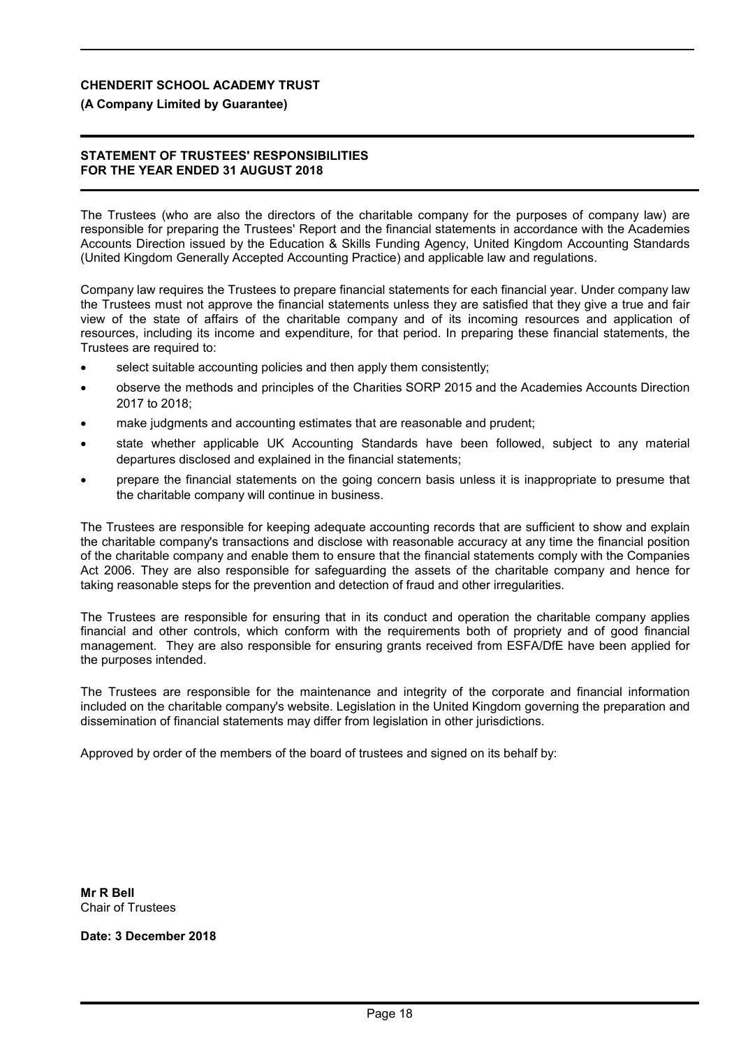**CHENDERIT SCHOOL ACADEMY TRUST**

**(A Company Limited by Guarantee)**

## STATEMENT OF TRUSTEES' RESPONSIBILITIES FOR THE YEAR ENDED 31 AUGUST 2018

The Trustees (who are also the directors of the charitable company for the purposes of company law) are responsible for preparing the Trustees' Report and the financial statements in accordance with the Academies Accounts Direction issued by the Education & Skills Funding Agency, United Kingdom Accounting Standards (United Kingdom Generally Accepted Accounting Practice) and applicable law and regulations.

Company law requires the Trustees to prepare financial statements for each financial year. Under company law the Trustees must not approve the financial statements unless they are satisfied that they give a true and fair view of the state of affairs of the charitable company and of its incoming resources and application of resources, including its income and expenditure, for that period. In preparing these financial statements, the Trustees are required to:

- select suitable accounting policies and then apply them consistently;
- observe the methods and principles of the Charities SORP 2015 and the Academies Accounts Direction 2017 to 2018;
- make judgments and accounting estimates that are reasonable and prudent;
- state whether applicable UK Accounting Standards have been followed, subject to any material departures disclosed and explained in the financial statements;
- prepare the financial statements on the going concern basis unless it is inappropriate to presume that the charitable company will continue in business.

The Trustees are responsible for keeping adequate accounting records that are sufficient to show and explain the charitable company's transactions and disclose with reasonable accuracy at any time the financial position of the charitable company and enable them to ensure that the financial statements comply with the Companies Act 2006. They are also responsible for safeguarding the assets of the charitable company and hence for taking reasonable steps for the prevention and detection of fraud and other irregularities.

The Trustees are responsible for ensuring that in its conduct and operation the charitable company applies financial and other controls, which conform with the requirements both of propriety and of good financial management. They are also responsible for ensuring grants received from ESFA/DfE have been applied for the purposes intended.

The Trustees are responsible for the maintenance and integrity of the corporate and financial information included on the charitable company's website. Legislation in the United Kingdom governing the preparation and dissemination of financial statements may differ from legislation in other jurisdictions.

Approved by order of the members of the board of trustees and signed on its behalf by:

**Mr R Bell**
Chair of Trustees

**Date: 3 December 2018**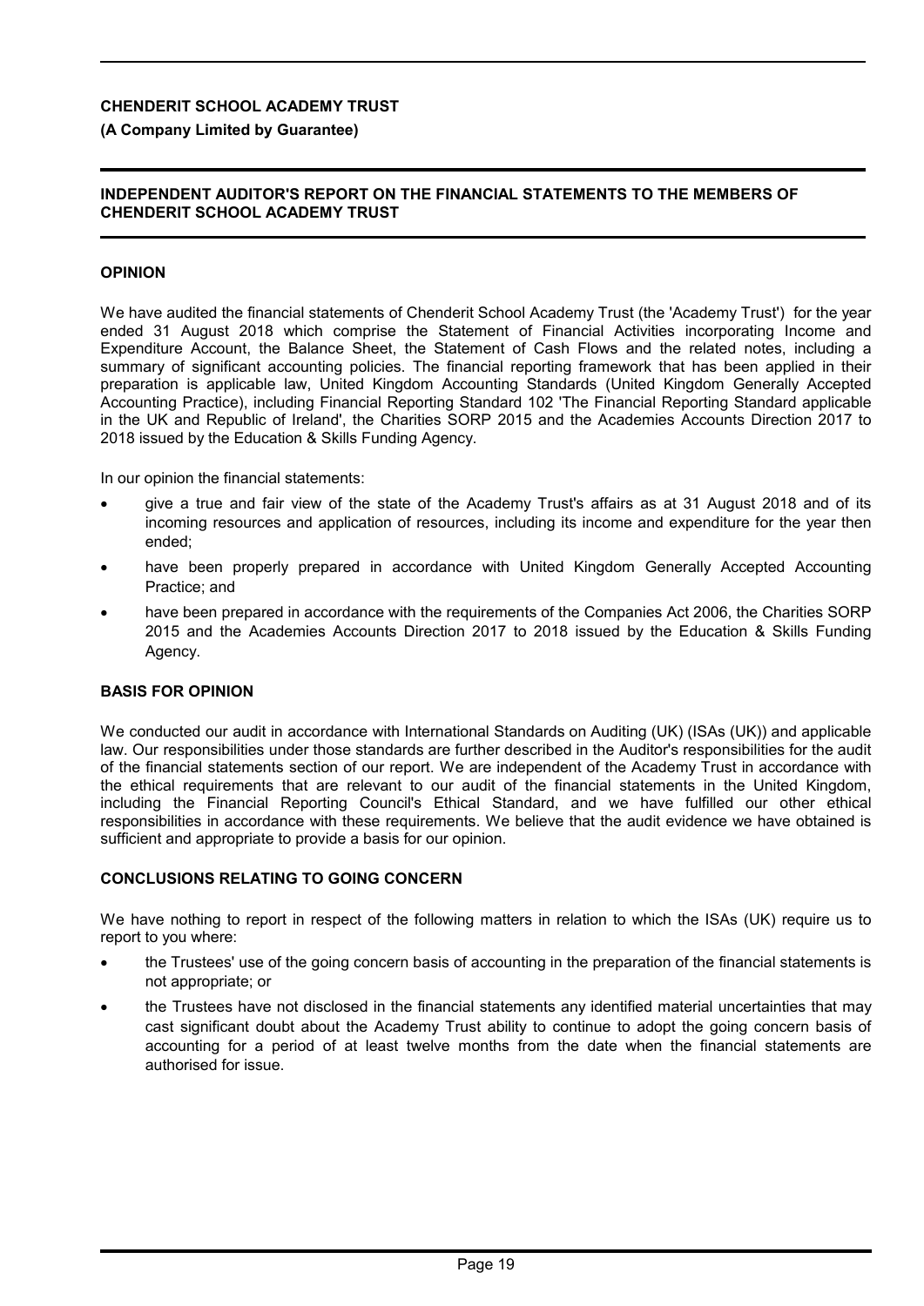**CHENDERIT SCHOOL ACADEMY TRUST**

**(A Company Limited by Guarantee)**

## INDEPENDENT AUDITOR'S REPORT ON THE FINANCIAL STATEMENTS TO THE MEMBERS OF CHENDERIT SCHOOL ACADEMY TRUST

### OPINION

We have audited the financial statements of Chenderit School Academy Trust (the 'Academy Trust') for the year ended 31 August 2018 which comprise the Statement of Financial Activities incorporating Income and Expenditure Account, the Balance Sheet, the Statement of Cash Flows and the related notes, including a summary of significant accounting policies. The financial reporting framework that has been applied in their preparation is applicable law, United Kingdom Accounting Standards (United Kingdom Generally Accepted Accounting Practice), including Financial Reporting Standard 102 'The Financial Reporting Standard applicable in the UK and Republic of Ireland', the Charities SORP 2015 and the Academies Accounts Direction 2017 to 2018 issued by the Education & Skills Funding Agency.

In our opinion the financial statements:

- give a true and fair view of the state of the Academy Trust's affairs as at 31 August 2018 and of its incoming resources and application of resources, including its income and expenditure for the year then ended;
- have been properly prepared in accordance with United Kingdom Generally Accepted Accounting Practice; and
- have been prepared in accordance with the requirements of the Companies Act 2006, the Charities SORP 2015 and the Academies Accounts Direction 2017 to 2018 issued by the Education & Skills Funding Agency.

### BASIS FOR OPINION

We conducted our audit in accordance with International Standards on Auditing (UK) (ISAs (UK)) and applicable law. Our responsibilities under those standards are further described in the Auditor's responsibilities for the audit of the financial statements section of our report. We are independent of the Academy Trust in accordance with the ethical requirements that are relevant to our audit of the financial statements in the United Kingdom, including the Financial Reporting Council's Ethical Standard, and we have fulfilled our other ethical responsibilities in accordance with these requirements. We believe that the audit evidence we have obtained is sufficient and appropriate to provide a basis for our opinion.

### CONCLUSIONS RELATING TO GOING CONCERN

We have nothing to report in respect of the following matters in relation to which the ISAs (UK) require us to report to you where:

- the Trustees' use of the going concern basis of accounting in the preparation of the financial statements is not appropriate; or
- the Trustees have not disclosed in the financial statements any identified material uncertainties that may cast significant doubt about the Academy Trust ability to continue to adopt the going concern basis of accounting for a period of at least twelve months from the date when the financial statements are authorised for issue.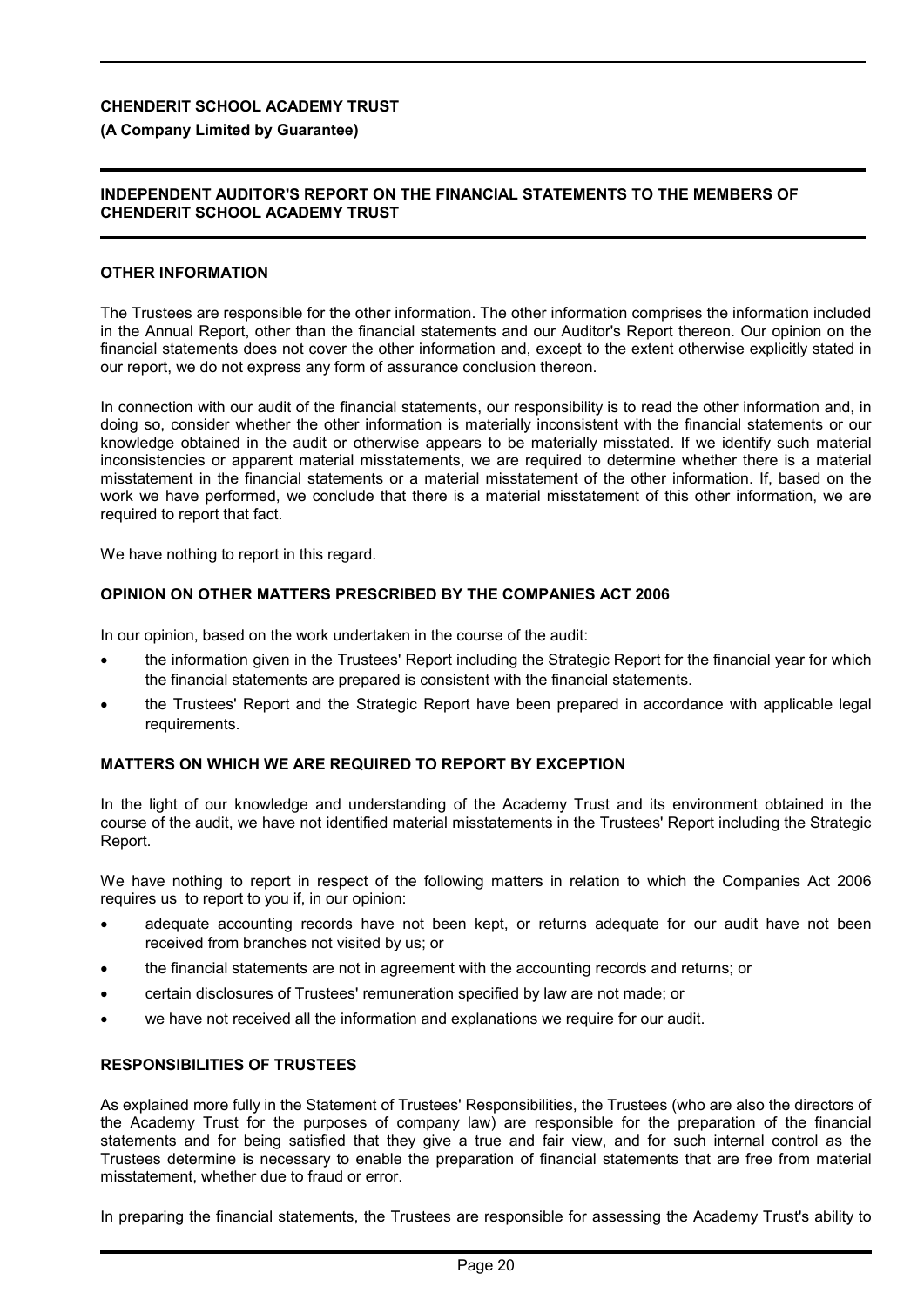## OTHER INFORMATION

The Trustees are responsible for the other information. The other information comprises the information included in the Annual Report, other than the financial statements and our Auditor's Report thereon. Our opinion on the financial statements does not cover the other information and, except to the extent otherwise explicitly stated in our report, we do not express any form of assurance conclusion thereon.

In connection with our audit of the financial statements, our responsibility is to read the other information and, in doing so, consider whether the other information is materially inconsistent with the financial statements or our knowledge obtained in the audit or otherwise appears to be materially misstated. If we identify such material inconsistencies or apparent material misstatements, we are required to determine whether there is a material misstatement in the financial statements or a material misstatement of the other information. If, based on the work we have performed, we conclude that there is a material misstatement of this other information, we are required to report that fact.

We have nothing to report in this regard.

## OPINION ON OTHER MATTERS PRESCRIBED BY THE COMPANIES ACT 2006

In our opinion, based on the work undertaken in the course of the audit:

- the information given in the Trustees' Report including the Strategic Report for the financial year for which the financial statements are prepared is consistent with the financial statements.
- the Trustees' Report and the Strategic Report have been prepared in accordance with applicable legal requirements.

## MATTERS ON WHICH WE ARE REQUIRED TO REPORT BY EXCEPTION

In the light of our knowledge and understanding of the Academy Trust and its environment obtained in the course of the audit, we have not identified material misstatements in the Trustees' Report including the Strategic Report.

We have nothing to report in respect of the following matters in relation to which the Companies Act 2006 requires us to report to you if, in our opinion:

- adequate accounting records have not been kept, or returns adequate for our audit have not been received from branches not visited by us; or
- the financial statements are not in agreement with the accounting records and returns; or
- certain disclosures of Trustees' remuneration specified by law are not made; or
- we have not received all the information and explanations we require for our audit.

## RESPONSIBILITIES OF TRUSTEES

As explained more fully in the Statement of Trustees' Responsibilities, the Trustees (who are also the directors of the Academy Trust for the purposes of company law) are responsible for the preparation of the financial statements and for being satisfied that they give a true and fair view, and for such internal control as the Trustees determine is necessary to enable the preparation of financial statements that are free from material misstatement, whether due to fraud or error.

In preparing the financial statements, the Trustees are responsible for assessing the Academy Trust's ability to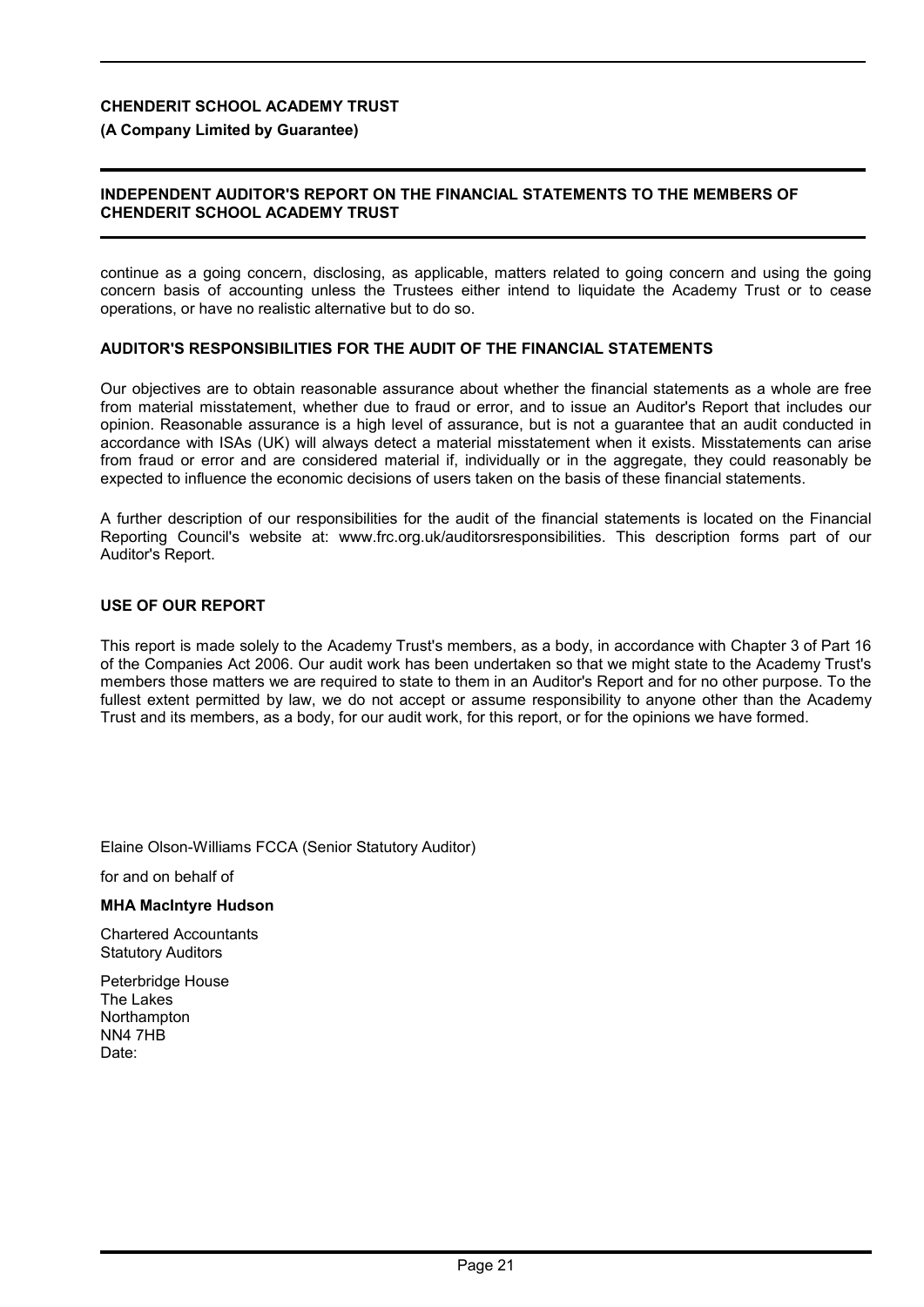continue as a going concern, disclosing, as applicable, matters related to going concern and using the going concern basis of accounting unless the Trustees either intend to liquidate the Academy Trust or to cease operations, or have no realistic alternative but to do so.

## AUDITOR'S RESPONSIBILITIES FOR THE AUDIT OF THE FINANCIAL STATEMENTS

Our objectives are to obtain reasonable assurance about whether the financial statements as a whole are free from material misstatement, whether due to fraud or error, and to issue an Auditor's Report that includes our opinion. Reasonable assurance is a high level of assurance, but is not a guarantee that an audit conducted in accordance with ISAs (UK) will always detect a material misstatement when it exists. Misstatements can arise from fraud or error and are considered material if, individually or in the aggregate, they could reasonably be expected to influence the economic decisions of users taken on the basis of these financial statements.

A further description of our responsibilities for the audit of the financial statements is located on the Financial Reporting Council's website at: www.frc.org.uk/auditorsresponsibilities. This description forms part of our Auditor's Report.

## USE OF OUR REPORT

This report is made solely to the Academy Trust's members, as a body, in accordance with Chapter 3 of Part 16 of the Companies Act 2006. Our audit work has been undertaken so that we might state to the Academy Trust's members those matters we are required to state to them in an Auditor's Report and for no other purpose. To the fullest extent permitted by law, we do not accept or assume responsibility to anyone other than the Academy Trust and its members, as a body, for our audit work, for this report, or for the opinions we have formed.

Elaine Olson-Williams FCCA (Senior Statutory Auditor)

for and on behalf of

**MHA MacIntyre Hudson**

Chartered Accountants
Statutory Auditors

Peterbridge House
The Lakes
Northampton
NN4 7HB
Date: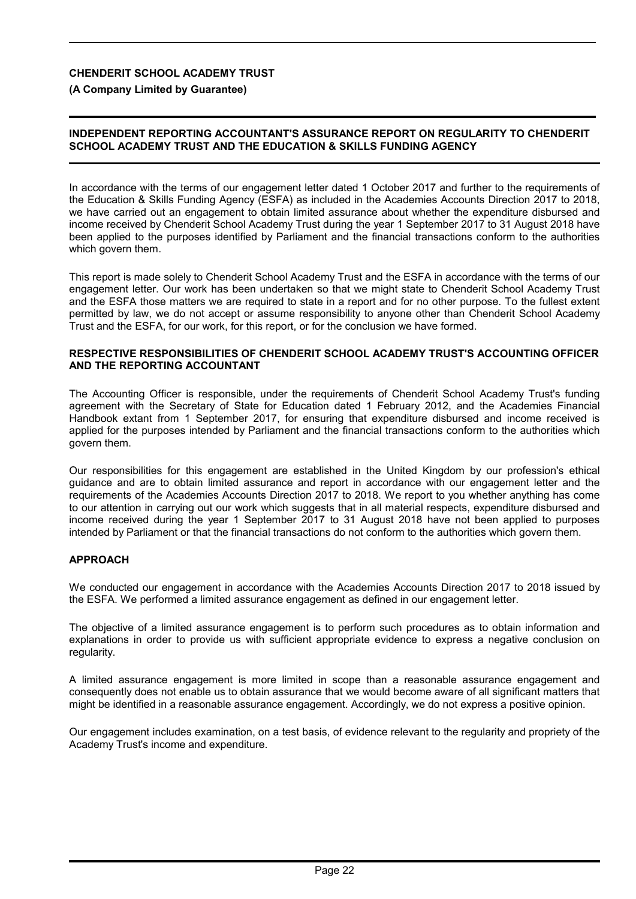**CHENDERIT SCHOOL ACADEMY TRUST**

**(A Company Limited by Guarantee)**

## INDEPENDENT REPORTING ACCOUNTANT'S ASSURANCE REPORT ON REGULARITY TO CHENDERIT SCHOOL ACADEMY TRUST AND THE EDUCATION & SKILLS FUNDING AGENCY

In accordance with the terms of our engagement letter dated 1 October 2017 and further to the requirements of the Education & Skills Funding Agency (ESFA) as included in the Academies Accounts Direction 2017 to 2018, we have carried out an engagement to obtain limited assurance about whether the expenditure disbursed and income received by Chenderit School Academy Trust during the year 1 September 2017 to 31 August 2018 have been applied to the purposes identified by Parliament and the financial transactions conform to the authorities which govern them.

This report is made solely to Chenderit School Academy Trust and the ESFA in accordance with the terms of our engagement letter. Our work has been undertaken so that we might state to Chenderit School Academy Trust and the ESFA those matters we are required to state in a report and for no other purpose. To the fullest extent permitted by law, we do not accept or assume responsibility to anyone other than Chenderit School Academy Trust and the ESFA, for our work, for this report, or for the conclusion we have formed.

### RESPECTIVE RESPONSIBILITIES OF CHENDERIT SCHOOL ACADEMY TRUST'S ACCOUNTING OFFICER AND THE REPORTING ACCOUNTANT

The Accounting Officer is responsible, under the requirements of Chenderit School Academy Trust's funding agreement with the Secretary of State for Education dated 1 February 2012, and the Academies Financial Handbook extant from 1 September 2017, for ensuring that expenditure disbursed and income received is applied for the purposes intended by Parliament and the financial transactions conform to the authorities which govern them.

Our responsibilities for this engagement are established in the United Kingdom by our profession's ethical guidance and are to obtain limited assurance and report in accordance with our engagement letter and the requirements of the Academies Accounts Direction 2017 to 2018. We report to you whether anything has come to our attention in carrying out our work which suggests that in all material respects, expenditure disbursed and income received during the year 1 September 2017 to 31 August 2018 have not been applied to purposes intended by Parliament or that the financial transactions do not conform to the authorities which govern them.

### APPROACH

We conducted our engagement in accordance with the Academies Accounts Direction 2017 to 2018 issued by the ESFA. We performed a limited assurance engagement as defined in our engagement letter.

The objective of a limited assurance engagement is to perform such procedures as to obtain information and explanations in order to provide us with sufficient appropriate evidence to express a negative conclusion on regularity.

A limited assurance engagement is more limited in scope than a reasonable assurance engagement and consequently does not enable us to obtain assurance that we would become aware of all significant matters that might be identified in a reasonable assurance engagement. Accordingly, we do not express a positive opinion.

Our engagement includes examination, on a test basis, of evidence relevant to the regularity and propriety of the Academy Trust's income and expenditure.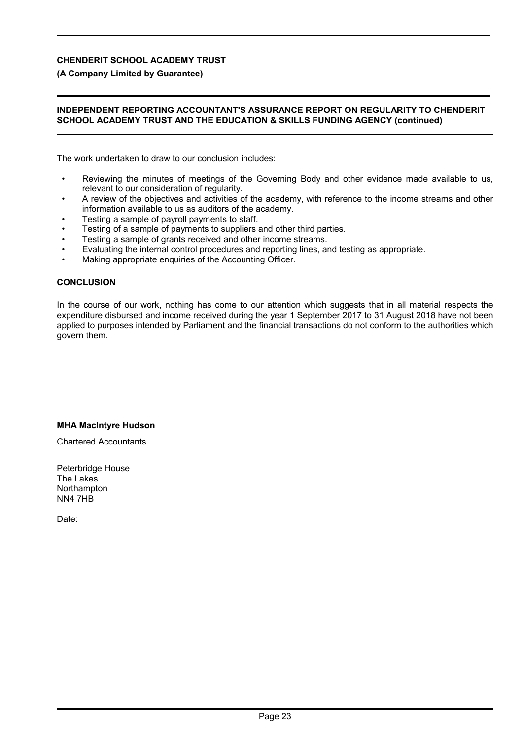**CHENDERIT SCHOOL ACADEMY TRUST**

**(A Company Limited by Guarantee)**

**INDEPENDENT REPORTING ACCOUNTANT'S ASSURANCE REPORT ON REGULARITY TO CHENDERIT SCHOOL ACADEMY TRUST AND THE EDUCATION & SKILLS FUNDING AGENCY (continued)**

The work undertaken to draw to our conclusion includes:

- Reviewing the minutes of meetings of the Governing Body and other evidence made available to us, relevant to our consideration of regularity.
- A review of the objectives and activities of the academy, with reference to the income streams and other information available to us as auditors of the academy.
- Testing a sample of payroll payments to staff.
- Testing of a sample of payments to suppliers and other third parties.
- Testing a sample of grants received and other income streams.
- Evaluating the internal control procedures and reporting lines, and testing as appropriate.
- Making appropriate enquiries of the Accounting Officer.

**CONCLUSION**

In the course of our work, nothing has come to our attention which suggests that in all material respects the expenditure disbursed and income received during the year 1 September 2017 to 31 August 2018 have not been applied to purposes intended by Parliament and the financial transactions do not conform to the authorities which govern them.

**MHA MacIntyre Hudson**

Chartered Accountants

Peterbridge House
The Lakes
Northampton
NN4 7HB

Date: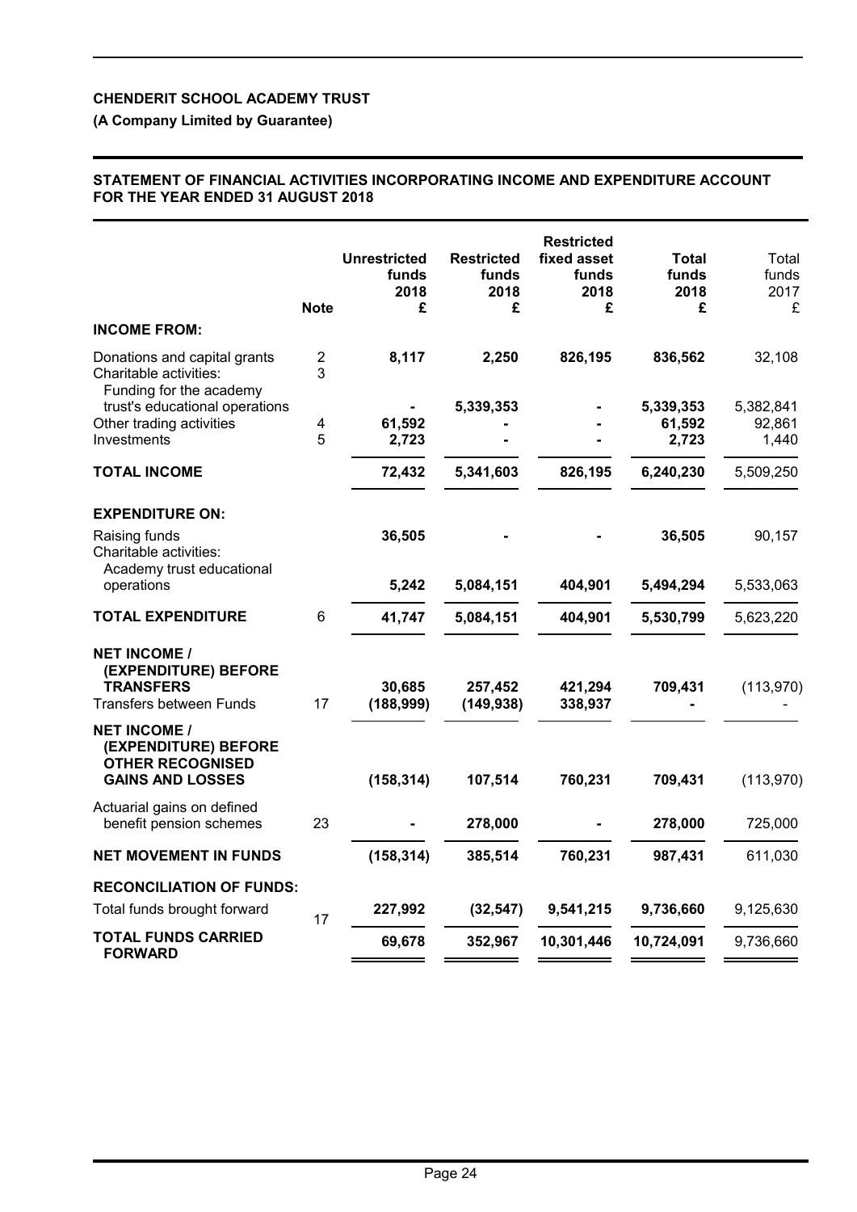**CHENDERIT SCHOOL ACADEMY TRUST**

**(A Company Limited by Guarantee)**

**STATEMENT OF FINANCIAL ACTIVITIES INCORPORATING INCOME AND EXPENDITURE ACCOUNT FOR THE YEAR ENDED 31 AUGUST 2018**

| | Note | Unrestricted funds 2018 £ | Restricted funds 2018 £ | Restricted fixed asset funds 2018 £ | Total funds 2018 £ | Total funds 2017 £ |
|---|---|---|---|---|---|---|
| **INCOME FROM:** | | | | | | |
| Donations and capital grants | 2 | **8,117** | **2,250** | **826,195** | **836,562** | 32,108 |
| Charitable activities: | 3 | | | | | |
| Funding for the academy trust's educational operations | | **-** | **5,339,353** | **-** | **5,339,353** | 5,382,841 |
| Other trading activities | 4 | **61,592** | **-** | **-** | **61,592** | 92,861 |
| Investments | 5 | **2,723** | **-** | **-** | **2,723** | 1,440 |
| **TOTAL INCOME** | | **72,432** | **5,341,603** | **826,195** | **6,240,230** | 5,509,250 |
| **EXPENDITURE ON:** | | | | | | |
| Raising funds | | **36,505** | **-** | **-** | **36,505** | 90,157 |
| Charitable activities: | | | | | | |
| Academy trust educational operations | | **5,242** | **5,084,151** | **404,901** | **5,494,294** | 5,533,063 |
| **TOTAL EXPENDITURE** | 6 | **41,747** | **5,084,151** | **404,901** | **5,530,799** | 5,623,220 |
| **NET INCOME / (EXPENDITURE) BEFORE TRANSFERS** | | **30,685** | **257,452** | **421,294** | **709,431** | (113,970) |
| Transfers between Funds | 17 | **(188,999)** | **(149,938)** | **338,937** | **-** | - |
| **NET INCOME / (EXPENDITURE) BEFORE OTHER RECOGNISED GAINS AND LOSSES** | | **(158,314)** | **107,514** | **760,231** | **709,431** | (113,970) |
| Actuarial gains on defined benefit pension schemes | 23 | **-** | **278,000** | **-** | **278,000** | 725,000 |
| **NET MOVEMENT IN FUNDS** | | **(158,314)** | **385,514** | **760,231** | **987,431** | 611,030 |
| **RECONCILIATION OF FUNDS:** | | | | | | |
| Total funds brought forward | 17 | **227,992** | **(32,547)** | **9,541,215** | **9,736,660** | 9,125,630 |
| **TOTAL FUNDS CARRIED FORWARD** | | **69,678** | **352,967** | **10,301,446** | **10,724,091** | 9,736,660 |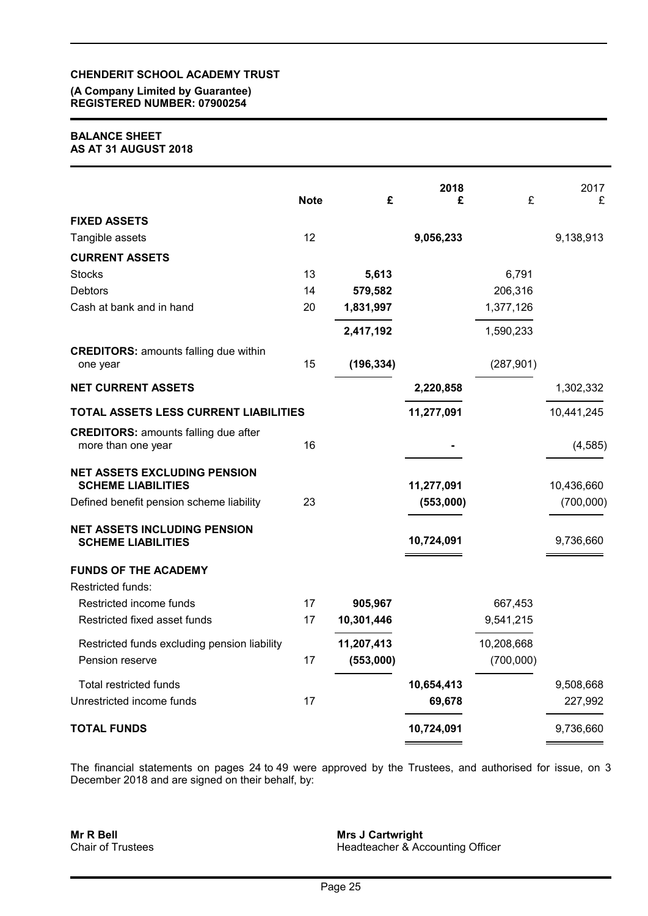**CHENDERIT SCHOOL ACADEMY TRUST**
**(A Company Limited by Guarantee)**
**REGISTERED NUMBER: 07900254**

**BALANCE SHEET**
**AS AT 31 AUGUST 2018**

| | Note | £ | 2018 £ | £ | 2017 £ |
|---|---|---|---|---|---|
| **FIXED ASSETS** | | | | | |
| Tangible assets | 12 | | **9,056,233** | | 9,138,913 |
| **CURRENT ASSETS** | | | | | |
| Stocks | 13 | **5,613** | | 6,791 | |
| Debtors | 14 | **579,582** | | 206,316 | |
| Cash at bank and in hand | 20 | **1,831,997** | | 1,377,126 | |
| | | **2,417,192** | | 1,590,233 | |
| **CREDITORS:** amounts falling due within one year | 15 | **(196,334)** | | (287,901) | |
| **NET CURRENT ASSETS** | | | **2,220,858** | | 1,302,332 |
| **TOTAL ASSETS LESS CURRENT LIABILITIES** | | | **11,277,091** | | 10,441,245 |
| **CREDITORS:** amounts falling due after more than one year | 16 | | **-** | | (4,585) |
| **NET ASSETS EXCLUDING PENSION SCHEME LIABILITIES** | | | **11,277,091** | | 10,436,660 |
| Defined benefit pension scheme liability | 23 | | **(553,000)** | | (700,000) |
| **NET ASSETS INCLUDING PENSION SCHEME LIABILITIES** | | | **10,724,091** | | 9,736,660 |
| **FUNDS OF THE ACADEMY** | | | | | |
| Restricted funds: | | | | | |
| Restricted income funds | 17 | **905,967** | | 667,453 | |
| Restricted fixed asset funds | 17 | **10,301,446** | | 9,541,215 | |
| Restricted funds excluding pension liability | | **11,207,413** | | 10,208,668 | |
| Pension reserve | 17 | **(553,000)** | | (700,000) | |
| Total restricted funds | | | **10,654,413** | | 9,508,668 |
| Unrestricted income funds | 17 | | **69,678** | | 227,992 |
| **TOTAL FUNDS** | | | **10,724,091** | | 9,736,660 |

The financial statements on pages 24 to 49 were approved by the Trustees, and authorised for issue, on 3 December 2018 and are signed on their behalf, by:

**Mr R Bell**
Chair of Trustees

**Mrs J Cartwright**
Headteacher & Accounting Officer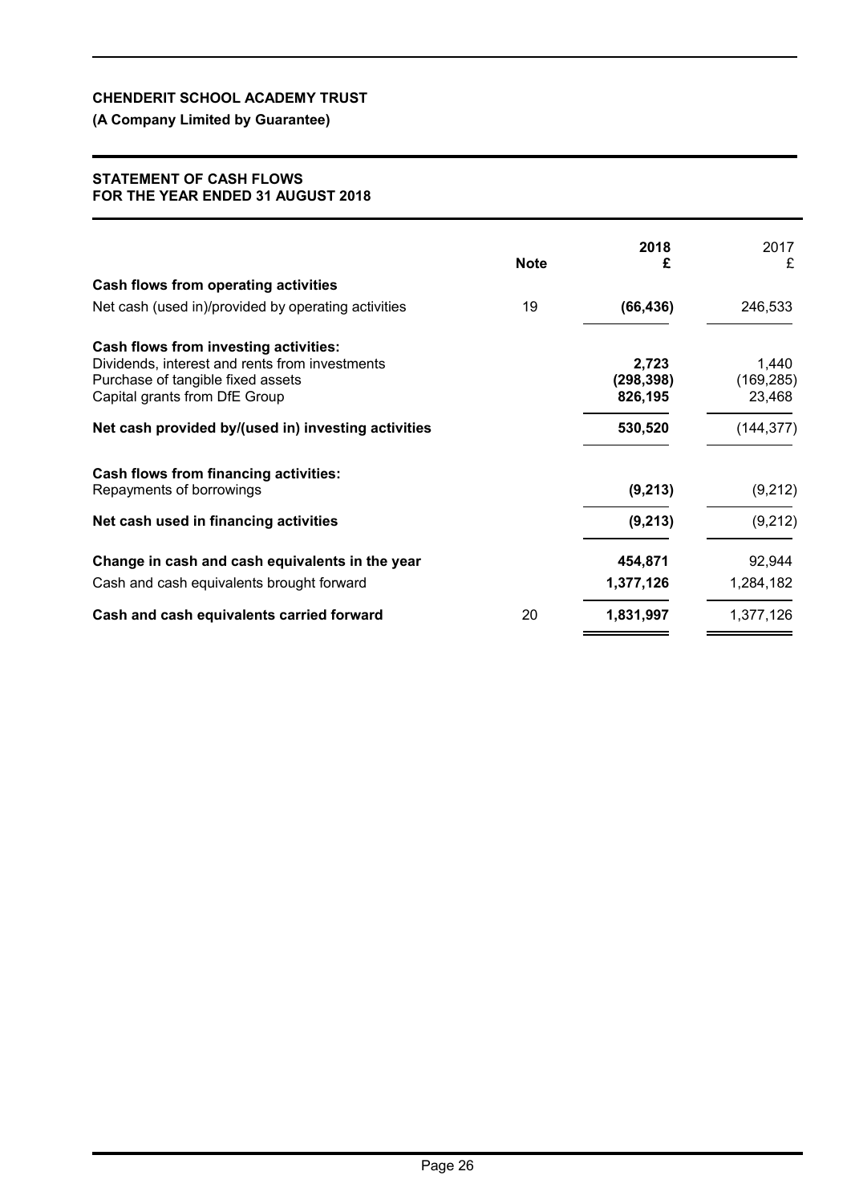**CHENDERIT SCHOOL ACADEMY TRUST**

**(A Company Limited by Guarantee)**

**STATEMENT OF CASH FLOWS**
**FOR THE YEAR ENDED 31 AUGUST 2018**

| | Note | 2018<br>£ | 2017<br>£ |
|---|---|---|---|
| **Cash flows from operating activities** | | | |
| Net cash (used in)/provided by operating activities | 19 | **(66,436)** | 246,533 |
| **Cash flows from investing activities:** | | | |
| Dividends, interest and rents from investments | | **2,723** | 1,440 |
| Purchase of tangible fixed assets | | **(298,398)** | (169,285) |
| Capital grants from DfE Group | | **826,195** | 23,468 |
| **Net cash provided by/(used in) investing activities** | | **530,520** | (144,377) |
| **Cash flows from financing activities:** | | | |
| Repayments of borrowings | | **(9,213)** | (9,212) |
| **Net cash used in financing activities** | | **(9,213)** | (9,212) |
| **Change in cash and cash equivalents in the year** | | **454,871** | 92,944 |
| Cash and cash equivalents brought forward | | **1,377,126** | 1,284,182 |
| **Cash and cash equivalents carried forward** | 20 | **1,831,997** | 1,377,126 |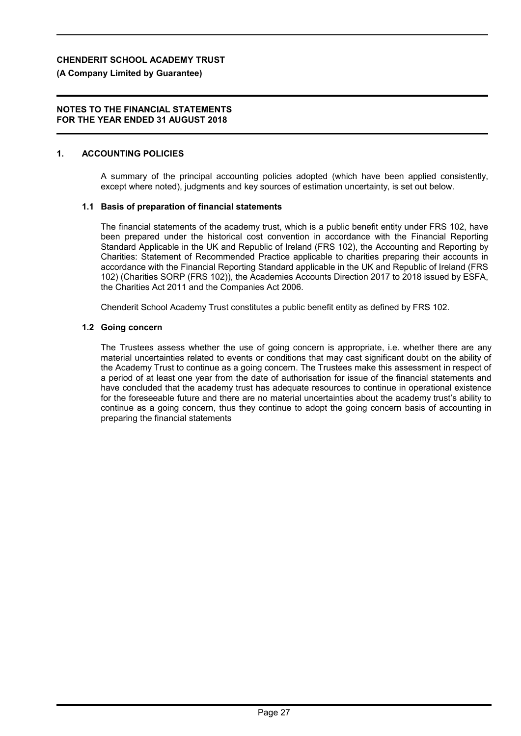**CHENDERIT SCHOOL ACADEMY TRUST**

**(A Company Limited by Guarantee)**

**NOTES TO THE FINANCIAL STATEMENTS**
**FOR THE YEAR ENDED 31 AUGUST 2018**

## 1. ACCOUNTING POLICIES

A summary of the principal accounting policies adopted (which have been applied consistently, except where noted), judgments and key sources of estimation uncertainty, is set out below.

### 1.1 Basis of preparation of financial statements

The financial statements of the academy trust, which is a public benefit entity under FRS 102, have been prepared under the historical cost convention in accordance with the Financial Reporting Standard Applicable in the UK and Republic of Ireland (FRS 102), the Accounting and Reporting by Charities: Statement of Recommended Practice applicable to charities preparing their accounts in accordance with the Financial Reporting Standard applicable in the UK and Republic of Ireland (FRS 102) (Charities SORP (FRS 102)), the Academies Accounts Direction 2017 to 2018 issued by ESFA, the Charities Act 2011 and the Companies Act 2006.

Chenderit School Academy Trust constitutes a public benefit entity as defined by FRS 102.

### 1.2 Going concern

The Trustees assess whether the use of going concern is appropriate, i.e. whether there are any material uncertainties related to events or conditions that may cast significant doubt on the ability of the Academy Trust to continue as a going concern. The Trustees make this assessment in respect of a period of at least one year from the date of authorisation for issue of the financial statements and have concluded that the academy trust has adequate resources to continue in operational existence for the foreseeable future and there are no material uncertainties about the academy trust's ability to continue as a going concern, thus they continue to adopt the going concern basis of accounting in preparing the financial statements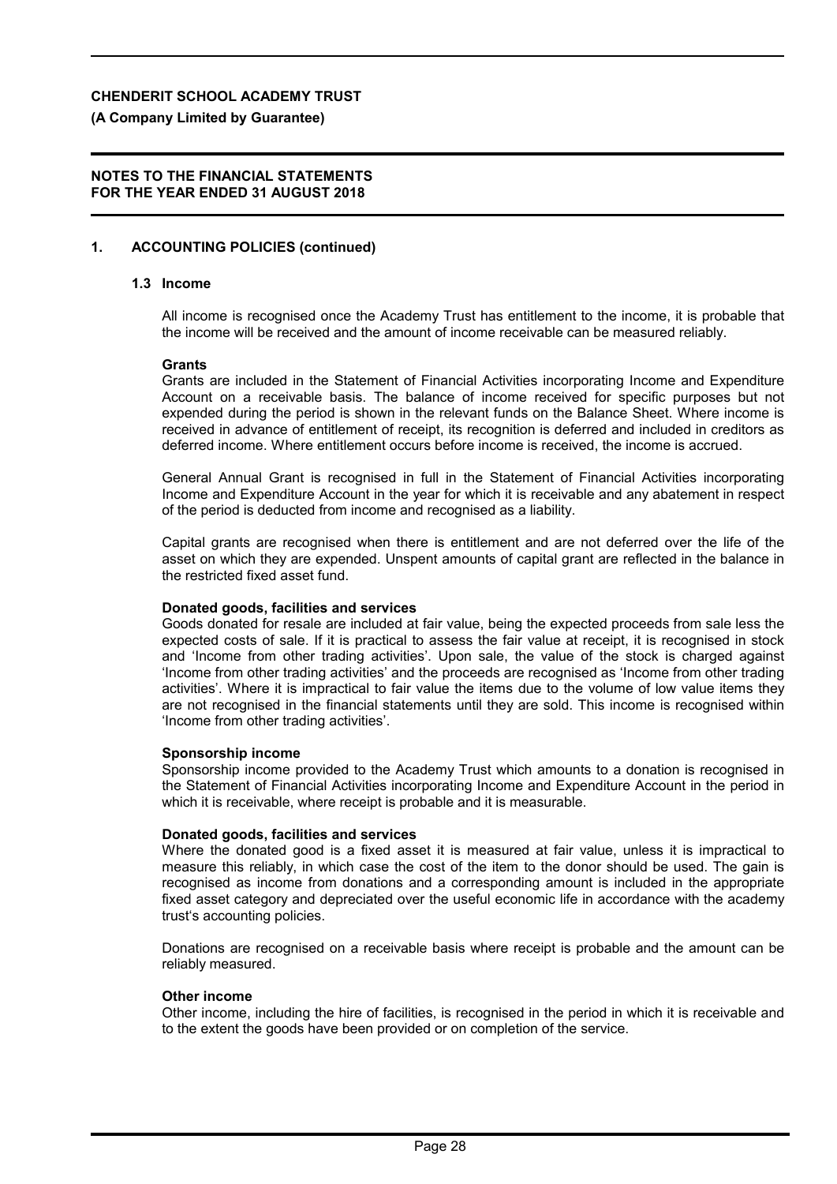## 1. ACCOUNTING POLICIES (continued)

### 1.3 Income

All income is recognised once the Academy Trust has entitlement to the income, it is probable that the income will be received and the amount of income receivable can be measured reliably.

**Grants**

Grants are included in the Statement of Financial Activities incorporating Income and Expenditure Account on a receivable basis. The balance of income received for specific purposes but not expended during the period is shown in the relevant funds on the Balance Sheet. Where income is received in advance of entitlement of receipt, its recognition is deferred and included in creditors as deferred income. Where entitlement occurs before income is received, the income is accrued.

General Annual Grant is recognised in full in the Statement of Financial Activities incorporating Income and Expenditure Account in the year for which it is receivable and any abatement in respect of the period is deducted from income and recognised as a liability.

Capital grants are recognised when there is entitlement and are not deferred over the life of the asset on which they are expended. Unspent amounts of capital grant are reflected in the balance in the restricted fixed asset fund.

**Donated goods, facilities and services**

Goods donated for resale are included at fair value, being the expected proceeds from sale less the expected costs of sale. If it is practical to assess the fair value at receipt, it is recognised in stock and 'Income from other trading activities'. Upon sale, the value of the stock is charged against 'Income from other trading activities' and the proceeds are recognised as 'Income from other trading activities'. Where it is impractical to fair value the items due to the volume of low value items they are not recognised in the financial statements until they are sold. This income is recognised within 'Income from other trading activities'.

**Sponsorship income**

Sponsorship income provided to the Academy Trust which amounts to a donation is recognised in the Statement of Financial Activities incorporating Income and Expenditure Account in the period in which it is receivable, where receipt is probable and it is measurable.

**Donated goods, facilities and services**

Where the donated good is a fixed asset it is measured at fair value, unless it is impractical to measure this reliably, in which case the cost of the item to the donor should be used. The gain is recognised as income from donations and a corresponding amount is included in the appropriate fixed asset category and depreciated over the useful economic life in accordance with the academy trust's accounting policies.

Donations are recognised on a receivable basis where receipt is probable and the amount can be reliably measured.

**Other income**

Other income, including the hire of facilities, is recognised in the period in which it is receivable and to the extent the goods have been provided or on completion of the service.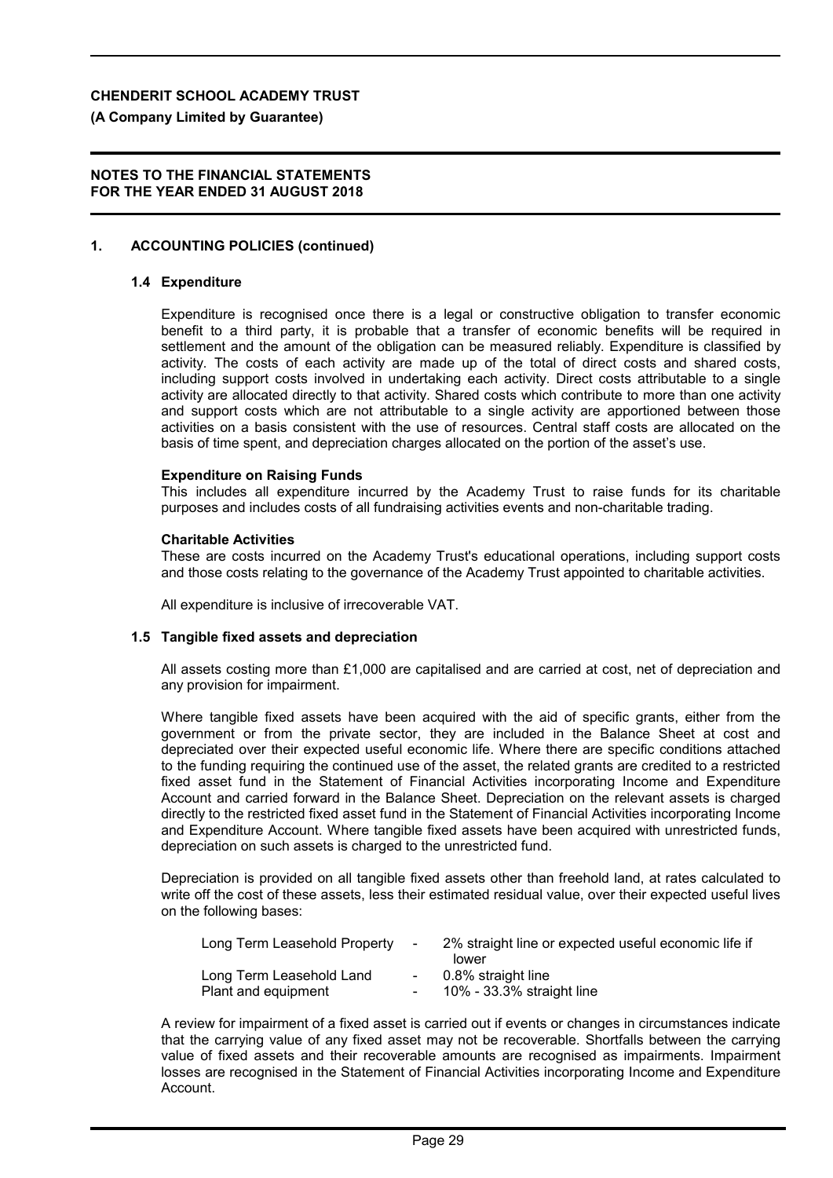**CHENDERIT SCHOOL ACADEMY TRUST**

**(A Company Limited by Guarantee)**

**NOTES TO THE FINANCIAL STATEMENTS FOR THE YEAR ENDED 31 AUGUST 2018**

## 1. ACCOUNTING POLICIES (continued)

### 1.4 Expenditure

Expenditure is recognised once there is a legal or constructive obligation to transfer economic benefit to a third party, it is probable that a transfer of economic benefits will be required in settlement and the amount of the obligation can be measured reliably. Expenditure is classified by activity. The costs of each activity are made up of the total of direct costs and shared costs, including support costs involved in undertaking each activity. Direct costs attributable to a single activity are allocated directly to that activity. Shared costs which contribute to more than one activity and support costs which are not attributable to a single activity are apportioned between those activities on a basis consistent with the use of resources. Central staff costs are allocated on the basis of time spent, and depreciation charges allocated on the portion of the asset's use.

**Expenditure on Raising Funds**

This includes all expenditure incurred by the Academy Trust to raise funds for its charitable purposes and includes costs of all fundraising activities events and non-charitable trading.

**Charitable Activities**

These are costs incurred on the Academy Trust's educational operations, including support costs and those costs relating to the governance of the Academy Trust appointed to charitable activities.

All expenditure is inclusive of irrecoverable VAT.

### 1.5 Tangible fixed assets and depreciation

All assets costing more than £1,000 are capitalised and are carried at cost, net of depreciation and any provision for impairment.

Where tangible fixed assets have been acquired with the aid of specific grants, either from the government or from the private sector, they are included in the Balance Sheet at cost and depreciated over their expected useful economic life. Where there are specific conditions attached to the funding requiring the continued use of the asset, the related grants are credited to a restricted fixed asset fund in the Statement of Financial Activities incorporating Income and Expenditure Account and carried forward in the Balance Sheet. Depreciation on the relevant assets is charged directly to the restricted fixed asset fund in the Statement of Financial Activities incorporating Income and Expenditure Account. Where tangible fixed assets have been acquired with unrestricted funds, depreciation on such assets is charged to the unrestricted fund.

Depreciation is provided on all tangible fixed assets other than freehold land, at rates calculated to write off the cost of these assets, less their estimated residual value, over their expected useful lives on the following bases:

| | | |
|---|---|---|
| Long Term Leasehold Property | - | 2% straight line or expected useful economic life if lower |
| Long Term Leasehold Land | - | 0.8% straight line |
| Plant and equipment | - | 10% - 33.3% straight line |

A review for impairment of a fixed asset is carried out if events or changes in circumstances indicate that the carrying value of any fixed asset may not be recoverable. Shortfalls between the carrying value of fixed assets and their recoverable amounts are recognised as impairments. Impairment losses are recognised in the Statement of Financial Activities incorporating Income and Expenditure Account.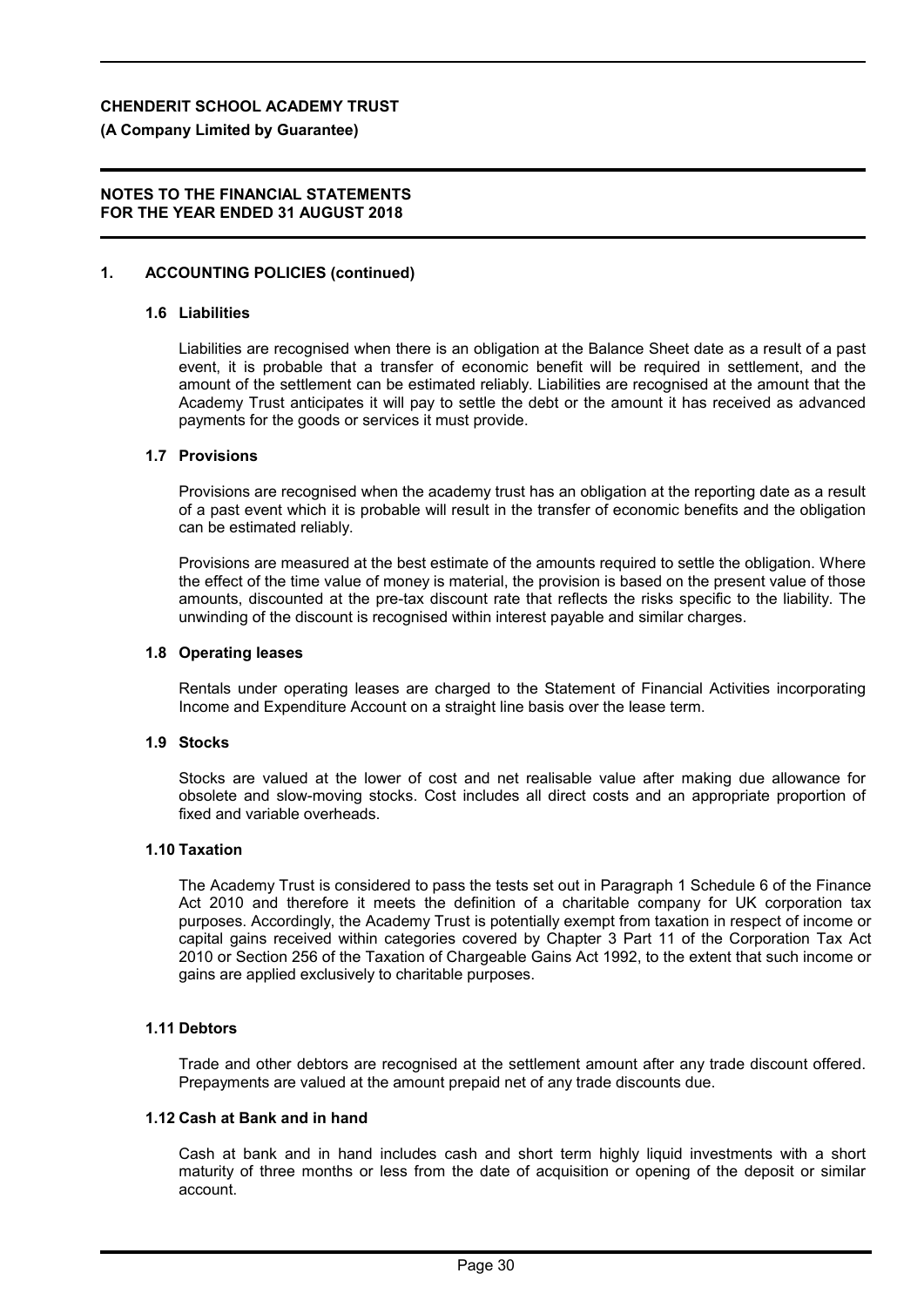## 1. ACCOUNTING POLICIES (continued)

### 1.6 Liabilities

Liabilities are recognised when there is an obligation at the Balance Sheet date as a result of a past event, it is probable that a transfer of economic benefit will be required in settlement, and the amount of the settlement can be estimated reliably. Liabilities are recognised at the amount that the Academy Trust anticipates it will pay to settle the debt or the amount it has received as advanced payments for the goods or services it must provide.

### 1.7 Provisions

Provisions are recognised when the academy trust has an obligation at the reporting date as a result of a past event which it is probable will result in the transfer of economic benefits and the obligation can be estimated reliably.

Provisions are measured at the best estimate of the amounts required to settle the obligation. Where the effect of the time value of money is material, the provision is based on the present value of those amounts, discounted at the pre-tax discount rate that reflects the risks specific to the liability. The unwinding of the discount is recognised within interest payable and similar charges.

### 1.8 Operating leases

Rentals under operating leases are charged to the Statement of Financial Activities incorporating Income and Expenditure Account on a straight line basis over the lease term.

### 1.9 Stocks

Stocks are valued at the lower of cost and net realisable value after making due allowance for obsolete and slow-moving stocks. Cost includes all direct costs and an appropriate proportion of fixed and variable overheads.

### 1.10 Taxation

The Academy Trust is considered to pass the tests set out in Paragraph 1 Schedule 6 of the Finance Act 2010 and therefore it meets the definition of a charitable company for UK corporation tax purposes. Accordingly, the Academy Trust is potentially exempt from taxation in respect of income or capital gains received within categories covered by Chapter 3 Part 11 of the Corporation Tax Act 2010 or Section 256 of the Taxation of Chargeable Gains Act 1992, to the extent that such income or gains are applied exclusively to charitable purposes.

### 1.11 Debtors

Trade and other debtors are recognised at the settlement amount after any trade discount offered. Prepayments are valued at the amount prepaid net of any trade discounts due.

### 1.12 Cash at Bank and in hand

Cash at bank and in hand includes cash and short term highly liquid investments with a short maturity of three months or less from the date of acquisition or opening of the deposit or similar account.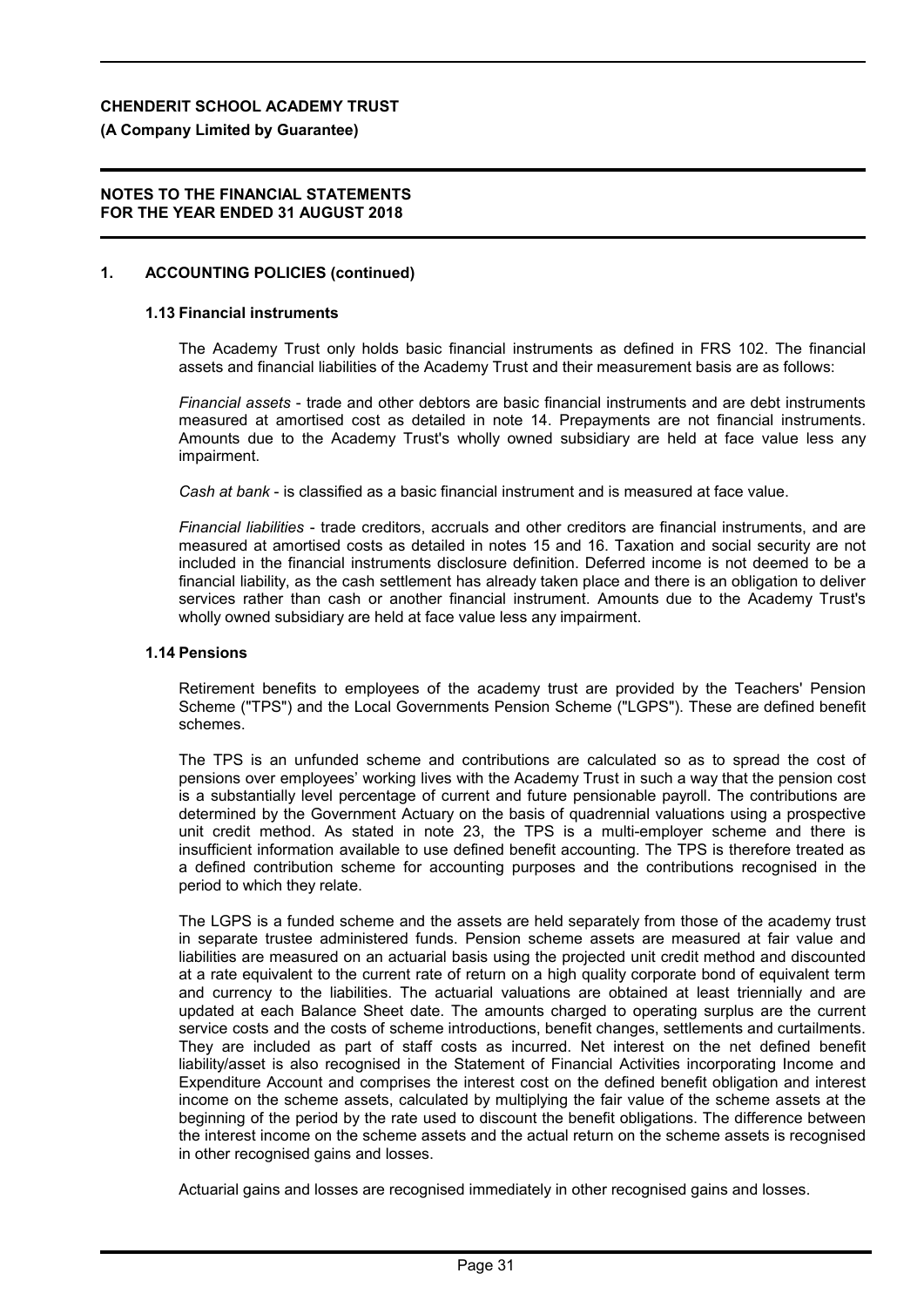## 1. ACCOUNTING POLICIES (continued)

### 1.13 Financial instruments

The Academy Trust only holds basic financial instruments as defined in FRS 102. The financial assets and financial liabilities of the Academy Trust and their measurement basis are as follows:

*Financial assets* - trade and other debtors are basic financial instruments and are debt instruments measured at amortised cost as detailed in note 14. Prepayments are not financial instruments. Amounts due to the Academy Trust's wholly owned subsidiary are held at face value less any impairment.

*Cash at bank* - is classified as a basic financial instrument and is measured at face value.

*Financial liabilities* - trade creditors, accruals and other creditors are financial instruments, and are measured at amortised costs as detailed in notes 15 and 16. Taxation and social security are not included in the financial instruments disclosure definition. Deferred income is not deemed to be a financial liability, as the cash settlement has already taken place and there is an obligation to deliver services rather than cash or another financial instrument. Amounts due to the Academy Trust's wholly owned subsidiary are held at face value less any impairment.

### 1.14 Pensions

Retirement benefits to employees of the academy trust are provided by the Teachers' Pension Scheme ("TPS") and the Local Governments Pension Scheme ("LGPS"). These are defined benefit schemes.

The TPS is an unfunded scheme and contributions are calculated so as to spread the cost of pensions over employees' working lives with the Academy Trust in such a way that the pension cost is a substantially level percentage of current and future pensionable payroll. The contributions are determined by the Government Actuary on the basis of quadrennial valuations using a prospective unit credit method. As stated in note 23, the TPS is a multi-employer scheme and there is insufficient information available to use defined benefit accounting. The TPS is therefore treated as a defined contribution scheme for accounting purposes and the contributions recognised in the period to which they relate.

The LGPS is a funded scheme and the assets are held separately from those of the academy trust in separate trustee administered funds. Pension scheme assets are measured at fair value and liabilities are measured on an actuarial basis using the projected unit credit method and discounted at a rate equivalent to the current rate of return on a high quality corporate bond of equivalent term and currency to the liabilities. The actuarial valuations are obtained at least triennially and are updated at each Balance Sheet date. The amounts charged to operating surplus are the current service costs and the costs of scheme introductions, benefit changes, settlements and curtailments. They are included as part of staff costs as incurred. Net interest on the net defined benefit liability/asset is also recognised in the Statement of Financial Activities incorporating Income and Expenditure Account and comprises the interest cost on the defined benefit obligation and interest income on the scheme assets, calculated by multiplying the fair value of the scheme assets at the beginning of the period by the rate used to discount the benefit obligations. The difference between the interest income on the scheme assets and the actual return on the scheme assets is recognised in other recognised gains and losses.

Actuarial gains and losses are recognised immediately in other recognised gains and losses.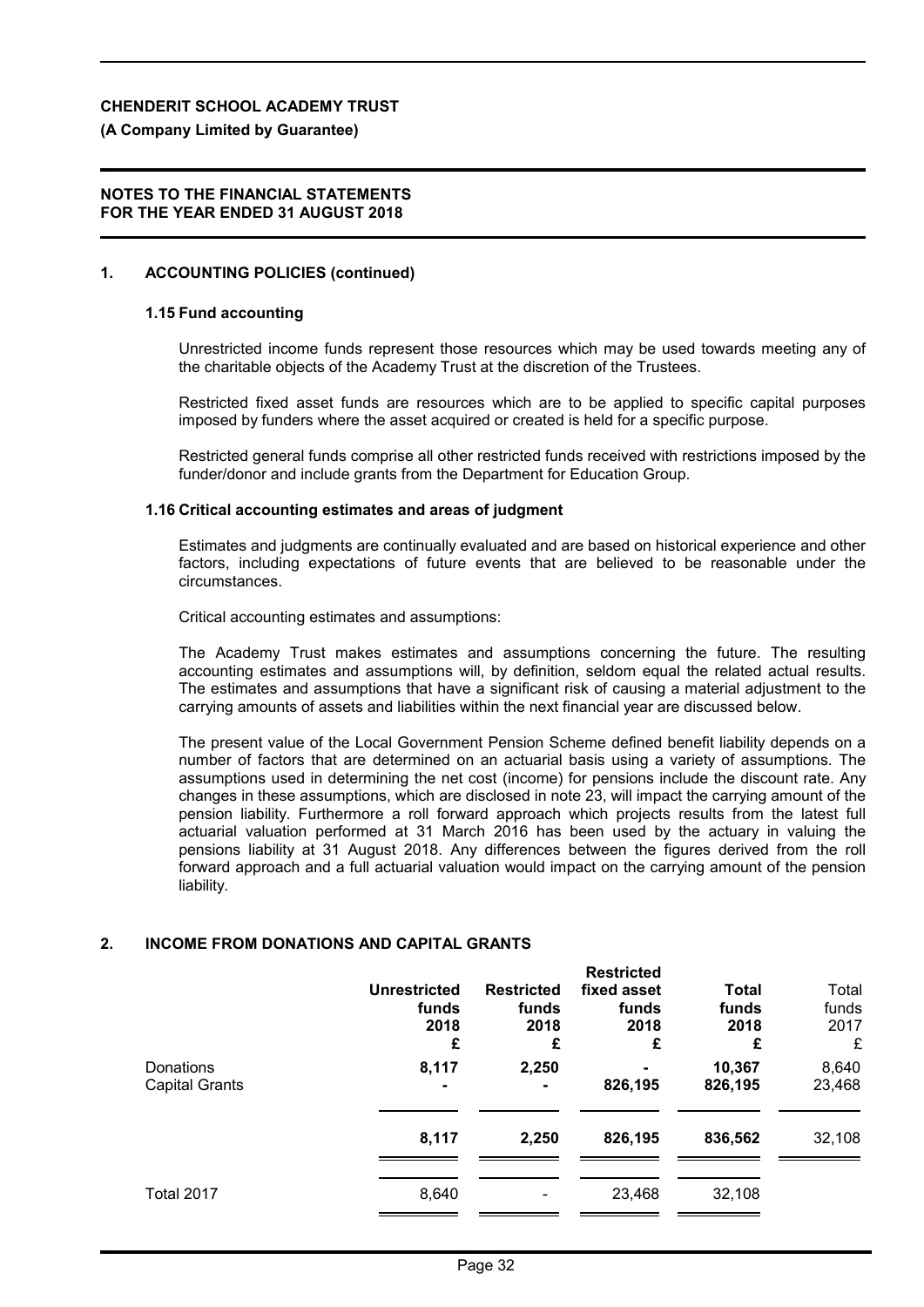**CHENDERIT SCHOOL ACADEMY TRUST**

**(A Company Limited by Guarantee)**

**NOTES TO THE FINANCIAL STATEMENTS**
**FOR THE YEAR ENDED 31 AUGUST 2018**

## 1. ACCOUNTING POLICIES (continued)

### 1.15 Fund accounting

Unrestricted income funds represent those resources which may be used towards meeting any of the charitable objects of the Academy Trust at the discretion of the Trustees.

Restricted fixed asset funds are resources which are to be applied to specific capital purposes imposed by funders where the asset acquired or created is held for a specific purpose.

Restricted general funds comprise all other restricted funds received with restrictions imposed by the funder/donor and include grants from the Department for Education Group.

### 1.16 Critical accounting estimates and areas of judgment

Estimates and judgments are continually evaluated and are based on historical experience and other factors, including expectations of future events that are believed to be reasonable under the circumstances.

Critical accounting estimates and assumptions:

The Academy Trust makes estimates and assumptions concerning the future. The resulting accounting estimates and assumptions will, by definition, seldom equal the related actual results. The estimates and assumptions that have a significant risk of causing a material adjustment to the carrying amounts of assets and liabilities within the next financial year are discussed below.

The present value of the Local Government Pension Scheme defined benefit liability depends on a number of factors that are determined on an actuarial basis using a variety of assumptions. The assumptions used in determining the net cost (income) for pensions include the discount rate. Any changes in these assumptions, which are disclosed in note 23, will impact the carrying amount of the pension liability. Furthermore a roll forward approach which projects results from the latest full actuarial valuation performed at 31 March 2016 has been used by the actuary in valuing the pensions liability at 31 August 2018. Any differences between the figures derived from the roll forward approach and a full actuarial valuation would impact on the carrying amount of the pension liability.

## 2. INCOME FROM DONATIONS AND CAPITAL GRANTS

| | **Unrestricted funds 2018 £** | **Restricted funds 2018 £** | **Restricted fixed asset funds 2018 £** | **Total funds 2018 £** | Total funds 2017 £ |
|---|---|---|---|---|---|
| Donations | **8,117** | **2,250** | **-** | **10,367** | 8,640 |
| Capital Grants | **-** | **-** | **826,195** | **826,195** | 23,468 |
| | **8,117** | **2,250** | **826,195** | **836,562** | 32,108 |
| Total 2017 | 8,640 | - | 23,468 | 32,108 | |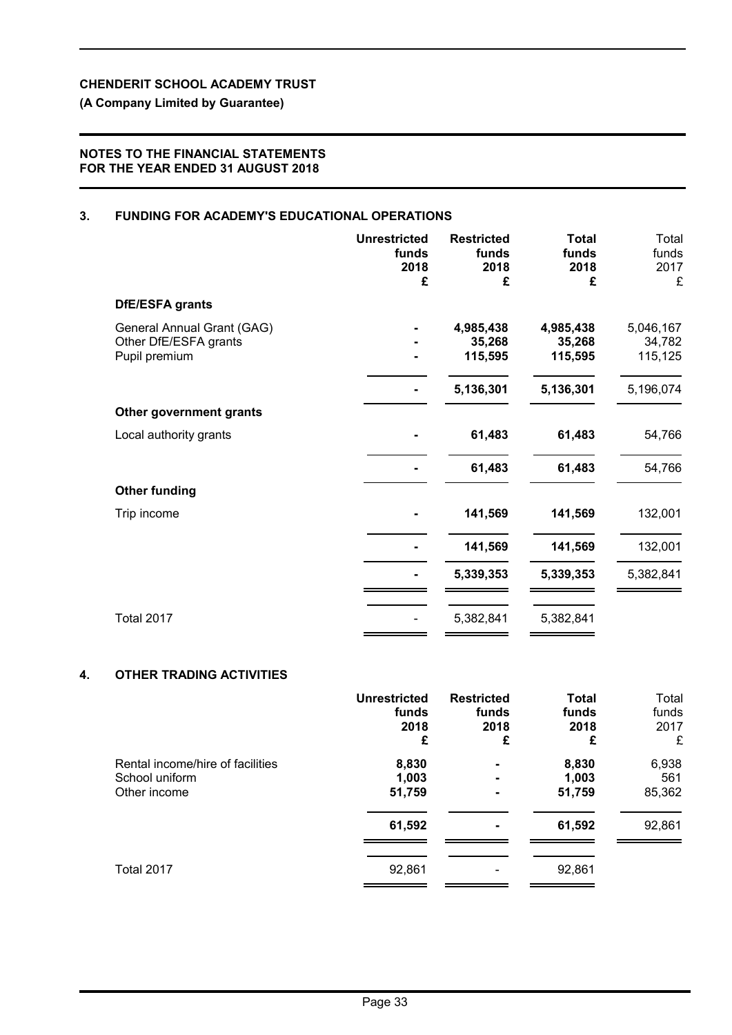**CHENDERIT SCHOOL ACADEMY TRUST**

**(A Company Limited by Guarantee)**

**NOTES TO THE FINANCIAL STATEMENTS FOR THE YEAR ENDED 31 AUGUST 2018**

## 3. FUNDING FOR ACADEMY'S EDUCATIONAL OPERATIONS

| | Unrestricted funds 2018 £ | Restricted funds 2018 £ | Total funds 2018 £ | Total funds 2017 £ |
|---|---|---|---|---|
| **DfE/ESFA grants** | | | | |
| General Annual Grant (GAG) | - | 4,985,438 | 4,985,438 | 5,046,167 |
| Other DfE/ESFA grants | - | 35,268 | 35,268 | 34,782 |
| Pupil premium | - | 115,595 | 115,595 | 115,125 |
| | - | 5,136,301 | 5,136,301 | 5,196,074 |
| **Other government grants** | | | | |
| Local authority grants | - | 61,483 | 61,483 | 54,766 |
| | - | 61,483 | 61,483 | 54,766 |
| **Other funding** | | | | |
| Trip income | - | 141,569 | 141,569 | 132,001 |
| | - | 141,569 | 141,569 | 132,001 |
| | - | 5,339,353 | 5,339,353 | 5,382,841 |
| Total 2017 | - | 5,382,841 | 5,382,841 | |

## 4. OTHER TRADING ACTIVITIES

| | Unrestricted funds 2018 £ | Restricted funds 2018 £ | Total funds 2018 £ | Total funds 2017 £ |
|---|---|---|---|---|
| Rental income/hire of facilities | 8,830 | - | 8,830 | 6,938 |
| School uniform | 1,003 | - | 1,003 | 561 |
| Other income | 51,759 | - | 51,759 | 85,362 |
| | 61,592 | - | 61,592 | 92,861 |
| Total 2017 | 92,861 | - | 92,861 | |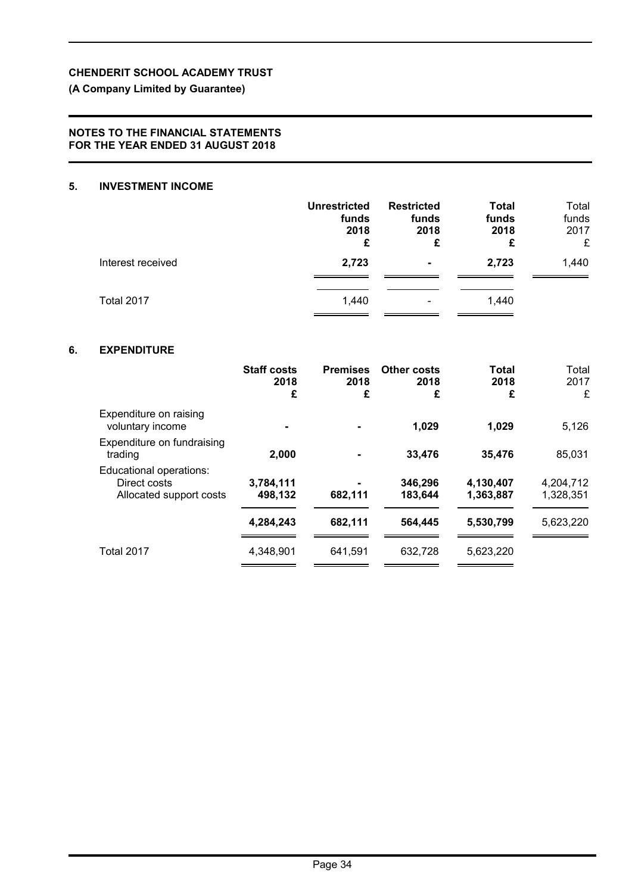**CHENDERIT SCHOOL ACADEMY TRUST**

**(A Company Limited by Guarantee)**

**NOTES TO THE FINANCIAL STATEMENTS FOR THE YEAR ENDED 31 AUGUST 2018**

## 5. INVESTMENT INCOME

| | Unrestricted funds 2018 £ | Restricted funds 2018 £ | Total funds 2018 £ | Total funds 2017 £ |
|---|---|---|---|---|
| Interest received | **2,723** | **-** | **2,723** | 1,440 |
| Total 2017 | 1,440 | - | 1,440 | |

## 6. EXPENDITURE

| | Staff costs 2018 £ | Premises 2018 £ | Other costs 2018 £ | Total 2018 £ | Total 2017 £ |
|---|---|---|---|---|---|
| Expenditure on raising voluntary income | **-** | **-** | **1,029** | **1,029** | 5,126 |
| Expenditure on fundraising trading | **2,000** | **-** | **33,476** | **35,476** | 85,031 |
| Educational operations: | | | | | |
| Direct costs | **3,784,111** | **-** | **346,296** | **4,130,407** | 4,204,712 |
| Allocated support costs | **498,132** | **682,111** | **183,644** | **1,363,887** | 1,328,351 |
| | **4,284,243** | **682,111** | **564,445** | **5,530,799** | 5,623,220 |
| Total 2017 | 4,348,901 | 641,591 | 632,728 | 5,623,220 | |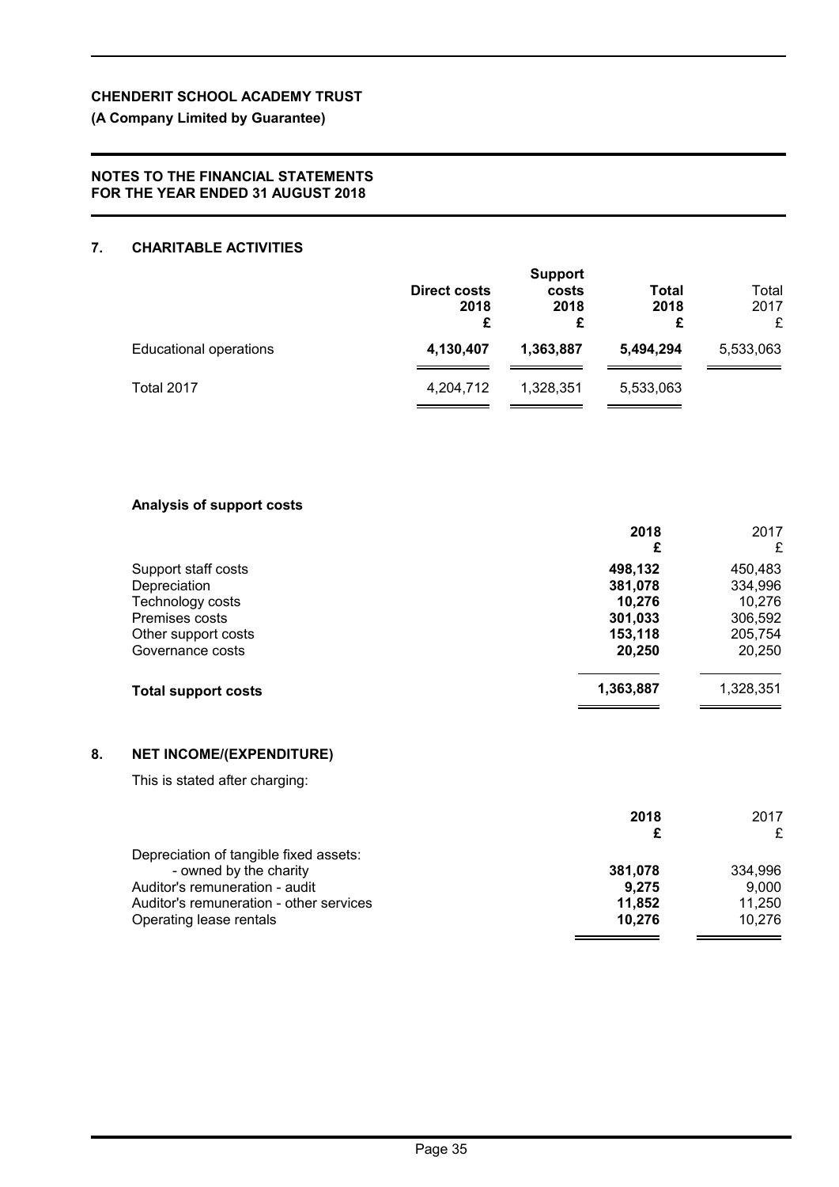**CHENDERIT SCHOOL ACADEMY TRUST**

**(A Company Limited by Guarantee)**

**NOTES TO THE FINANCIAL STATEMENTS FOR THE YEAR ENDED 31 AUGUST 2018**

## 7. CHARITABLE ACTIVITIES

| | **Direct costs 2018 £** | **Support costs 2018 £** | **Total 2018 £** | Total 2017 £ |
|---|---|---|---|---|
| Educational operations | **4,130,407** | **1,363,887** | **5,494,294** | 5,533,063 |
| Total 2017 | 4,204,712 | 1,328,351 | 5,533,063 | |

### Analysis of support costs

| | **2018 £** | 2017 £ |
|---|---|---|
| Support staff costs | **498,132** | 450,483 |
| Depreciation | **381,078** | 334,996 |
| Technology costs | **10,276** | 10,276 |
| Premises costs | **301,033** | 306,592 |
| Other support costs | **153,118** | 205,754 |
| Governance costs | **20,250** | 20,250 |
| **Total support costs** | **1,363,887** | 1,328,351 |

## 8. NET INCOME/(EXPENDITURE)

This is stated after charging:

| | **2018 £** | 2017 £ |
|---|---|---|
| Depreciation of tangible fixed assets: | | |
| - owned by the charity | **381,078** | 334,996 |
| Auditor's remuneration - audit | **9,275** | 9,000 |
| Auditor's remuneration - other services | **11,852** | 11,250 |
| Operating lease rentals | **10,276** | 10,276 |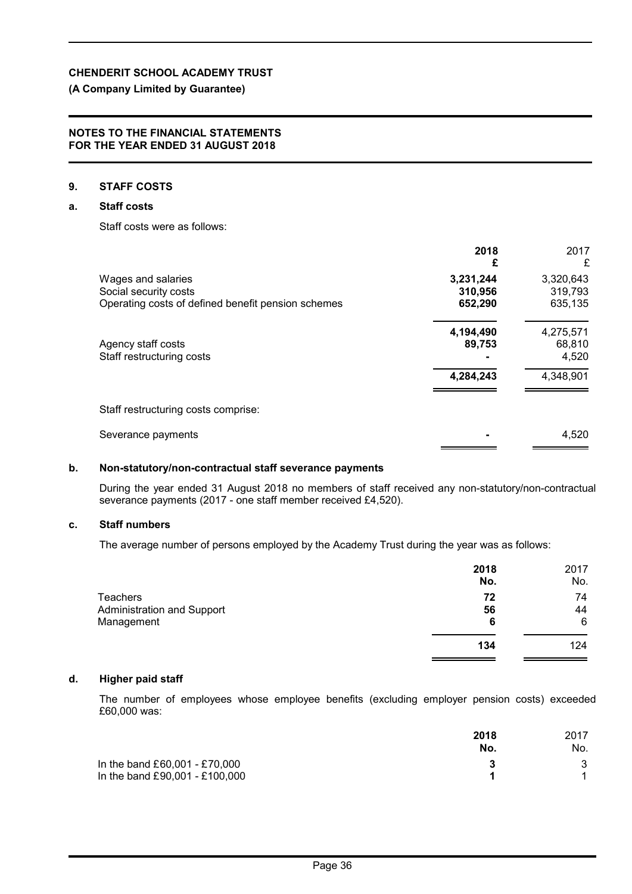**CHENDERIT SCHOOL ACADEMY TRUST**

**(A Company Limited by Guarantee)**

**NOTES TO THE FINANCIAL STATEMENTS FOR THE YEAR ENDED 31 AUGUST 2018**

## 9. STAFF COSTS

### a. Staff costs

Staff costs were as follows:

| | **2018** **£** | 2017 £ |
|---|---|---|
| Wages and salaries | **3,231,244** | 3,320,643 |
| Social security costs | **310,956** | 319,793 |
| Operating costs of defined benefit pension schemes | **652,290** | 635,135 |
| | **4,194,490** | 4,275,571 |
| Agency staff costs | **89,753** | 68,810 |
| Staff restructuring costs | **-** | 4,520 |
| | **4,284,243** | 4,348,901 |

Staff restructuring costs comprise:

| | | |
|---|---|---|
| Severance payments | **-** | 4,520 |

### b. Non-statutory/non-contractual staff severance payments

During the year ended 31 August 2018 no members of staff received any non-statutory/non-contractual severance payments (2017 - one staff member received £4,520).

### c. Staff numbers

The average number of persons employed by the Academy Trust during the year was as follows:

| | **2018** **No.** | 2017 No. |
|---|---|---|
| Teachers | **72** | 74 |
| Administration and Support | **56** | 44 |
| Management | **6** | 6 |
| | **134** | 124 |

### d. Higher paid staff

The number of employees whose employee benefits (excluding employer pension costs) exceeded £60,000 was:

| | **2018** **No.** | 2017 No. |
|---|---|---|
| In the band £60,001 - £70,000 | **3** | 3 |
| In the band £90,001 - £100,000 | **1** | 1 |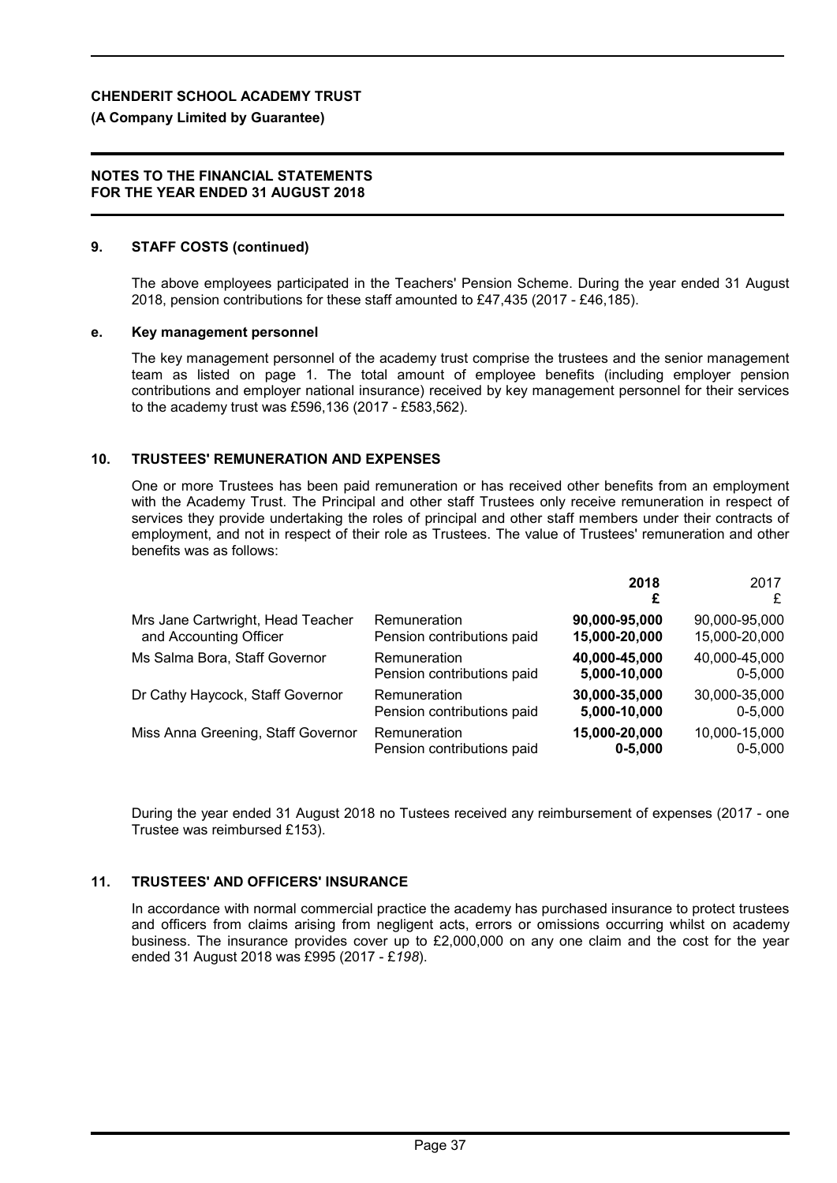**CHENDERIT SCHOOL ACADEMY TRUST**

**(A Company Limited by Guarantee)**

**NOTES TO THE FINANCIAL STATEMENTS FOR THE YEAR ENDED 31 AUGUST 2018**

## 9. STAFF COSTS (continued)

The above employees participated in the Teachers' Pension Scheme. During the year ended 31 August 2018, pension contributions for these staff amounted to £47,435 (2017 - £46,185).

### e. Key management personnel

The key management personnel of the academy trust comprise the trustees and the senior management team as listed on page 1. The total amount of employee benefits (including employer pension contributions and employer national insurance) received by key management personnel for their services to the academy trust was £596,136 (2017 - £583,562).

## 10. TRUSTEES' REMUNERATION AND EXPENSES

One or more Trustees has been paid remuneration or has received other benefits from an employment with the Academy Trust. The Principal and other staff Trustees only receive remuneration in respect of services they provide undertaking the roles of principal and other staff members under their contracts of employment, and not in respect of their role as Trustees. The value of Trustees' remuneration and other benefits was as follows:

| | | **2018 £** | 2017 £ |
|---|---|---|---|
| Mrs Jane Cartwright, Head Teacher and Accounting Officer | Remuneration | **90,000-95,000** | 90,000-95,000 |
| | Pension contributions paid | **15,000-20,000** | 15,000-20,000 |
| Ms Salma Bora, Staff Governor | Remuneration | **40,000-45,000** | 40,000-45,000 |
| | Pension contributions paid | **5,000-10,000** | 0-5,000 |
| Dr Cathy Haycock, Staff Governor | Remuneration | **30,000-35,000** | 30,000-35,000 |
| | Pension contributions paid | **5,000-10,000** | 0-5,000 |
| Miss Anna Greening, Staff Governor | Remuneration | **15,000-20,000** | 10,000-15,000 |
| | Pension contributions paid | **0-5,000** | 0-5,000 |

During the year ended 31 August 2018 no Tustees received any reimbursement of expenses (2017 - one Trustee was reimbursed £153).

## 11. TRUSTEES' AND OFFICERS' INSURANCE

In accordance with normal commercial practice the academy has purchased insurance to protect trustees and officers from claims arising from negligent acts, errors or omissions occurring whilst on academy business. The insurance provides cover up to £2,000,000 on any one claim and the cost for the year ended 31 August 2018 was £995 (2017 - £*198*).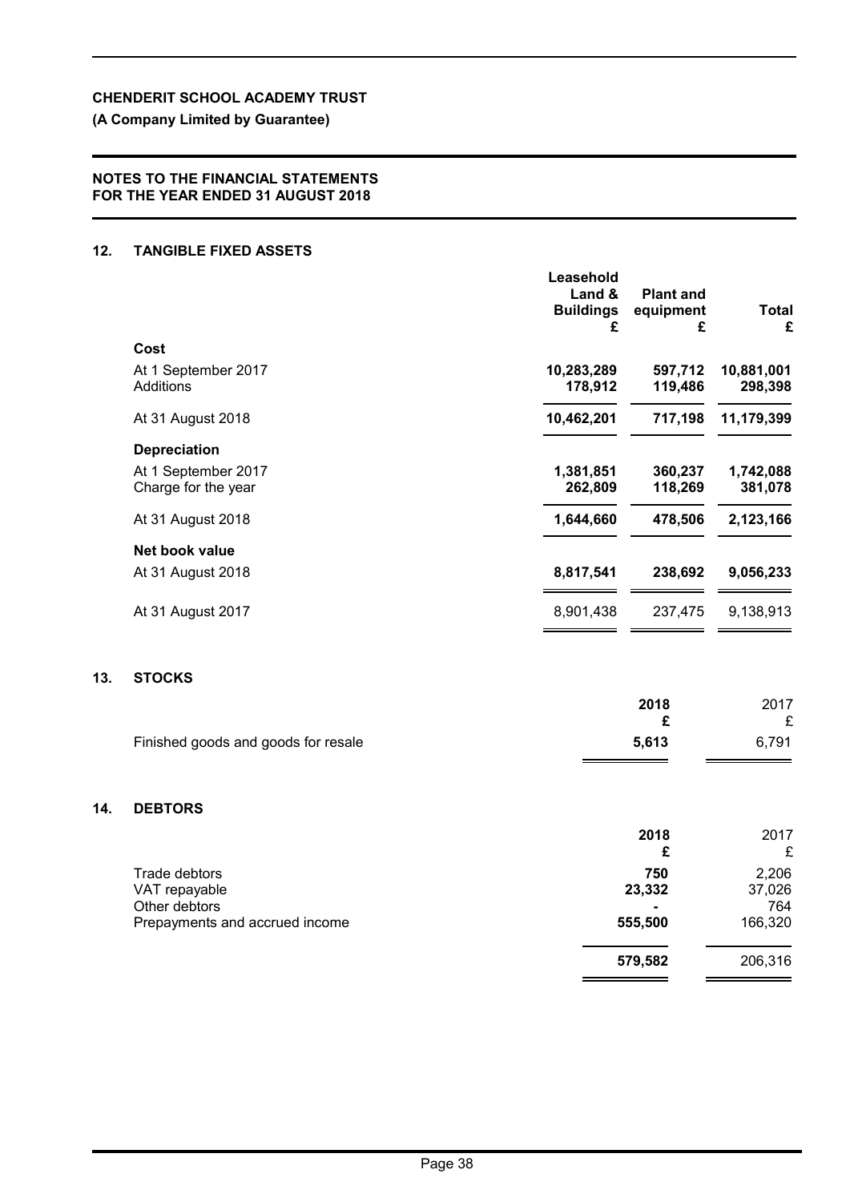**CHENDERIT SCHOOL ACADEMY TRUST**

**(A Company Limited by Guarantee)**

**NOTES TO THE FINANCIAL STATEMENTS FOR THE YEAR ENDED 31 AUGUST 2018**

## 12. TANGIBLE FIXED ASSETS

| | Leasehold Land & Buildings £ | Plant and equipment £ | Total £ |
|---|---|---|---|
| **Cost** | | | |
| At 1 September 2017 | **10,283,289** | **597,712** | **10,881,001** |
| Additions | **178,912** | **119,486** | **298,398** |
| At 31 August 2018 | **10,462,201** | **717,198** | **11,179,399** |
| **Depreciation** | | | |
| At 1 September 2017 | **1,381,851** | **360,237** | **1,742,088** |
| Charge for the year | **262,809** | **118,269** | **381,078** |
| At 31 August 2018 | **1,644,660** | **478,506** | **2,123,166** |
| **Net book value** | | | |
| At 31 August 2018 | **8,817,541** | **238,692** | **9,056,233** |
| At 31 August 2017 | 8,901,438 | 237,475 | 9,138,913 |

## 13. STOCKS

| | 2018 £ | 2017 £ |
|---|---|---|
| Finished goods and goods for resale | **5,613** | 6,791 |

## 14. DEBTORS

| | 2018 £ | 2017 £ |
|---|---|---|
| Trade debtors | **750** | 2,206 |
| VAT repayable | **23,332** | 37,026 |
| Other debtors | **-** | 764 |
| Prepayments and accrued income | **555,500** | 166,320 |
| | **579,582** | 206,316 |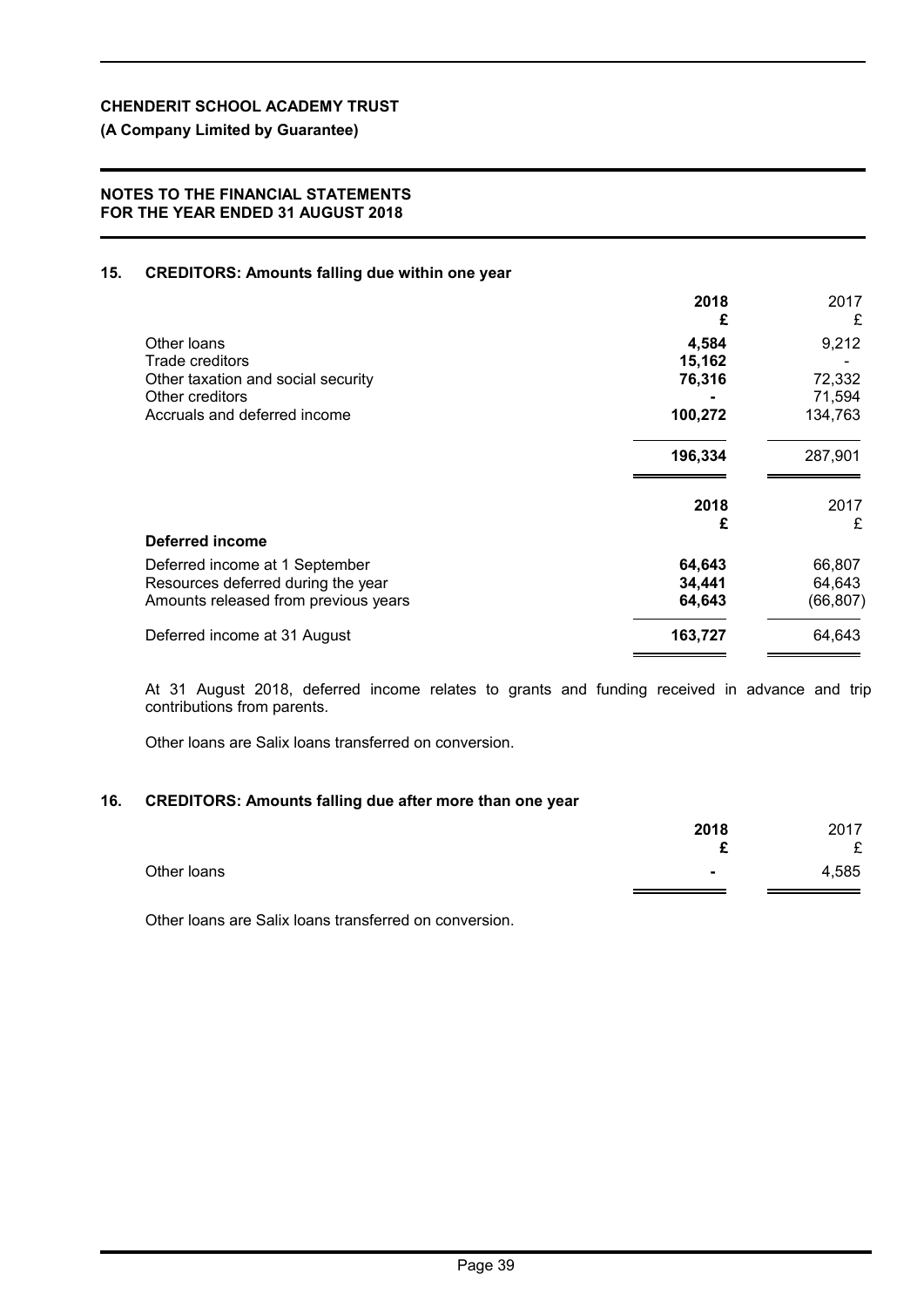**CHENDERIT SCHOOL ACADEMY TRUST**

**(A Company Limited by Guarantee)**

**NOTES TO THE FINANCIAL STATEMENTS**
**FOR THE YEAR ENDED 31 AUGUST 2018**

## 15. CREDITORS: Amounts falling due within one year

| | 2018 £ | 2017 £ |
|---|---|---|
| Other loans | **4,584** | 9,212 |
| Trade creditors | **15,162** | - |
| Other taxation and social security | **76,316** | 72,332 |
| Other creditors | **-** | 71,594 |
| Accruals and deferred income | **100,272** | 134,763 |
| | **196,334** | 287,901 |

| Deferred income | 2018 £ | 2017 £ |
|---|---|---|
| Deferred income at 1 September | **64,643** | 66,807 |
| Resources deferred during the year | **34,441** | 64,643 |
| Amounts released from previous years | **64,643** | (66,807) |
| Deferred income at 31 August | **163,727** | 64,643 |

At 31 August 2018, deferred income relates to grants and funding received in advance and trip contributions from parents.

Other loans are Salix loans transferred on conversion.

## 16. CREDITORS: Amounts falling due after more than one year

| | 2018 £ | 2017 £ |
|---|---|---|
| Other loans | **-** | 4,585 |

Other loans are Salix loans transferred on conversion.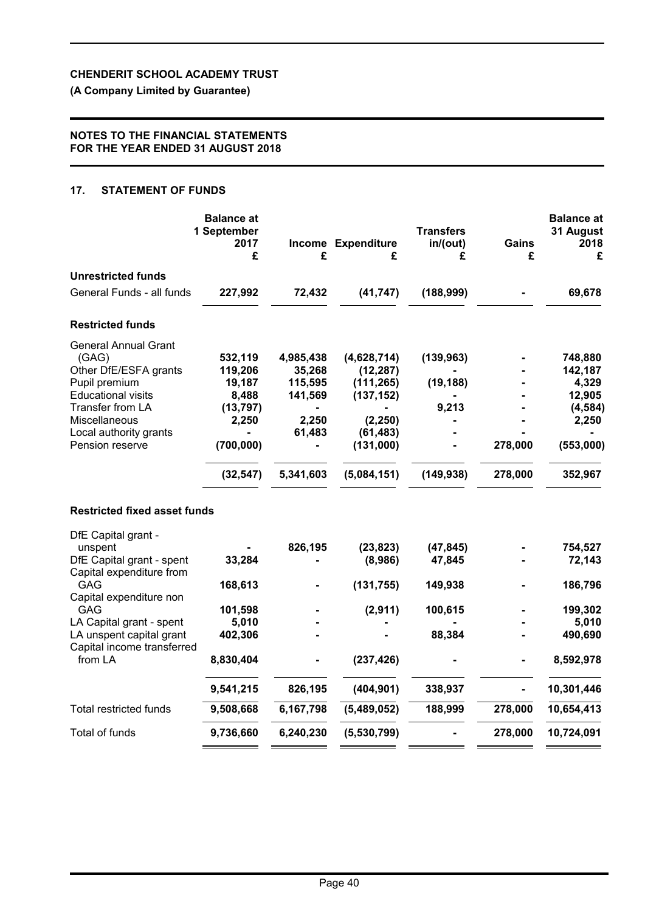**CHENDERIT SCHOOL ACADEMY TRUST**

**(A Company Limited by Guarantee)**

**NOTES TO THE FINANCIAL STATEMENTS FOR THE YEAR ENDED 31 AUGUST 2018**

## 17. STATEMENT OF FUNDS

| | Balance at 1 September 2017 £ | Income £ | Expenditure £ | Transfers in/(out) £ | Gains £ | Balance at 31 August 2018 £ |
|---|---|---|---|---|---|---|
| **Unrestricted funds** | | | | | | |
| General Funds - all funds | **227,992** | **72,432** | **(41,747)** | **(188,999)** | **-** | **69,678** |
| **Restricted funds** | | | | | | |
| General Annual Grant (GAG) | 532,119 | 4,985,438 | (4,628,714) | (139,963) | - | 748,880 |
| Other DfE/ESFA grants | 119,206 | 35,268 | (12,287) | - | - | 142,187 |
| Pupil premium | 19,187 | 115,595 | (111,265) | (19,188) | - | 4,329 |
| Educational visits | 8,488 | 141,569 | (137,152) | - | - | 12,905 |
| Transfer from LA | (13,797) | - | - | 9,213 | - | (4,584) |
| Miscellaneous | 2,250 | 2,250 | (2,250) | - | - | 2,250 |
| Local authority grants | - | 61,483 | (61,483) | - | - | - |
| Pension reserve | (700,000) | - | (131,000) | - | 278,000 | (553,000) |
| | **(32,547)** | **5,341,603** | **(5,084,151)** | **(149,938)** | **278,000** | **352,967** |
| **Restricted fixed asset funds** | | | | | | |
| DfE Capital grant - unspent | - | 826,195 | (23,823) | (47,845) | - | 754,527 |
| DfE Capital grant - spent | 33,284 | - | (8,986) | 47,845 | - | 72,143 |
| Capital expenditure from GAG | 168,613 | - | (131,755) | 149,938 | - | 186,796 |
| Capital expenditure non GAG | 101,598 | - | (2,911) | 100,615 | - | 199,302 |
| LA Capital grant - spent | 5,010 | - | - | - | - | 5,010 |
| LA unspent capital grant | 402,306 | - | - | 88,384 | - | 490,690 |
| Capital income transferred from LA | 8,830,404 | - | (237,426) | - | - | 8,592,978 |
| | **9,541,215** | **826,195** | **(404,901)** | **338,937** | **-** | **10,301,446** |
| Total restricted funds | **9,508,668** | **6,167,798** | **(5,489,052)** | **188,999** | **278,000** | **10,654,413** |
| Total of funds | **9,736,660** | **6,240,230** | **(5,530,799)** | **-** | **278,000** | **10,724,091** |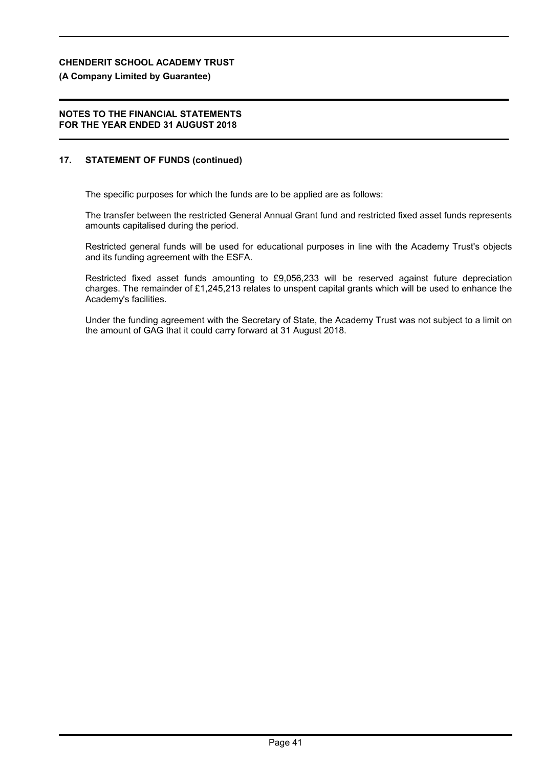## 17. STATEMENT OF FUNDS (continued)

The specific purposes for which the funds are to be applied are as follows:

The transfer between the restricted General Annual Grant fund and restricted fixed asset funds represents amounts capitalised during the period.

Restricted general funds will be used for educational purposes in line with the Academy Trust's objects and its funding agreement with the ESFA.

Restricted fixed asset funds amounting to £9,056,233 will be reserved against future depreciation charges. The remainder of £1,245,213 relates to unspent capital grants which will be used to enhance the Academy's facilities.

Under the funding agreement with the Secretary of State, the Academy Trust was not subject to a limit on the amount of GAG that it could carry forward at 31 August 2018.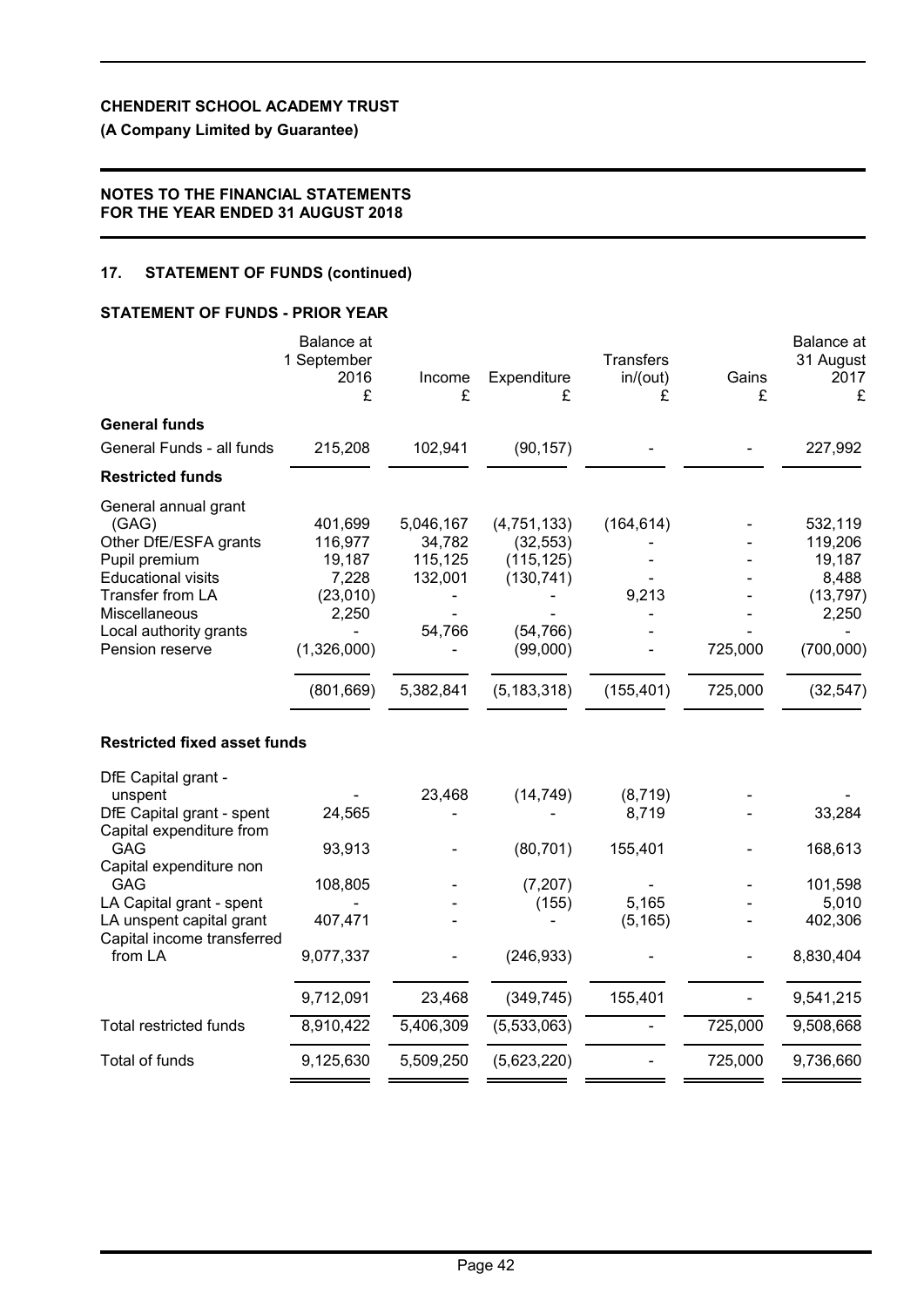# CHENDERIT SCHOOL ACADEMY TRUST

**(A Company Limited by Guarantee)**

**NOTES TO THE FINANCIAL STATEMENTS FOR THE YEAR ENDED 31 AUGUST 2018**

## 17. STATEMENT OF FUNDS (continued)

### STATEMENT OF FUNDS - PRIOR YEAR

| | Balance at 1 September 2016 £ | Income £ | Expenditure £ | Transfers in/(out) £ | Gains £ | Balance at 31 August 2017 £ |
|---|---|---|---|---|---|---|
| **General funds** | | | | | | |
| General Funds - all funds | 215,208 | 102,941 | (90,157) | - | - | 227,992 |
| **Restricted funds** | | | | | | |
| General annual grant (GAG) | 401,699 | 5,046,167 | (4,751,133) | (164,614) | - | 532,119 |
| Other DfE/ESFA grants | 116,977 | 34,782 | (32,553) | - | - | 119,206 |
| Pupil premium | 19,187 | 115,125 | (115,125) | - | - | 19,187 |
| Educational visits | 7,228 | 132,001 | (130,741) | - | - | 8,488 |
| Transfer from LA | (23,010) | - | - | 9,213 | - | (13,797) |
| Miscellaneous | 2,250 | - | - | - | - | 2,250 |
| Local authority grants | - | 54,766 | (54,766) | - | - | - |
| Pension reserve | (1,326,000) | - | (99,000) | - | 725,000 | (700,000) |
| | (801,669) | 5,382,841 | (5,183,318) | (155,401) | 725,000 | (32,547) |
| **Restricted fixed asset funds** | | | | | | |
| DfE Capital grant - unspent | - | 23,468 | (14,749) | (8,719) | - | - |
| DfE Capital grant - spent | 24,565 | - | - | 8,719 | - | 33,284 |
| Capital expenditure from GAG | 93,913 | - | (80,701) | 155,401 | - | 168,613 |
| Capital expenditure non GAG | 108,805 | - | (7,207) | - | - | 101,598 |
| LA Capital grant - spent | - | - | (155) | 5,165 | - | 5,010 |
| LA unspent capital grant | 407,471 | - | - | (5,165) | - | 402,306 |
| Capital income transferred from LA | 9,077,337 | - | (246,933) | - | - | 8,830,404 |
| | 9,712,091 | 23,468 | (349,745) | 155,401 | - | 9,541,215 |
| Total restricted funds | 8,910,422 | 5,406,309 | (5,533,063) | - | 725,000 | 9,508,668 |
| Total of funds | 9,125,630 | 5,509,250 | (5,623,220) | - | 725,000 | 9,736,660 |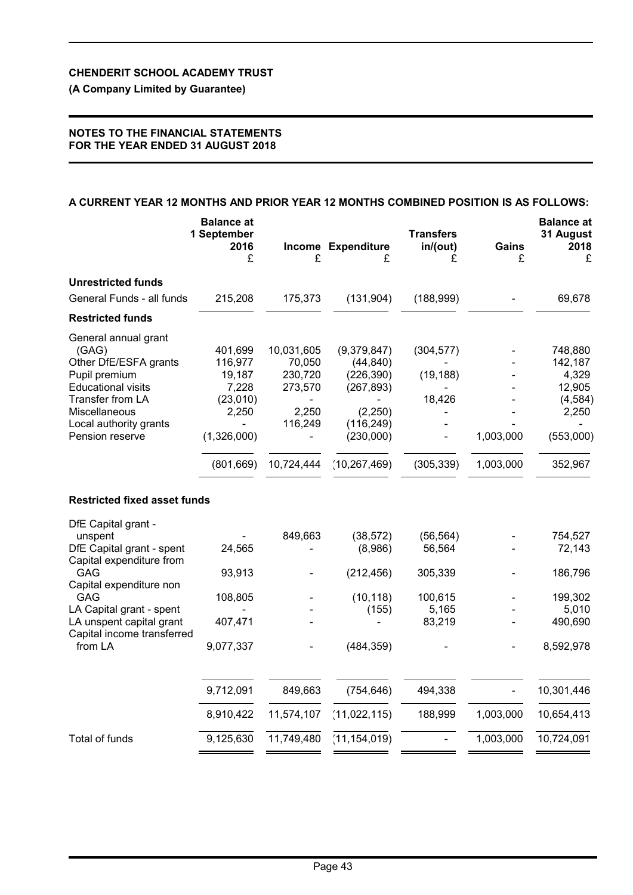**CHENDERIT SCHOOL ACADEMY TRUST**

**(A Company Limited by Guarantee)**

**NOTES TO THE FINANCIAL STATEMENTS FOR THE YEAR ENDED 31 AUGUST 2018**

**A CURRENT YEAR 12 MONTHS AND PRIOR YEAR 12 MONTHS COMBINED POSITION IS AS FOLLOWS:**

| | Balance at 1 September 2016 £ | Income £ | Expenditure £ | Transfers in/(out) £ | Gains £ | Balance at 31 August 2018 £ |
|---|---|---|---|---|---|---|
| **Unrestricted funds** | | | | | | |
| General Funds - all funds | 215,208 | 175,373 | (131,904) | (188,999) | - | 69,678 |
| **Restricted funds** | | | | | | |
| General annual grant (GAG) | 401,699 | 10,031,605 | (9,379,847) | (304,577) | - | 748,880 |
| Other DfE/ESFA grants | 116,977 | 70,050 | (44,840) | - | - | 142,187 |
| Pupil premium | 19,187 | 230,720 | (226,390) | (19,188) | - | 4,329 |
| Educational visits | 7,228 | 273,570 | (267,893) | - | - | 12,905 |
| Transfer from LA | (23,010) | - | - | 18,426 | - | (4,584) |
| Miscellaneous | 2,250 | 2,250 | (2,250) | - | - | 2,250 |
| Local authority grants | - | 116,249 | (116,249) | - | - | - |
| Pension reserve | (1,326,000) | - | (230,000) | - | 1,003,000 | (553,000) |
| | (801,669) | 10,724,444 | (10,267,469) | (305,339) | 1,003,000 | 352,967 |
| **Restricted fixed asset funds** | | | | | | |
| DfE Capital grant - unspent | - | 849,663 | (38,572) | (56,564) | - | 754,527 |
| DfE Capital grant - spent | 24,565 | - | (8,986) | 56,564 | - | 72,143 |
| Capital expenditure from GAG | 93,913 | - | (212,456) | 305,339 | - | 186,796 |
| Capital expenditure non GAG | 108,805 | - | (10,118) | 100,615 | - | 199,302 |
| LA Capital grant - spent | - | - | (155) | 5,165 | - | 5,010 |
| LA unspent capital grant | 407,471 | - | - | 83,219 | - | 490,690 |
| Capital income transferred from LA | 9,077,337 | - | (484,359) | - | - | 8,592,978 |
| | 9,712,091 | 849,663 | (754,646) | 494,338 | - | 10,301,446 |
| | 8,910,422 | 11,574,107 | (11,022,115) | 188,999 | 1,003,000 | 10,654,413 |
| Total of funds | 9,125,630 | 11,749,480 | (11,154,019) | - | 1,003,000 | 10,724,091 |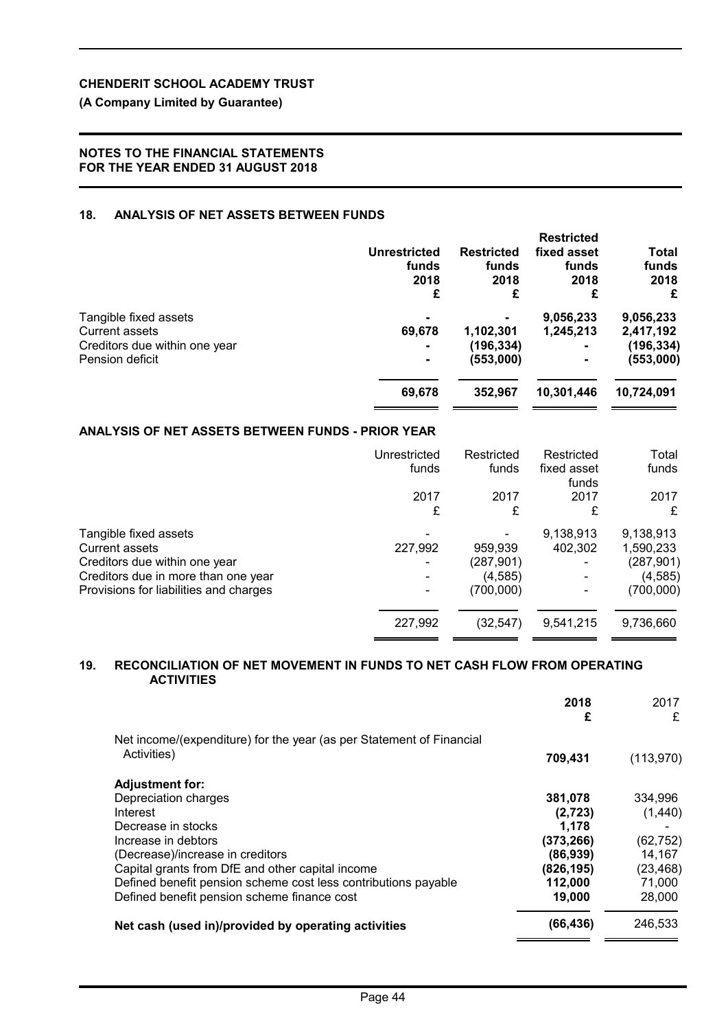**CHENDERIT SCHOOL ACADEMY TRUST**

**(A Company Limited by Guarantee)**

**NOTES TO THE FINANCIAL STATEMENTS**
**FOR THE YEAR ENDED 31 AUGUST 2018**

## 18. ANALYSIS OF NET ASSETS BETWEEN FUNDS

| | Unrestricted funds 2018 £ | Restricted funds 2018 £ | Restricted fixed asset funds 2018 £ | Total funds 2018 £ |
|---|---|---|---|---|
| Tangible fixed assets | - | - | 9,056,233 | 9,056,233 |
| Current assets | 69,678 | 1,102,301 | 1,245,213 | 2,417,192 |
| Creditors due within one year | - | (196,334) | - | (196,334) |
| Pension deficit | - | (553,000) | - | (553,000) |
| | **69,678** | **352,967** | **10,301,446** | **10,724,091** |

### ANALYSIS OF NET ASSETS BETWEEN FUNDS - PRIOR YEAR

| | Unrestricted funds 2017 £ | Restricted funds 2017 £ | Restricted fixed asset funds 2017 £ | Total funds 2017 £ |
|---|---|---|---|---|
| Tangible fixed assets | - | - | 9,138,913 | 9,138,913 |
| Current assets | 227,992 | 959,939 | 402,302 | 1,590,233 |
| Creditors due within one year | - | (287,901) | - | (287,901) |
| Creditors due in more than one year | - | (4,585) | - | (4,585) |
| Provisions for liabilities and charges | - | (700,000) | - | (700,000) |
| | 227,992 | (32,547) | 9,541,215 | 9,736,660 |

## 19. RECONCILIATION OF NET MOVEMENT IN FUNDS TO NET CASH FLOW FROM OPERATING ACTIVITIES

| | 2018 £ | 2017 £ |
|---|---|---|
| Net income/(expenditure) for the year (as per Statement of Financial Activities) | **709,431** | (113,970) |
| **Adjustment for:** | | |
| Depreciation charges | **381,078** | 334,996 |
| Interest | **(2,723)** | (1,440) |
| Decrease in stocks | **1,178** | - |
| Increase in debtors | **(373,266)** | (62,752) |
| (Decrease)/increase in creditors | **(86,939)** | 14,167 |
| Capital grants from DfE and other capital income | **(826,195)** | (23,468) |
| Defined benefit pension scheme cost less contributions payable | **112,000** | 71,000 |
| Defined benefit pension scheme finance cost | **19,000** | 28,000 |
| **Net cash (used in)/provided by operating activities** | **(66,436)** | 246,533 |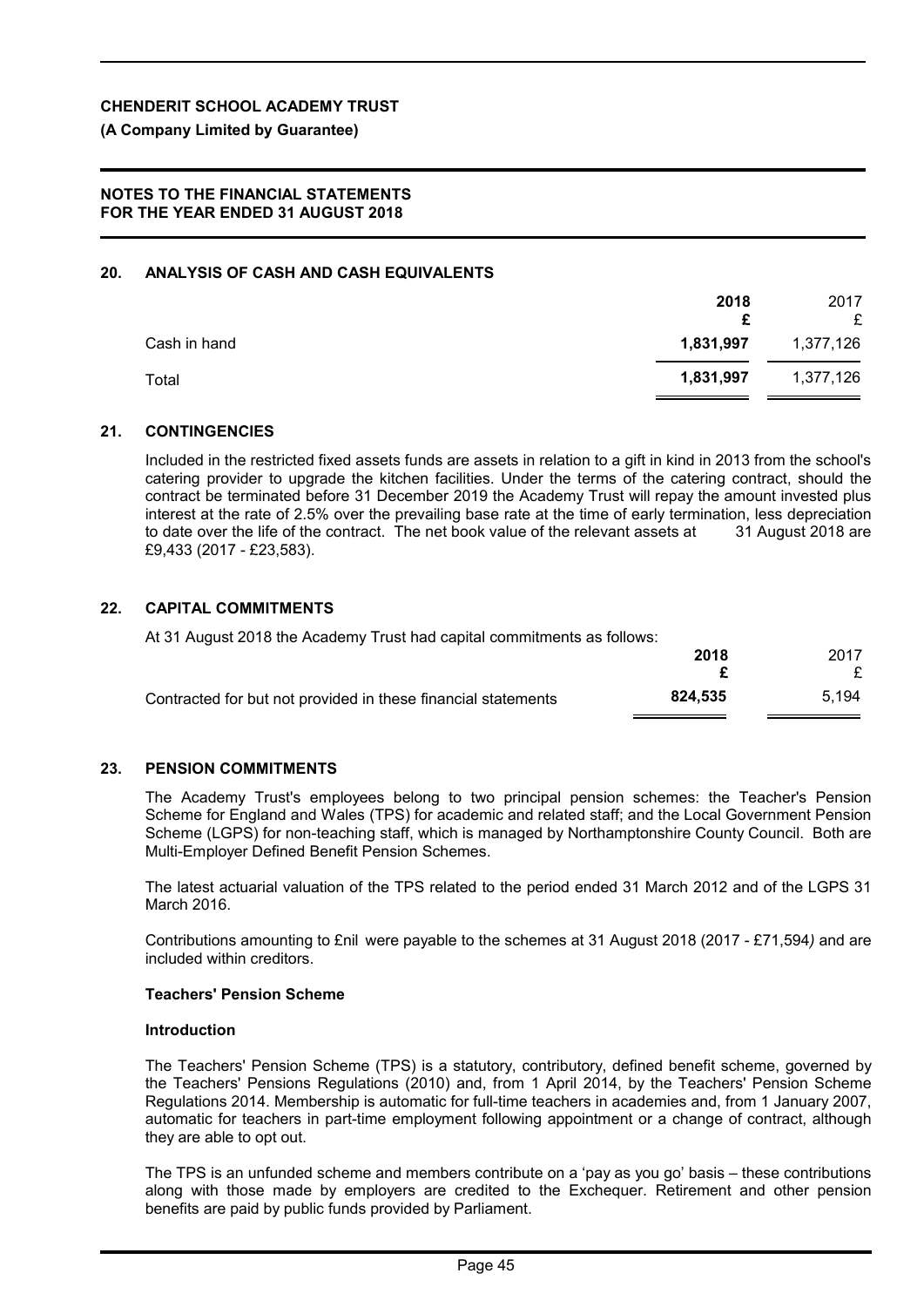## 20. ANALYSIS OF CASH AND CASH EQUIVALENTS

| | 2018<br>£ | 2017<br>£ |
|---|---|---|
| Cash in hand | **1,831,997** | 1,377,126 |
| Total | **1,831,997** | 1,377,126 |

## 21. CONTINGENCIES

Included in the restricted fixed assets funds are assets in relation to a gift in kind in 2013 from the school's catering provider to upgrade the kitchen facilities. Under the terms of the catering contract, should the contract be terminated before 31 December 2019 the Academy Trust will repay the amount invested plus interest at the rate of 2.5% over the prevailing base rate at the time of early termination, less depreciation to date over the life of the contract. The net book value of the relevant assets at 31 August 2018 are £9,433 (2017 - £23,583).

## 22. CAPITAL COMMITMENTS

At 31 August 2018 the Academy Trust had capital commitments as follows:

| | 2018<br>£ | 2017<br>£ |
|---|---|---|
| Contracted for but not provided in these financial statements | **824,535** | 5,194 |

## 23. PENSION COMMITMENTS

The Academy Trust's employees belong to two principal pension schemes: the Teacher's Pension Scheme for England and Wales (TPS) for academic and related staff; and the Local Government Pension Scheme (LGPS) for non-teaching staff, which is managed by Northamptonshire County Council. Both are Multi-Employer Defined Benefit Pension Schemes.

The latest actuarial valuation of the TPS related to the period ended 31 March 2012 and of the LGPS 31 March 2016.

Contributions amounting to £nil were payable to the schemes at 31 August 2018 (2017 - £71,594*)* and are included within creditors.

### Teachers' Pension Scheme

#### Introduction

The Teachers' Pension Scheme (TPS) is a statutory, contributory, defined benefit scheme, governed by the Teachers' Pensions Regulations (2010) and, from 1 April 2014, by the Teachers' Pension Scheme Regulations 2014. Membership is automatic for full-time teachers in academies and, from 1 January 2007, automatic for teachers in part-time employment following appointment or a change of contract, although they are able to opt out.

The TPS is an unfunded scheme and members contribute on a 'pay as you go' basis – these contributions along with those made by employers are credited to the Exchequer. Retirement and other pension benefits are paid by public funds provided by Parliament.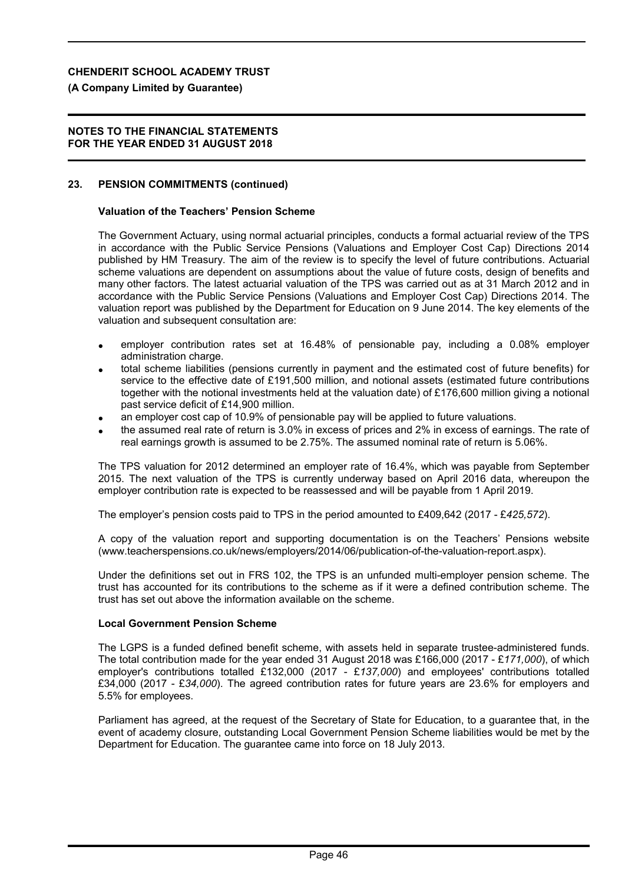## 23. PENSION COMMITMENTS (continued)

### Valuation of the Teachers' Pension Scheme

The Government Actuary, using normal actuarial principles, conducts a formal actuarial review of the TPS in accordance with the Public Service Pensions (Valuations and Employer Cost Cap) Directions 2014 published by HM Treasury. The aim of the review is to specify the level of future contributions. Actuarial scheme valuations are dependent on assumptions about the value of future costs, design of benefits and many other factors. The latest actuarial valuation of the TPS was carried out as at 31 March 2012 and in accordance with the Public Service Pensions (Valuations and Employer Cost Cap) Directions 2014. The valuation report was published by the Department for Education on 9 June 2014. The key elements of the valuation and subsequent consultation are:

- employer contribution rates set at 16.48% of pensionable pay, including a 0.08% employer administration charge.
- total scheme liabilities (pensions currently in payment and the estimated cost of future benefits) for service to the effective date of £191,500 million, and notional assets (estimated future contributions together with the notional investments held at the valuation date) of £176,600 million giving a notional past service deficit of £14,900 million.
- an employer cost cap of 10.9% of pensionable pay will be applied to future valuations.
- the assumed real rate of return is 3.0% in excess of prices and 2% in excess of earnings. The rate of real earnings growth is assumed to be 2.75%. The assumed nominal rate of return is 5.06%.

The TPS valuation for 2012 determined an employer rate of 16.4%, which was payable from September 2015. The next valuation of the TPS is currently underway based on April 2016 data, whereupon the employer contribution rate is expected to be reassessed and will be payable from 1 April 2019.

The employer's pension costs paid to TPS in the period amounted to £409,642 (2017 - £*425,572*).

A copy of the valuation report and supporting documentation is on the Teachers' Pensions website (www.teacherspensions.co.uk/news/employers/2014/06/publication-of-the-valuation-report.aspx).

Under the definitions set out in FRS 102, the TPS is an unfunded multi-employer pension scheme. The trust has accounted for its contributions to the scheme as if it were a defined contribution scheme. The trust has set out above the information available on the scheme.

### Local Government Pension Scheme

The LGPS is a funded defined benefit scheme, with assets held in separate trustee-administered funds. The total contribution made for the year ended 31 August 2018 was £166,000 (2017 - £*171,000*), of which employer's contributions totalled £132,000 (2017 - £*137,000*) and employees' contributions totalled £34,000 (2017 - £*34,000*). The agreed contribution rates for future years are 23.6% for employers and 5.5% for employees.

Parliament has agreed, at the request of the Secretary of State for Education, to a guarantee that, in the event of academy closure, outstanding Local Government Pension Scheme liabilities would be met by the Department for Education. The guarantee came into force on 18 July 2013.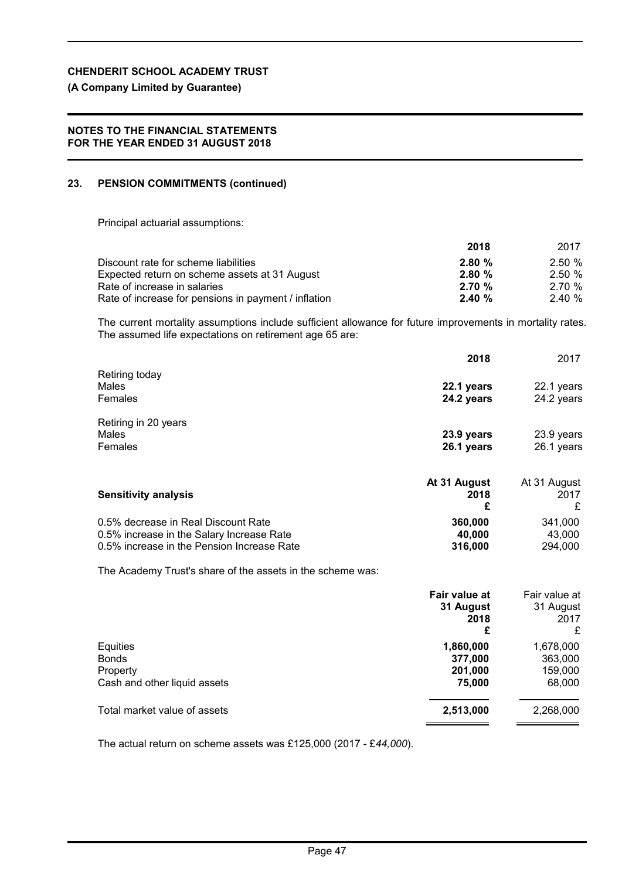## 23. PENSION COMMITMENTS (continued)

Principal actuarial assumptions:

| | 2018 | 2017 |
|---|---|---|
| Discount rate for scheme liabilities | **2.80 %** | 2.50 % |
| Expected return on scheme assets at 31 August | **2.80 %** | 2.50 % |
| Rate of increase in salaries | **2.70 %** | 2.70 % |
| Rate of increase for pensions in payment / inflation | **2.40 %** | 2.40 % |

The current mortality assumptions include sufficient allowance for future improvements in mortality rates. The assumed life expectations on retirement age 65 are:

| | 2018 | 2017 |
|---|---|---|
| Retiring today | | |
| Males | **22.1 years** | 22.1 years |
| Females | **24.2 years** | 24.2 years |
| Retiring in 20 years | | |
| Males | **23.9 years** | 23.9 years |
| Females | **26.1 years** | 26.1 years |

| **Sensitivity analysis** | At 31 August 2018 £ | At 31 August 2017 £ |
|---|---|---|
| 0.5% decrease in Real Discount Rate | **360,000** | 341,000 |
| 0.5% increase in the Salary Increase Rate | **40,000** | 43,000 |
| 0.5% increase in the Pension Increase Rate | **316,000** | 294,000 |

The Academy Trust's share of the assets in the scheme was:

| | Fair value at 31 August 2018 £ | Fair value at 31 August 2017 £ |
|---|---|---|
| Equities | **1,860,000** | 1,678,000 |
| Bonds | **377,000** | 363,000 |
| Property | **201,000** | 159,000 |
| Cash and other liquid assets | **75,000** | 68,000 |
| Total market value of assets | **2,513,000** | 2,268,000 |

The actual return on scheme assets was £125,000 (2017 - £*44,000*).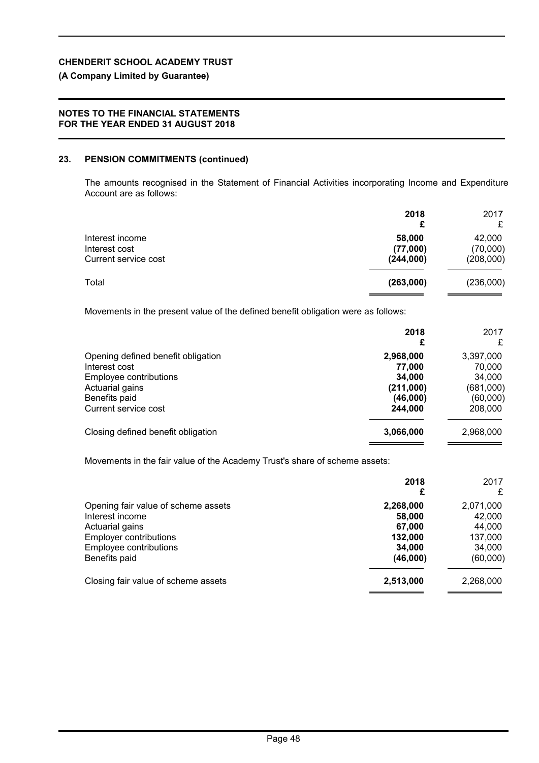**CHENDERIT SCHOOL ACADEMY TRUST**

**(A Company Limited by Guarantee)**

**NOTES TO THE FINANCIAL STATEMENTS FOR THE YEAR ENDED 31 AUGUST 2018**

## 23. PENSION COMMITMENTS (continued)

The amounts recognised in the Statement of Financial Activities incorporating Income and Expenditure Account are as follows:

| | **2018** **£** | 2017 £ |
|---|---|---|
| Interest income | **58,000** | 42,000 |
| Interest cost | **(77,000)** | (70,000) |
| Current service cost | **(244,000)** | (208,000) |
| Total | **(263,000)** | (236,000) |

Movements in the present value of the defined benefit obligation were as follows:

| | **2018** **£** | 2017 £ |
|---|---|---|
| Opening defined benefit obligation | **2,968,000** | 3,397,000 |
| Interest cost | **77,000** | 70,000 |
| Employee contributions | **34,000** | 34,000 |
| Actuarial gains | **(211,000)** | (681,000) |
| Benefits paid | **(46,000)** | (60,000) |
| Current service cost | **244,000** | 208,000 |
| Closing defined benefit obligation | **3,066,000** | 2,968,000 |

Movements in the fair value of the Academy Trust's share of scheme assets:

| | **2018** **£** | 2017 £ |
|---|---|---|
| Opening fair value of scheme assets | **2,268,000** | 2,071,000 |
| Interest income | **58,000** | 42,000 |
| Actuarial gains | **67,000** | 44,000 |
| Employer contributions | **132,000** | 137,000 |
| Employee contributions | **34,000** | 34,000 |
| Benefits paid | **(46,000)** | (60,000) |
| Closing fair value of scheme assets | **2,513,000** | 2,268,000 |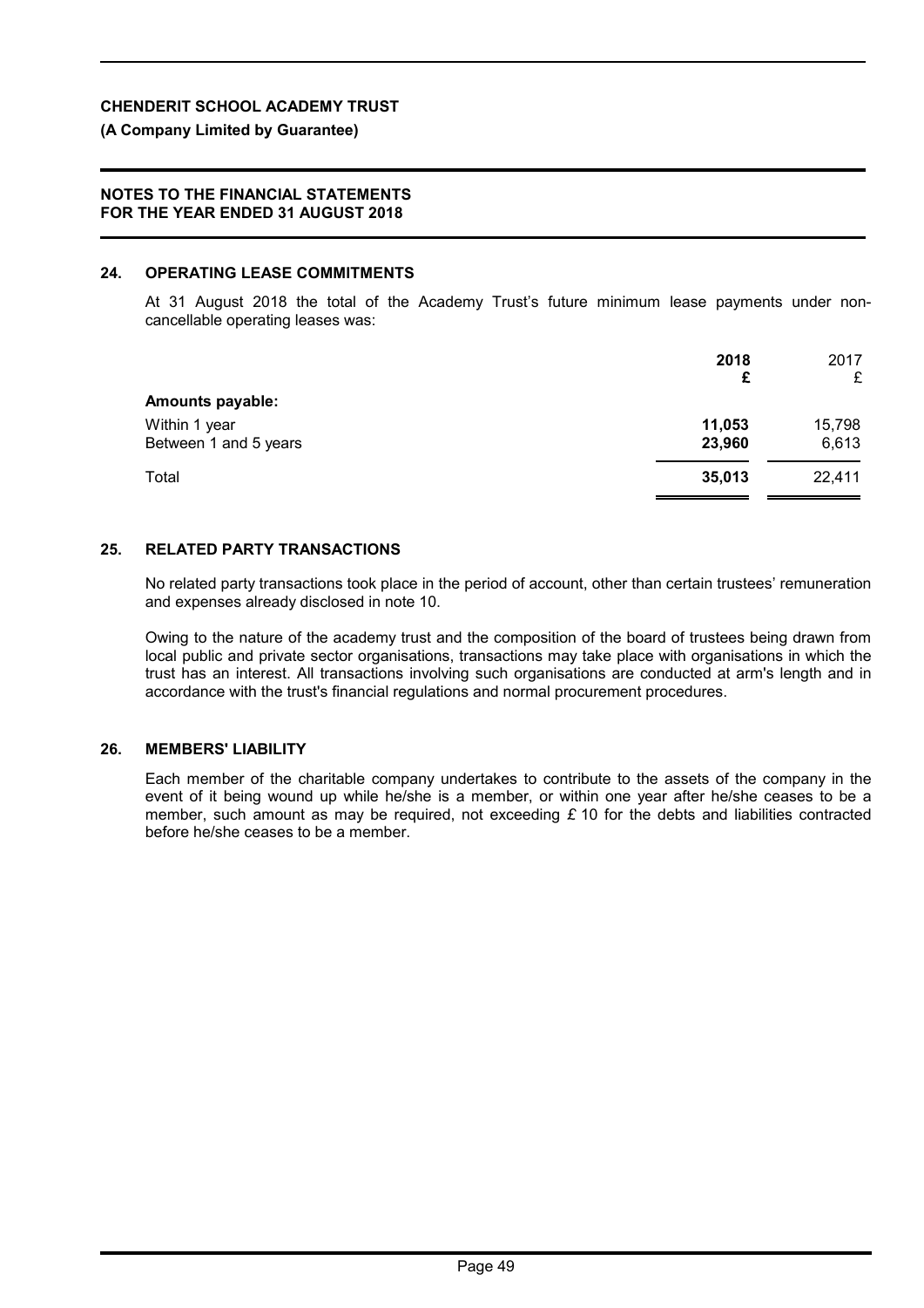**CHENDERIT SCHOOL ACADEMY TRUST**

**(A Company Limited by Guarantee)**

**NOTES TO THE FINANCIAL STATEMENTS FOR THE YEAR ENDED 31 AUGUST 2018**

## 24. OPERATING LEASE COMMITMENTS

At 31 August 2018 the total of the Academy Trust's future minimum lease payments under non-cancellable operating leases was:

| | 2018 £ | 2017 £ |
|---|---|---|
| **Amounts payable:** | | |
| Within 1 year | **11,053** | 15,798 |
| Between 1 and 5 years | **23,960** | 6,613 |
| Total | **35,013** | 22,411 |

## 25. RELATED PARTY TRANSACTIONS

No related party transactions took place in the period of account, other than certain trustees' remuneration and expenses already disclosed in note 10.

Owing to the nature of the academy trust and the composition of the board of trustees being drawn from local public and private sector organisations, transactions may take place with organisations in which the trust has an interest. All transactions involving such organisations are conducted at arm's length and in accordance with the trust's financial regulations and normal procurement procedures.

## 26. MEMBERS' LIABILITY

Each member of the charitable company undertakes to contribute to the assets of the company in the event of it being wound up while he/she is a member, or within one year after he/she ceases to be a member, such amount as may be required, not exceeding £ 10 for the debts and liabilities contracted before he/she ceases to be a member.